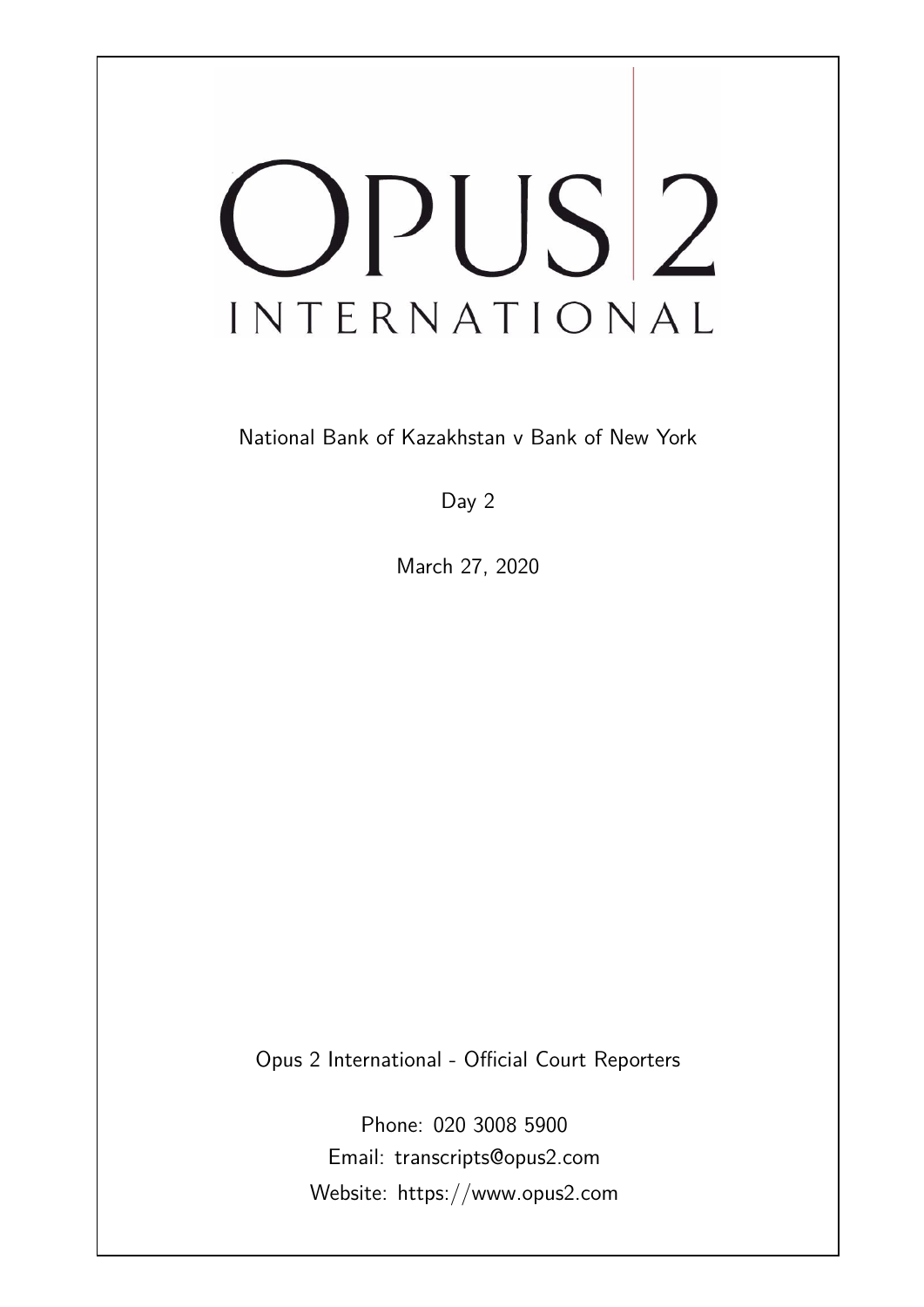# OPUS 2
## INTERNATIONAL

National Bank of Kazakhstan v Bank of New York

Day 2

March 27, 2020

Opus 2 International - Official Court Reporters

Phone: 020 3008 5900
Email: transcripts@opus2.com
Website: https://www.opus2.com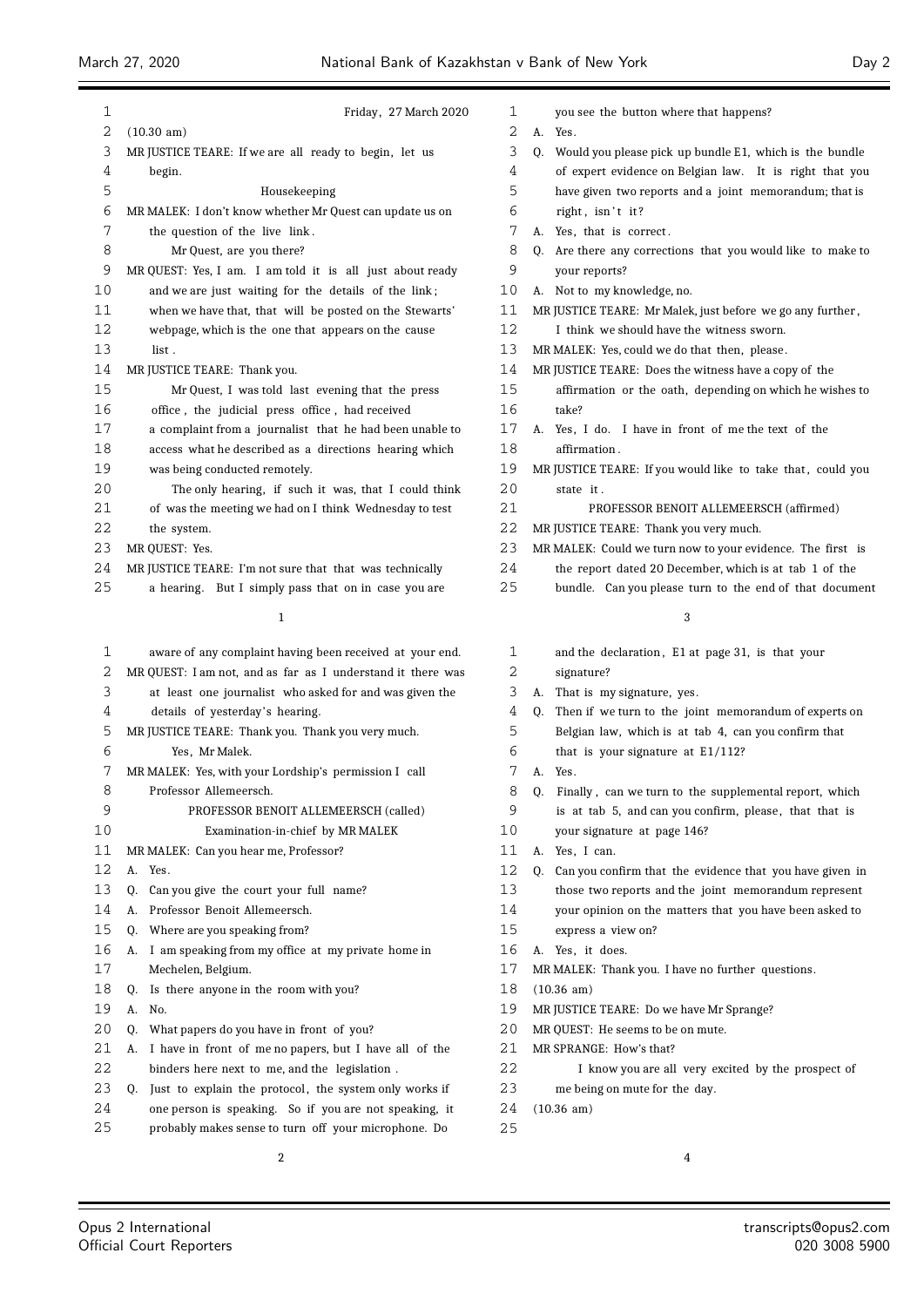Friday, 27 March 2020

(10.30 am)

MR JUSTICE TEARE: If we are all ready to begin, let us begin.

Housekeeping

MR MALEK: I don't know whether Mr Quest can update us on the question of the live link.

Mr Quest, are you there?

MR QUEST: Yes, I am. I am told it is all just about ready and we are just waiting for the details of the link; when we have that, that will be posted on the Stewarts' webpage, which is the one that appears on the cause list.

MR JUSTICE TEARE: Thank you.

Mr Quest, I was told last evening that the press office, the judicial press office, had received a complaint from a journalist that he had been unable to access what he described as a directions hearing which was being conducted remotely.

The only hearing, if such it was, that I could think of was the meeting we had on I think Wednesday to test the system.

MR QUEST: Yes.

MR JUSTICE TEARE: I'm not sure that that was technically a hearing. But I simply pass that on in case you are aware of any complaint having been received at your end.

MR QUEST: I am not, and as far as I understand it there was at least one journalist who asked for and was given the details of yesterday's hearing.

MR JUSTICE TEARE: Thank you. Thank you very much.

Yes, Mr Malek.

MR MALEK: Yes, with your Lordship's permission I call Professor Allemeersch.

PROFESSOR BENOIT ALLEMEERSCH (called)

Examination-in-chief by MR MALEK

MR MALEK: Can you hear me, Professor?

A. Yes.

Q. Can you give the court your full name?

A. Professor Benoit Allemeersch.

Q. Where are you speaking from?

A. I am speaking from my office at my private home in Mechelen, Belgium.

Q. Is there anyone in the room with you?

A. No.

Q. What papers do you have in front of you?

A. I have in front of me no papers, but I have all of the binders here next to me, and the legislation.

Q. Just to explain the protocol, the system only works if one person is speaking. So if you are not speaking, it probably makes sense to turn off your microphone. Do you see the button where that happens?

A. Yes.

Q. Would you please pick up bundle E1, which is the bundle of expert evidence on Belgian law. It is right that you have given two reports and a joint memorandum; that is right, isn't it?

A. Yes, that is correct.

Q. Are there any corrections that you would like to make to your reports?

A. Not to my knowledge, no.

MR JUSTICE TEARE: Mr Malek, just before we go any further, I think we should have the witness sworn.

MR MALEK: Yes, could we do that then, please.

MR JUSTICE TEARE: Does the witness have a copy of the affirmation or the oath, depending on which he wishes to take?

A. Yes, I do. I have in front of me the text of the affirmation.

MR JUSTICE TEARE: If you would like to take that, could you state it.

PROFESSOR BENOIT ALLEMEERSCH (affirmed)

MR JUSTICE TEARE: Thank you very much.

MR MALEK: Could we turn now to your evidence. The first is the report dated 20 December, which is at tab 1 of the bundle. Can you please turn to the end of that document and the declaration, E1 at page 31, is that your signature?

A. That is my signature, yes.

Q. Then if we turn to the joint memorandum of experts on Belgian law, which is at tab 4, can you confirm that that is your signature at E1/112?

A. Yes.

Q. Finally, can we turn to the supplemental report, which is at tab 5, and can you confirm, please, that that is your signature at page 146?

A. Yes, I can.

Q. Can you confirm that the evidence that you have given in those two reports and the joint memorandum represent your opinion on the matters that you have been asked to express a view on?

A. Yes, it does.

MR MALEK: Thank you. I have no further questions.

(10.36 am)

MR JUSTICE TEARE: Do we have Mr Sprange?

MR QUEST: He seems to be on mute.

MR SPRANGE: How's that?

I know you are all very excited by the prospect of me being on mute for the day.

(10.36 am)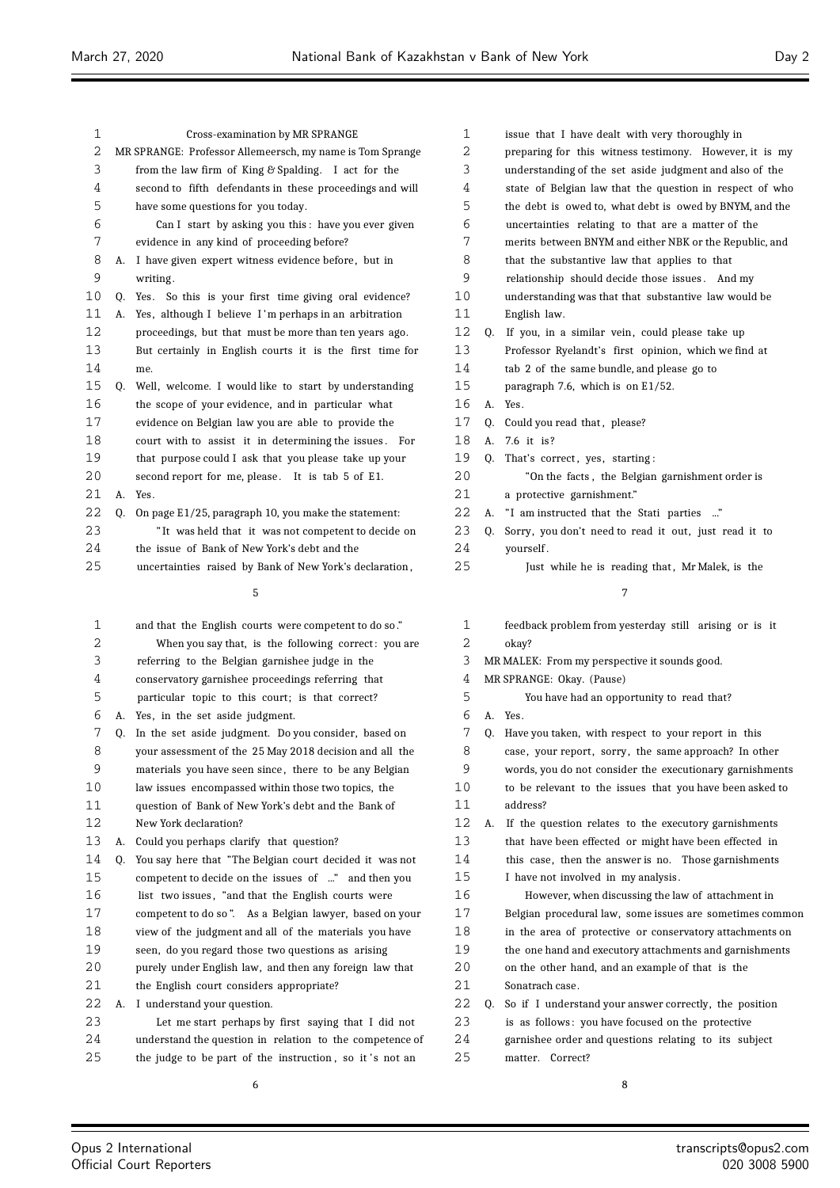Cross-examination by MR SPRANGE

MR SPRANGE: Professor Allemeersch, my name is Tom Sprange from the law firm of King & Spalding. I act for the second to fifth defendants in these proceedings and will have some questions for you today.

Can I start by asking you this: have you ever given evidence in any kind of proceeding before?

A. I have given expert witness evidence before, but in writing.

Q. Yes. So this is your first time giving oral evidence?

A. Yes, although I believe I'm perhaps in an arbitration proceedings, but that must be more than ten years ago. But certainly in English courts it is the first time for me.

Q. Well, welcome. I would like to start by understanding the scope of your evidence, and in particular what evidence on Belgian law you are able to provide the court with to assist it in determining the issues. For that purpose could I ask that you please take up your second report for me, please. It is tab 5 of E1.

A. Yes.

Q. On page E1/25, paragraph 10, you make the statement:

"It was held that it was not competent to decide on the issue of Bank of New York's debt and the uncertainties raised by Bank of New York's declaration, and that the English courts were competent to do so."

When you say that, is the following correct: you are referring to the Belgian garnishee judge in the conservatory garnishee proceedings referring that particular topic to this court; is that correct?

A. Yes, in the set aside judgment.

Q. In the set aside judgment. Do you consider, based on your assessment of the 25 May 2018 decision and all the materials you have seen since, there to be any Belgian law issues encompassed within those two topics, the question of Bank of New York's debt and the Bank of New York declaration?

A. Could you perhaps clarify that question?

Q. You say here that "The Belgian court decided it was not competent to decide on the issues of ..." and then you list two issues, "and that the English courts were competent to do so". As a Belgian lawyer, based on your view of the judgment and all of the materials you have seen, do you regard those two questions as arising purely under English law, and then any foreign law that the English court considers appropriate?

A. I understand your question.

Let me start perhaps by first saying that I did not understand the question in relation to the competence of the judge to be part of the instruction, so it's not an issue that I have dealt with very thoroughly in preparing for this witness testimony. However, it is my understanding of the set aside judgment and also of the state of Belgian law that the question in respect of who the debt is owed to, what debt is owed by BNYM, and the uncertainties relating to that are a matter of the merits between BNYM and either NBK or the Republic, and that the substantive law that applies to that relationship should decide those issues. And my understanding was that that substantive law would be English law.

Q. If you, in a similar vein, could please take up Professor Ryelandt's first opinion, which we find at tab 2 of the same bundle, and please go to paragraph 7.6, which is on E1/52.

A. Yes.

Q. Could you read that, please?

A. 7.6 it is?

Q. That's correct, yes, starting:

"On the facts, the Belgian garnishment order is a protective garnishment."

A. "I am instructed that the Stati parties ..."

Q. Sorry, you don't need to read it out, just read it to yourself.

Just while he is reading that, Mr Malek, is the feedback problem from yesterday still arising or is it okay?

MR MALEK: From my perspective it sounds good.

MR SPRANGE: Okay. (Pause)

You have had an opportunity to read that?

A. Yes.

Q. Have you taken, with respect to your report in this case, your report, sorry, the same approach? In other words, you do not consider the executionary garnishments to be relevant to the issues that you have been asked to address?

A. If the question relates to the executory garnishments that have been effected or might have been effected in this case, then the answer is no. Those garnishments I have not involved in my analysis.

However, when discussing the law of attachment in Belgian procedural law, some issues are sometimes common in the area of protective or conservatory attachments on the one hand and executory attachments and garnishments on the other hand, and an example of that is the Sonatrach case.

Q. So if I understand your answer correctly, the position is as follows: you have focused on the protective garnishee order and questions relating to its subject matter. Correct?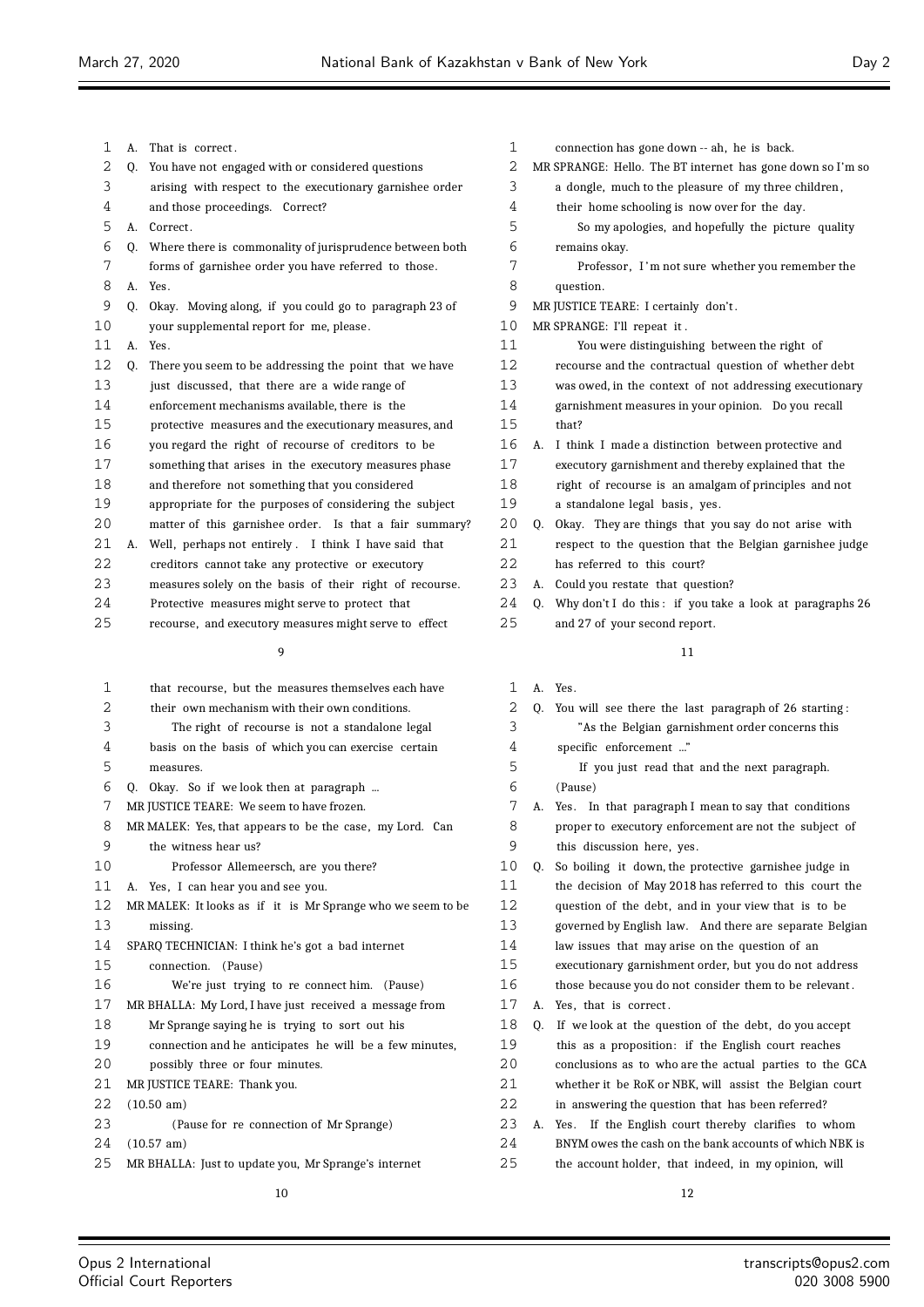A. That is correct.

Q. You have not engaged with or considered questions arising with respect to the executionary garnishee order and those proceedings. Correct?

A. Correct.

Q. Where there is commonality of jurisprudence between both forms of garnishee order you have referred to those.

A. Yes.

Q. Okay. Moving along, if you could go to paragraph 23 of your supplemental report for me, please.

A. Yes.

Q. There you seem to be addressing the point that we have just discussed, that there are a wide range of enforcement mechanisms available, there is the protective measures and the executionary measures, and you regard the right of recourse of creditors to be something that arises in the executory measures phase and therefore not something that you considered appropriate for the purposes of considering the subject matter of this garnishee order. Is that a fair summary?

A. Well, perhaps not entirely. I think I have said that creditors cannot take any protective or executory measures solely on the basis of their right of recourse. Protective measures might serve to protect that recourse, and executory measures might serve to effect that recourse, but the measures themselves each have their own mechanism with their own conditions.

The right of recourse is not a standalone legal basis on the basis of which you can exercise certain measures.

Q. Okay. So if we look then at paragraph ...

MR JUSTICE TEARE: We seem to have frozen.

MR MALEK: Yes, that appears to be the case, my Lord. Can the witness hear us?

Professor Allemeersch, are you there?

A. Yes, I can hear you and see you.

MR MALEK: It looks as if it is Mr Sprange who we seem to be missing.

SPARQ TECHNICIAN: I think he's got a bad internet connection. (Pause)

We're just trying to re connect him. (Pause)

MR BHALLA: My Lord, I have just received a message from Mr Sprange saying he is trying to sort out his connection and he anticipates he will be a few minutes, possibly three or four minutes.

MR JUSTICE TEARE: Thank you.

(10.50 am)

(Pause for re connection of Mr Sprange)

(10.57 am)

MR BHALLA: Just to update you, Mr Sprange's internet connection has gone down -- ah, he is back.

MR SPRANGE: Hello. The BT internet has gone down so I'm so a dongle, much to the pleasure of my three children, their home schooling is now over for the day.

So my apologies, and hopefully the picture quality remains okay.

Professor, I'm not sure whether you remember the question.

MR JUSTICE TEARE: I certainly don't.

MR SPRANGE: I'll repeat it.

You were distinguishing between the right of recourse and the contractual question of whether debt was owed, in the context of not addressing executionary garnishment measures in your opinion. Do you recall that?

A. I think I made a distinction between protective and executory garnishment and thereby explained that the right of recourse is an amalgam of principles and not a standalone legal basis, yes.

Q. Okay. They are things that you say do not arise with respect to the question that the Belgian garnishee judge has referred to this court?

A. Could you restate that question?

Q. Why don't I do this: if you take a look at paragraphs 26 and 27 of your second report.

A. Yes.

Q. You will see there the last paragraph of 26 starting:

"As the Belgian garnishment order concerns this specific enforcement ..."

If you just read that and the next paragraph. (Pause)

A. Yes. In that paragraph I mean to say that conditions proper to executory enforcement are not the subject of this discussion here, yes.

Q. So boiling it down, the protective garnishee judge in the decision of May 2018 has referred to this court the question of the debt, and in your view that is to be governed by English law. And there are separate Belgian law issues that may arise on the question of an executionary garnishment order, but you do not address those because you do not consider them to be relevant.

A. Yes, that is correct.

Q. If we look at the question of the debt, do you accept this as a proposition: if the English court reaches conclusions as to who are the actual parties to the GCA whether it be RoK or NBK, will assist the Belgian court in answering the question that has been referred?

A. Yes. If the English court thereby clarifies to whom BNYM owes the cash on the bank accounts of which NBK is the account holder, that indeed, in my opinion, will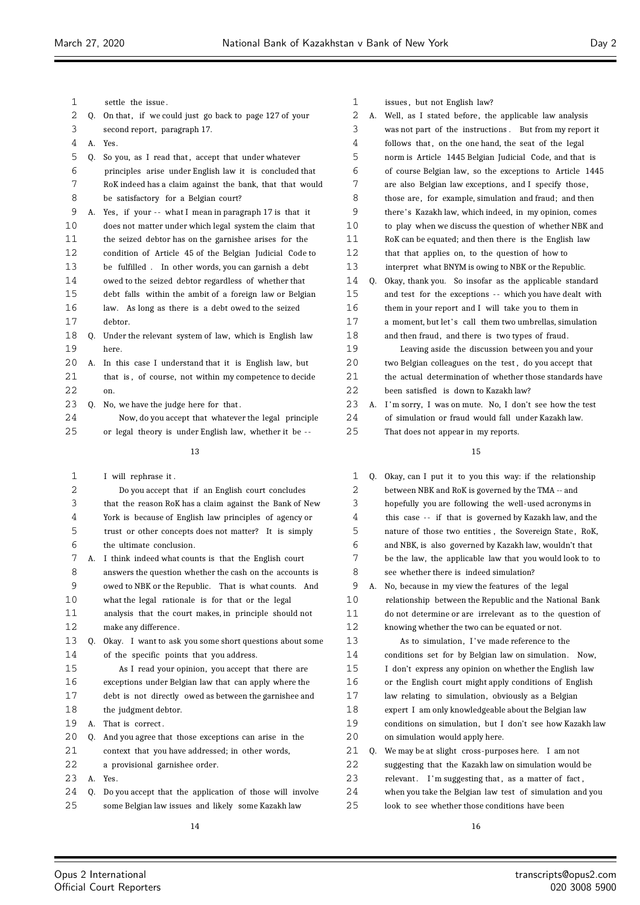settle the issue.

Q. On that, if we could just go back to page 127 of your second report, paragraph 17.

A. Yes.

Q. So you, as I read that, accept that under whatever principles arise under English law it is concluded that RoK indeed has a claim against the bank, that that would be satisfactory for a Belgian court?

A. Yes, if your -- what I mean in paragraph 17 is that it does not matter under which legal system the claim that the seized debtor has on the garnishee arises for the condition of Article 45 of the Belgian Judicial Code to be fulfilled. In other words, you can garnish a debt owed to the seized debtor regardless of whether that debt falls within the ambit of a foreign law or Belgian law. As long as there is a debt owed to the seized debtor.

Q. Under the relevant system of law, which is English law here.

A. In this case I understand that it is English law, but that is, of course, not within my competence to decide on.

Q. No, we have the judge here for that.

Now, do you accept that whatever the legal principle or legal theory is under English law, whether it be -- I will rephrase it.

Do you accept that if an English court concludes that the reason RoK has a claim against the Bank of New York is because of English law principles of agency or trust or other concepts does not matter? It is simply the ultimate conclusion.

A. I think indeed what counts is that the English court answers the question whether the cash on the accounts is owed to NBK or the Republic. That is what counts. And what the legal rationale is for that or the legal analysis that the court makes, in principle should not make any difference.

Q. Okay. I want to ask you some short questions about some of the specific points that you address.

As I read your opinion, you accept that there are exceptions under Belgian law that can apply where the debt is not directly owed as between the garnishee and the judgment debtor.

A. That is correct.

Q. And you agree that those exceptions can arise in the context that you have addressed; in other words, a provisional garnishee order.

A. Yes.

Q. Do you accept that the application of those will involve some Belgian law issues and likely some Kazakh law issues, but not English law?

A. Well, as I stated before, the applicable law analysis was not part of the instructions. But from my report it follows that, on the one hand, the seat of the legal norm is Article 1445 Belgian Judicial Code, and that is of course Belgian law, so the exceptions to Article 1445 are also Belgian law exceptions, and I specify those, those are, for example, simulation and fraud; and then there's Kazakh law, which indeed, in my opinion, comes to play when we discuss the question of whether NBK and RoK can be equated; and then there is the English law that that applies on, to the question of how to interpret what BNYM is owing to NBK or the Republic.

Q. Okay, thank you. So insofar as the applicable standard and test for the exceptions -- which you have dealt with them in your report and I will take you to them in a moment, but let's call them two umbrellas, simulation and then fraud, and there is two types of fraud.

Leaving aside the discussion between you and your two Belgian colleagues on the test, do you accept that the actual determination of whether those standards have been satisfied is down to Kazakh law?

A. I'm sorry, I was on mute. No, I don't see how the test of simulation or fraud would fall under Kazakh law. That does not appear in my reports.

Q. Okay, can I put it to you this way: if the relationship between NBK and RoK is governed by the TMA -- and hopefully you are following the well-used acronyms in this case -- if that is governed by Kazakh law, and the nature of those two entities, the Sovereign State, RoK, and NBK, is also governed by Kazakh law, wouldn't that be the law, the applicable law that you would look to to see whether there is indeed simulation?

A. No, because in my view the features of the legal relationship between the Republic and the National Bank do not determine or are irrelevant as to the question of knowing whether the two can be equated or not.

As to simulation, I've made reference to the conditions set for by Belgian law on simulation. Now, I don't express any opinion on whether the English law or the English court might apply conditions of English law relating to simulation, obviously as a Belgian expert I am only knowledgeable about the Belgian law conditions on simulation, but I don't see how Kazakh law on simulation would apply here.

Q. We may be at slight cross-purposes here. I am not suggesting that the Kazakh law on simulation would be relevant. I'm suggesting that, as a matter of fact, when you take the Belgian law test of simulation and you look to see whether those conditions have been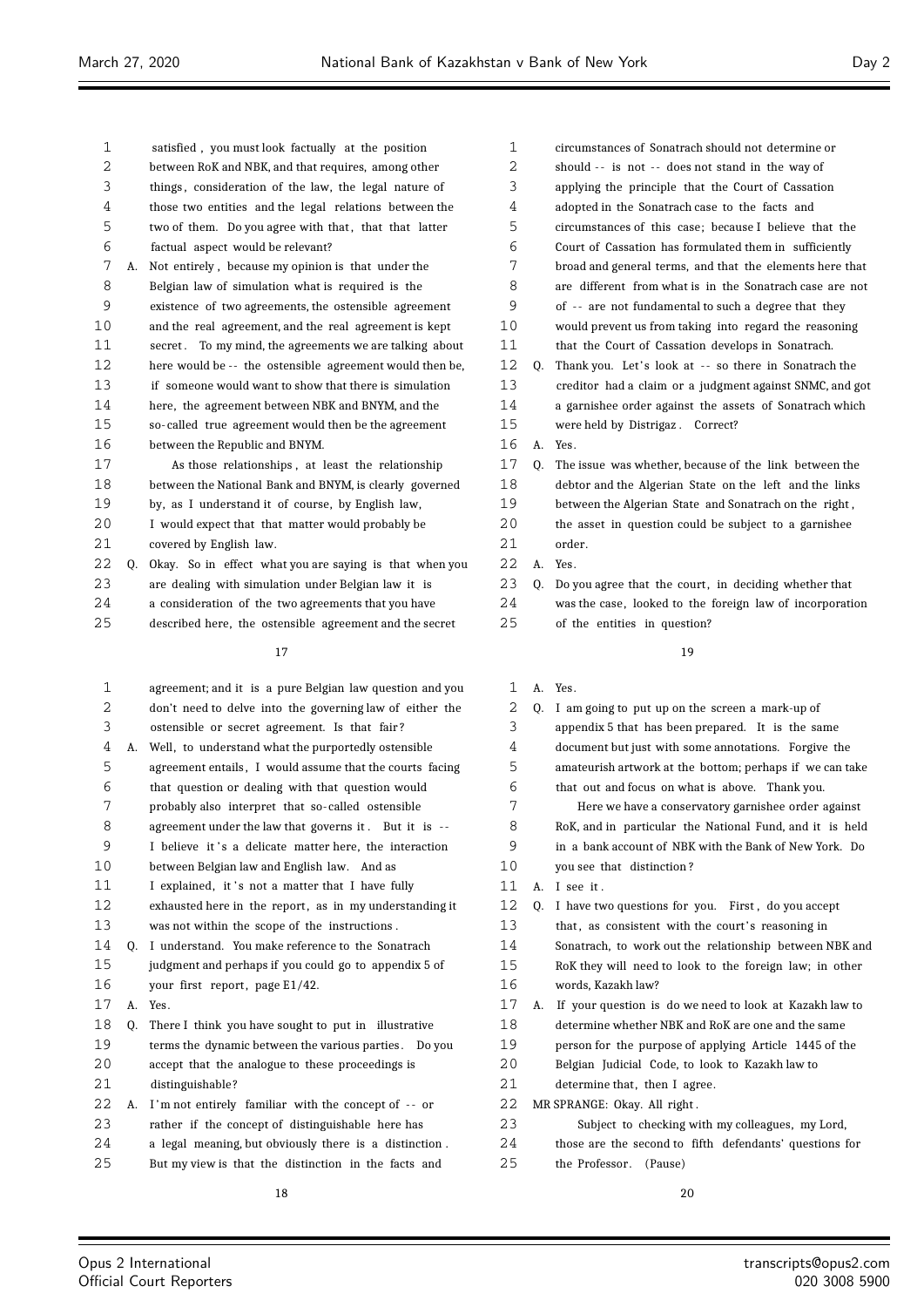satisfied, you must look factually at the position between RoK and NBK, and that requires, among other things, consideration of the law, the legal nature of those two entities and the legal relations between the two of them. Do you agree with that, that that latter factual aspect would be relevant?

A. Not entirely, because my opinion is that under the Belgian law of simulation what is required is the existence of two agreements, the ostensible agreement and the real agreement, and the real agreement is kept secret. To my mind, the agreements we are talking about here would be -- the ostensible agreement would then be, if someone would want to show that there is simulation here, the agreement between NBK and BNYM, and the so-called true agreement would then be the agreement between the Republic and BNYM.

As those relationships, at least the relationship between the National Bank and BNYM, is clearly governed by, as I understand it of course, by English law, I would expect that that matter would probably be covered by English law.

Q. Okay. So in effect what you are saying is that when you are dealing with simulation under Belgian law it is a consideration of the two agreements that you have described here, the ostensible agreement and the secret agreement; and it is a pure Belgian law question and you don't need to delve into the governing law of either the ostensible or secret agreement. Is that fair?

A. Well, to understand what the purportedly ostensible agreement entails, I would assume that the courts facing that question or dealing with that question would probably also interpret that so-called ostensible agreement under the law that governs it. But it is -- I believe it's a delicate matter here, the interaction between Belgian law and English law. And as I explained, it's not a matter that I have fully exhausted here in the report, as in my understanding it was not within the scope of the instructions.

Q. I understand. You make reference to the Sonatrach judgment and perhaps if you could go to appendix 5 of your first report, page E1/42.

A. Yes.

Q. There I think you have sought to put in illustrative terms the dynamic between the various parties. Do you accept that the analogue to these proceedings is distinguishable?

A. I'm not entirely familiar with the concept of -- or rather if the concept of distinguishable here has a legal meaning, but obviously there is a distinction. But my view is that the distinction in the facts and circumstances of Sonatrach should not determine or should -- is not -- does not stand in the way of applying the principle that the Court of Cassation adopted in the Sonatrach case to the facts and circumstances of this case; because I believe that the Court of Cassation has formulated them in sufficiently broad and general terms, and that the elements here that are different from what is in the Sonatrach case are not of -- are not fundamental to such a degree that they would prevent us from taking into regard the reasoning that the Court of Cassation develops in Sonatrach.

Q. Thank you. Let's look at -- so there in Sonatrach the creditor had a claim or a judgment against SNMC, and got a garnishee order against the assets of Sonatrach which were held by Distrigaz. Correct?

A. Yes.

Q. The issue was whether, because of the link between the debtor and the Algerian State on the left and the links between the Algerian State and Sonatrach on the right, the asset in question could be subject to a garnishee order.

A. Yes.

Q. Do you agree that the court, in deciding whether that was the case, looked to the foreign law of incorporation of the entities in question?

A. Yes.

Q. I am going to put up on the screen a mark-up of appendix 5 that has been prepared. It is the same document but just with some annotations. Forgive the amateurish artwork at the bottom; perhaps if we can take that out and focus on what is above. Thank you.

Here we have a conservatory garnishee order against RoK, and in particular the National Fund, and it is held in a bank account of NBK with the Bank of New York. Do you see that distinction?

A. I see it.

Q. I have two questions for you. First, do you accept that, as consistent with the court's reasoning in Sonatrach, to work out the relationship between NBK and RoK they will need to look to the foreign law; in other words, Kazakh law?

A. If your question is do we need to look at Kazakh law to determine whether NBK and RoK are one and the same person for the purpose of applying Article 1445 of the Belgian Judicial Code, to look to Kazakh law to determine that, then I agree.

MR SPRANGE: Okay. All right.

Subject to checking with my colleagues, my Lord, those are the second to fifth defendants' questions for the Professor. (Pause)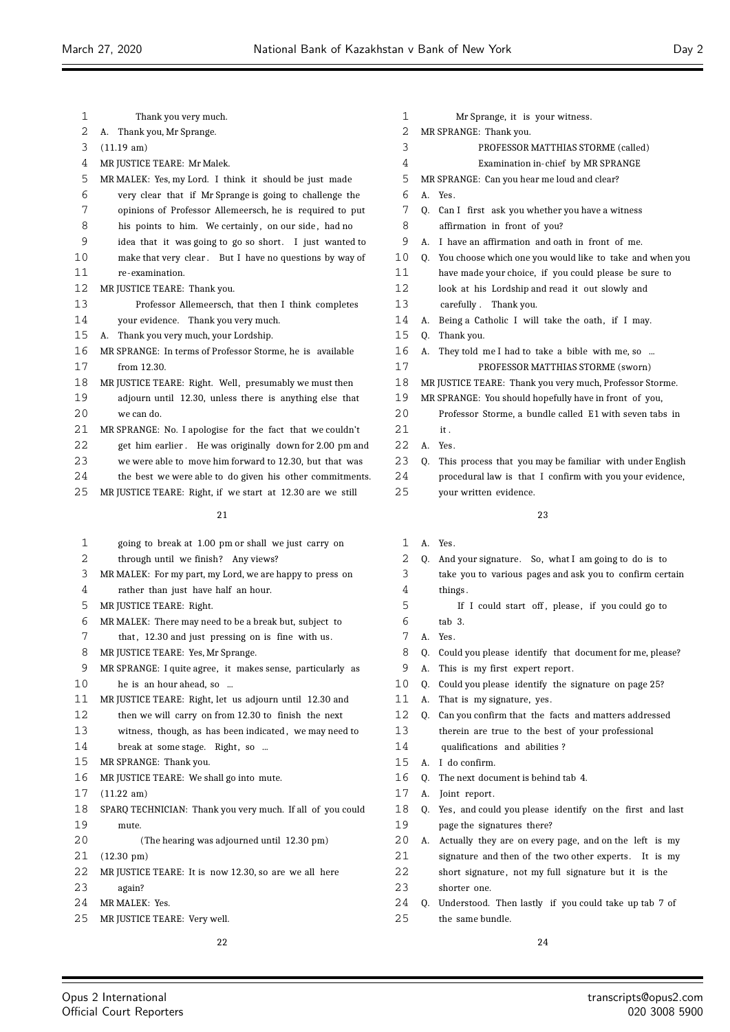Thank you very much.

A. Thank you, Mr Sprange.

(11.19 am)

MR JUSTICE TEARE: Mr Malek.

MR MALEK: Yes, my Lord. I think it should be just made very clear that if Mr Sprange is going to challenge the opinions of Professor Allemeersch, he is required to put his points to him. We certainly, on our side, had no idea that it was going to go so short. I just wanted to make that very clear. But I have no questions by way of re-examination.

MR JUSTICE TEARE: Thank you.

Professor Allemeersch, that then I think completes your evidence. Thank you very much.

A. Thank you very much, your Lordship.

MR SPRANGE: In terms of Professor Storme, he is available from 12.30.

MR JUSTICE TEARE: Right. Well, presumably we must then adjourn until 12.30, unless there is anything else that we can do.

MR SPRANGE: No. I apologise for the fact that we couldn't get him earlier. He was originally down for 2.00 pm and we were able to move him forward to 12.30, but that was the best we were able to do given his other commitments.

MR JUSTICE TEARE: Right, if we start at 12.30 are we still going to break at 1.00 pm or shall we just carry on through until we finish? Any views?

MR MALEK: For my part, my Lord, we are happy to press on rather than just have half an hour.

MR JUSTICE TEARE: Right.

MR MALEK: There may need to be a break but, subject to that, 12.30 and just pressing on is fine with us.

MR JUSTICE TEARE: Yes, Mr Sprange.

MR SPRANGE: I quite agree, it makes sense, particularly as he is an hour ahead, so ...

MR JUSTICE TEARE: Right, let us adjourn until 12.30 and then we will carry on from 12.30 to finish the next witness, though, as has been indicated, we may need to break at some stage. Right, so ...

MR SPRANGE: Thank you.

MR JUSTICE TEARE: We shall go into mute.

(11.22 am)

SPARQ TECHNICIAN: Thank you very much. If all of you could mute.

(The hearing was adjourned until 12.30 pm)

(12.30 pm)

MR JUSTICE TEARE: It is now 12.30, so are we all here again?

MR MALEK: Yes.

MR JUSTICE TEARE: Very well.

Mr Sprange, it is your witness.

MR SPRANGE: Thank you.

PROFESSOR MATTHIAS STORME (called)

Examination in-chief by MR SPRANGE

MR SPRANGE: Can you hear me loud and clear?

A. Yes.

Q. Can I first ask you whether you have a witness affirmation in front of you?

A. I have an affirmation and oath in front of me.

Q. You choose which one you would like to take and when you have made your choice, if you could please be sure to look at his Lordship and read it out slowly and carefully. Thank you.

A. Being a Catholic I will take the oath, if I may.

Q. Thank you.

A. They told me I had to take a bible with me, so ...

PROFESSOR MATTHIAS STORME (sworn)

MR JUSTICE TEARE: Thank you very much, Professor Storme.

MR SPRANGE: You should hopefully have in front of you, Professor Storme, a bundle called E1 with seven tabs in it.

A. Yes.

Q. This process that you may be familiar with under English procedural law is that I confirm with you your evidence, your written evidence.

A. Yes.

Q. And your signature. So, what I am going to do is to take you to various pages and ask you to confirm certain things.

If I could start off, please, if you could go to tab 3.

A. Yes.

Q. Could you please identify that document for me, please?

A. This is my first expert report.

Q. Could you please identify the signature on page 25?

A. That is my signature, yes.

Q. Can you confirm that the facts and matters addressed therein are true to the best of your professional qualifications and abilities?

A. I do confirm.

Q. The next document is behind tab 4.

A. Joint report.

Q. Yes, and could you please identify on the first and last page the signatures there?

A. Actually they are on every page, and on the left is my signature and then of the two other experts. It is my short signature, not my full signature but it is the shorter one.

Q. Understood. Then lastly if you could take up tab 7 of the same bundle.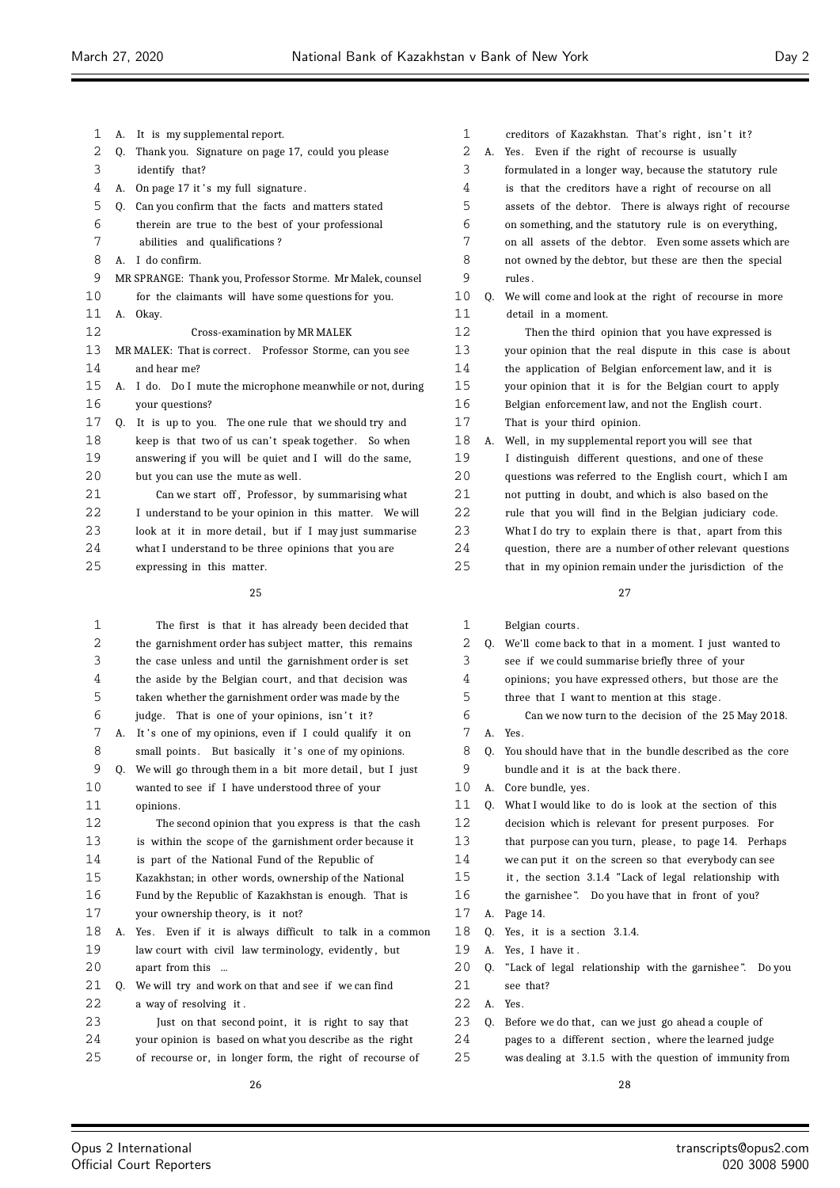A. It is my supplemental report.

Q. Thank you. Signature on page 17, could you please identify that?

A. On page 17 it's my full signature.

Q. Can you confirm that the facts and matters stated therein are true to the best of your professional abilities and qualifications?

A. I do confirm.

MR SPRANGE: Thank you, Professor Storme. Mr Malek, counsel for the claimants will have some questions for you.

A. Okay.

Cross-examination by MR MALEK

MR MALEK: That is correct. Professor Storme, can you see and hear me?

A. I do. Do I mute the microphone meanwhile or not, during your questions?

Q. It is up to you. The one rule that we should try and keep is that two of us can't speak together. So when answering if you will be quiet and I will do the same, but you can use the mute as well.

Can we start off, Professor, by summarising what I understand to be your opinion in this matter. We will look at it in more detail, but if I may just summarise what I understand to be three opinions that you are expressing in this matter.

The first is that it has already been decided that the garnishment order has subject matter, this remains the case unless and until the garnishment order is set the aside by the Belgian court, and that decision was taken whether the garnishment order was made by the judge. That is one of your opinions, isn't it?

A. It's one of my opinions, even if I could qualify it on small points. But basically it's one of my opinions.

Q. We will go through them in a bit more detail, but I just wanted to see if I have understood three of your opinions.

The second opinion that you express is that the cash is within the scope of the garnishment order because it is part of the National Fund of the Republic of Kazakhstan; in other words, ownership of the National Fund by the Republic of Kazakhstan is enough. That is your ownership theory, is it not?

A. Yes. Even if it is always difficult to talk in a common law court with civil law terminology, evidently, but apart from this ...

Q. We will try and work on that and see if we can find a way of resolving it.

Just on that second point, it is right to say that your opinion is based on what you describe as the right of recourse or, in longer form, the right of recourse of creditors of Kazakhstan. That's right, isn't it?

A. Yes. Even if the right of recourse is usually formulated in a longer way, because the statutory rule is that the creditors have a right of recourse on all assets of the debtor. There is always right of recourse on something, and the statutory rule is on everything, on all assets of the debtor. Even some assets which are not owned by the debtor, but these are then the special rules.

Q. We will come and look at the right of recourse in more detail in a moment.

Then the third opinion that you have expressed is your opinion that the real dispute in this case is about the application of Belgian enforcement law, and it is your opinion that it is for the Belgian court to apply Belgian enforcement law, and not the English court. That is your third opinion.

A. Well, in my supplemental report you will see that I distinguish different questions, and one of these questions was referred to the English court, which I am not putting in doubt, and which is also based on the rule that you will find in the Belgian judiciary code. What I do try to explain there is that, apart from this question, there are a number of other relevant questions that in my opinion remain under the jurisdiction of the Belgian courts.

Q. We'll come back to that in a moment. I just wanted to see if we could summarise briefly three of your opinions; you have expressed others, but those are the three that I want to mention at this stage.

Can we now turn to the decision of the 25 May 2018.

A. Yes.

Q. You should have that in the bundle described as the core bundle and it is at the back there.

A. Core bundle, yes.

Q. What I would like to do is look at the section of this decision which is relevant for present purposes. For that purpose can you turn, please, to page 14. Perhaps we can put it on the screen so that everybody can see it, the section 3.1.4 "Lack of legal relationship with the garnishee". Do you have that in front of you?

A. Page 14.

Q. Yes, it is a section 3.1.4.

A. Yes, I have it.

Q. "Lack of legal relationship with the garnishee". Do you see that?

A. Yes.

Q. Before we do that, can we just go ahead a couple of pages to a different section, where the learned judge was dealing at 3.1.5 with the question of immunity from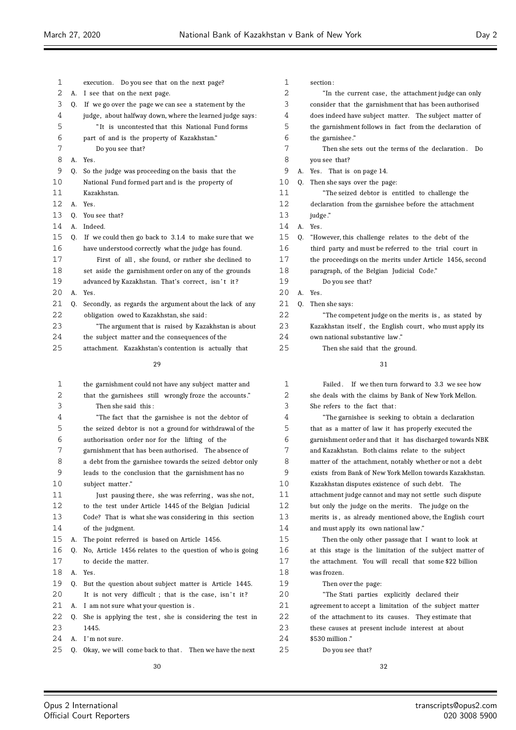execution. Do you see that on the next page?

A. I see that on the next page.

Q. If we go over the page we can see a statement by the judge, about halfway down, where the learned judge says:

"It is uncontested that this National Fund forms part of and is the property of Kazakhstan."

Do you see that?

A. Yes.

Q. So the judge was proceeding on the basis that the National Fund formed part and is the property of Kazakhstan.

A. Yes.

Q. You see that?

A. Indeed.

Q. If we could then go back to 3.1.4 to make sure that we have understood correctly what the judge has found.

First of all, she found, or rather she declined to set aside the garnishment order on any of the grounds advanced by Kazakhstan. That's correct, isn't it?

A. Yes.

Q. Secondly, as regards the argument about the lack of any obligation owed to Kazakhstan, she said:

"The argument that is raised by Kazakhstan is about the subject matter and the consequences of the attachment. Kazakhstan's contention is actually that the garnishment could not have any subject matter and that the garnishees still wrongly froze the accounts."

Then she said this:

"The fact that the garnishee is not the debtor of the seized debtor is not a ground for withdrawal of the authorisation order nor for the lifting of the garnishment that has been authorised. The absence of a debt from the garnishee towards the seized debtor only leads to the conclusion that the garnishment has no subject matter."

Just pausing there, she was referring, was she not, to the test under Article 1445 of the Belgian Judicial Code? That is what she was considering in this section of the judgment.

A. The point referred is based on Article 1456.

Q. No, Article 1456 relates to the question of who is going to decide the matter.

A. Yes.

Q. But the question about subject matter is Article 1445. It is not very difficult; that is the case, isn't it?

A. I am not sure what your question is.

Q. She is applying the test, she is considering the test in 1445.

A. I'm not sure.

Q. Okay, we will come back to that. Then we have the next section:

"In the current case, the attachment judge can only consider that the garnishment that has been authorised does indeed have subject matter. The subject matter of the garnishment follows in fact from the declaration of the garnishee."

Then she sets out the terms of the declaration. Do you see that?

A. Yes. That is on page 14.

Q. Then she says over the page:

"The seized debtor is entitled to challenge the declaration from the garnishee before the attachment judge."

A. Yes.

Q. "However, this challenge relates to the debt of the third party and must be referred to the trial court in the proceedings on the merits under Article 1456, second paragraph, of the Belgian Judicial Code."

Do you see that?

A. Yes.

Q. Then she says:

"The competent judge on the merits is, as stated by Kazakhstan itself, the English court, who must apply its own national substantive law."

Then she said that the ground. Failed. If we then turn forward to 3.3 we see how she deals with the claims by Bank of New York Mellon. She refers to the fact that:

"The garnishee is seeking to obtain a declaration that as a matter of law it has properly executed the garnishment order and that it has discharged towards NBK and Kazakhstan. Both claims relate to the subject matter of the attachment, notably whether or not a debt exists from Bank of New York Mellon towards Kazakhstan. Kazakhstan disputes existence of such debt. The attachment judge cannot and may not settle such dispute but only the judge on the merits. The judge on the merits is, as already mentioned above, the English court and must apply its own national law."

Then the only other passage that I want to look at at this stage is the limitation of the subject matter of the attachment. You will recall that some $22 billion was frozen.

Then over the page:

"The Stati parties explicitly declared their agreement to accept a limitation of the subject matter of the attachment to its causes. They estimate that these causes at present include interest at about $530 million."

Do you see that?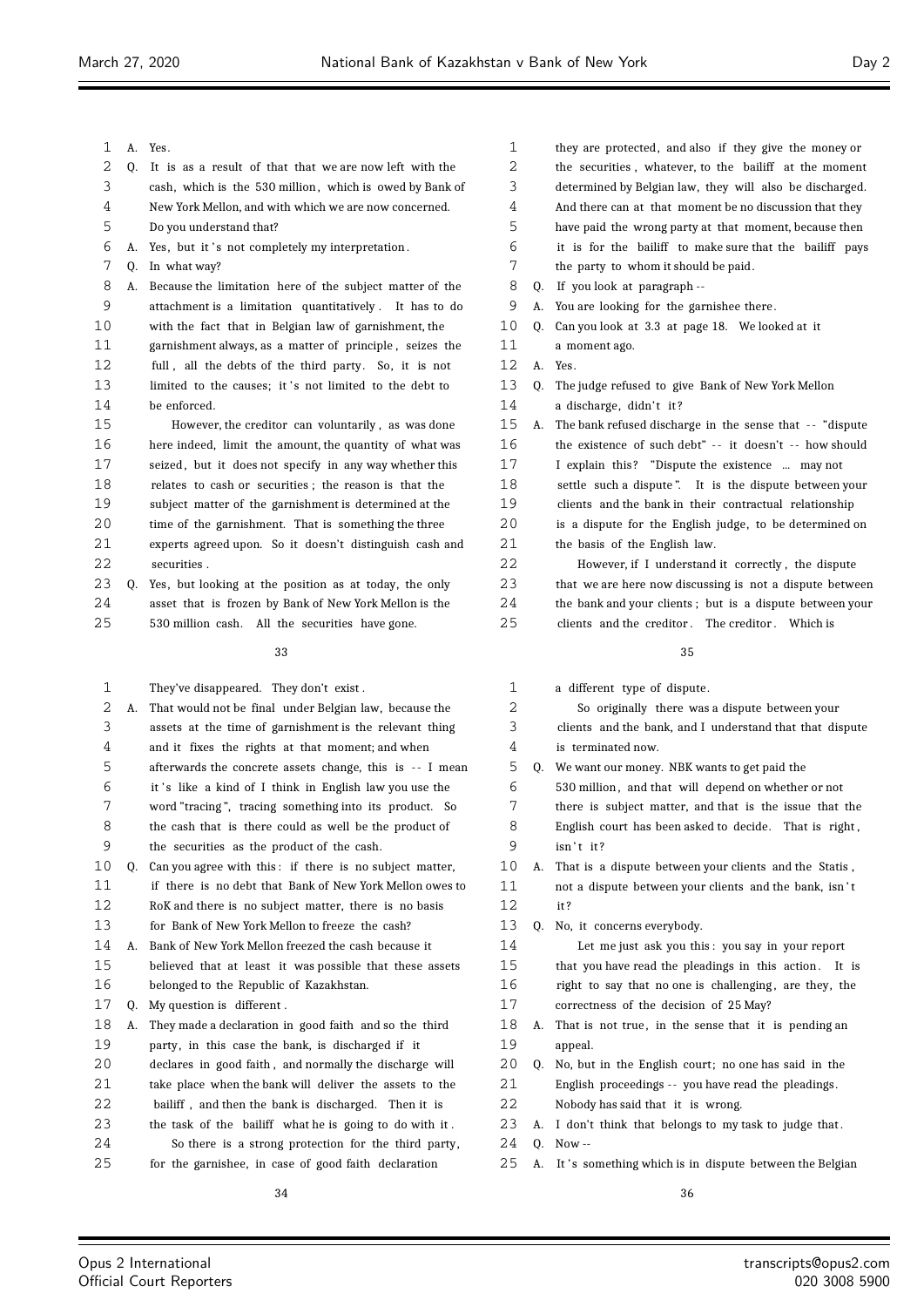A. Yes.

Q. It is as a result of that that we are now left with the cash, which is the 530 million, which is owed by Bank of New York Mellon, and with which we are now concerned. Do you understand that?

A. Yes, but it's not completely my interpretation.

Q. In what way?

A. Because the limitation here of the subject matter of the attachment is a limitation quantitatively. It has to do with the fact that in Belgian law of garnishment, the garnishment always, as a matter of principle, seizes the full, all the debts of the third party. So, it is not limited to the causes; it's not limited to the debt to be enforced.

However, the creditor can voluntarily, as was done here indeed, limit the amount, the quantity of what was seized, but it does not specify in any way whether this relates to cash or securities; the reason is that the subject matter of the garnishment is determined at the time of the garnishment. That is something the three experts agreed upon. So it doesn't distinguish cash and securities.

Q. Yes, but looking at the position as at today, the only asset that is frozen by Bank of New York Mellon is the 530 million cash. All the securities have gone. They've disappeared. They don't exist.

A. That would not be final under Belgian law, because the assets at the time of garnishment is the relevant thing and it fixes the rights at that moment; and when afterwards the concrete assets change, this is -- I mean it's like a kind of I think in English law you use the word "tracing", tracing something into its product. So the cash that is there could as well be the product of the securities as the product of the cash.

Q. Can you agree with this: if there is no subject matter, if there is no debt that Bank of New York Mellon owes to RoK and there is no subject matter, there is no basis for Bank of New York Mellon to freeze the cash?

A. Bank of New York Mellon freezed the cash because it believed that at least it was possible that these assets belonged to the Republic of Kazakhstan.

Q. My question is different.

A. They made a declaration in good faith and so the third party, in this case the bank, is discharged if it declares in good faith, and normally the discharge will take place when the bank will deliver the assets to the bailiff, and then the bank is discharged. Then it is the task of the bailiff what he is going to do with it.

So there is a strong protection for the third party, for the garnishee, in case of good faith declaration they are protected, and also if they give the money or the securities, whatever, to the bailiff at the moment determined by Belgian law, they will also be discharged. And there can at that moment be no discussion that they have paid the wrong party at that moment, because then it is for the bailiff to make sure that the bailiff pays the party to whom it should be paid.

Q. If you look at paragraph --

A. You are looking for the garnishee there.

Q. Can you look at 3.3 at page 18. We looked at it a moment ago.

A. Yes.

Q. The judge refused to give Bank of New York Mellon a discharge, didn't it?

A. The bank refused discharge in the sense that -- "dispute the existence of such debt" -- it doesn't -- how should I explain this? "Dispute the existence ... may not settle such a dispute". It is the dispute between your clients and the bank in their contractual relationship is a dispute for the English judge, to be determined on the basis of the English law.

However, if I understand it correctly, the dispute that we are here now discussing is not a dispute between the bank and your clients; but is a dispute between your clients and the creditor. The creditor. Which is a different type of dispute.

So originally there was a dispute between your clients and the bank, and I understand that that dispute is terminated now.

Q. We want our money. NBK wants to get paid the 530 million, and that will depend on whether or not there is subject matter, and that is the issue that the English court has been asked to decide. That is right, isn't it?

A. That is a dispute between your clients and the Statis, not a dispute between your clients and the bank, isn't it?

Q. No, it concerns everybody.

Let me just ask you this: you say in your report that you have read the pleadings in this action. It is right to say that no one is challenging, are they, the correctness of the decision of 25 May?

A. That is not true, in the sense that it is pending an appeal.

Q. No, but in the English court; no one has said in the English proceedings -- you have read the pleadings. Nobody has said that it is wrong.

A. I don't think that belongs to my task to judge that.

Q. Now --

A. It's something which is in dispute between the Belgian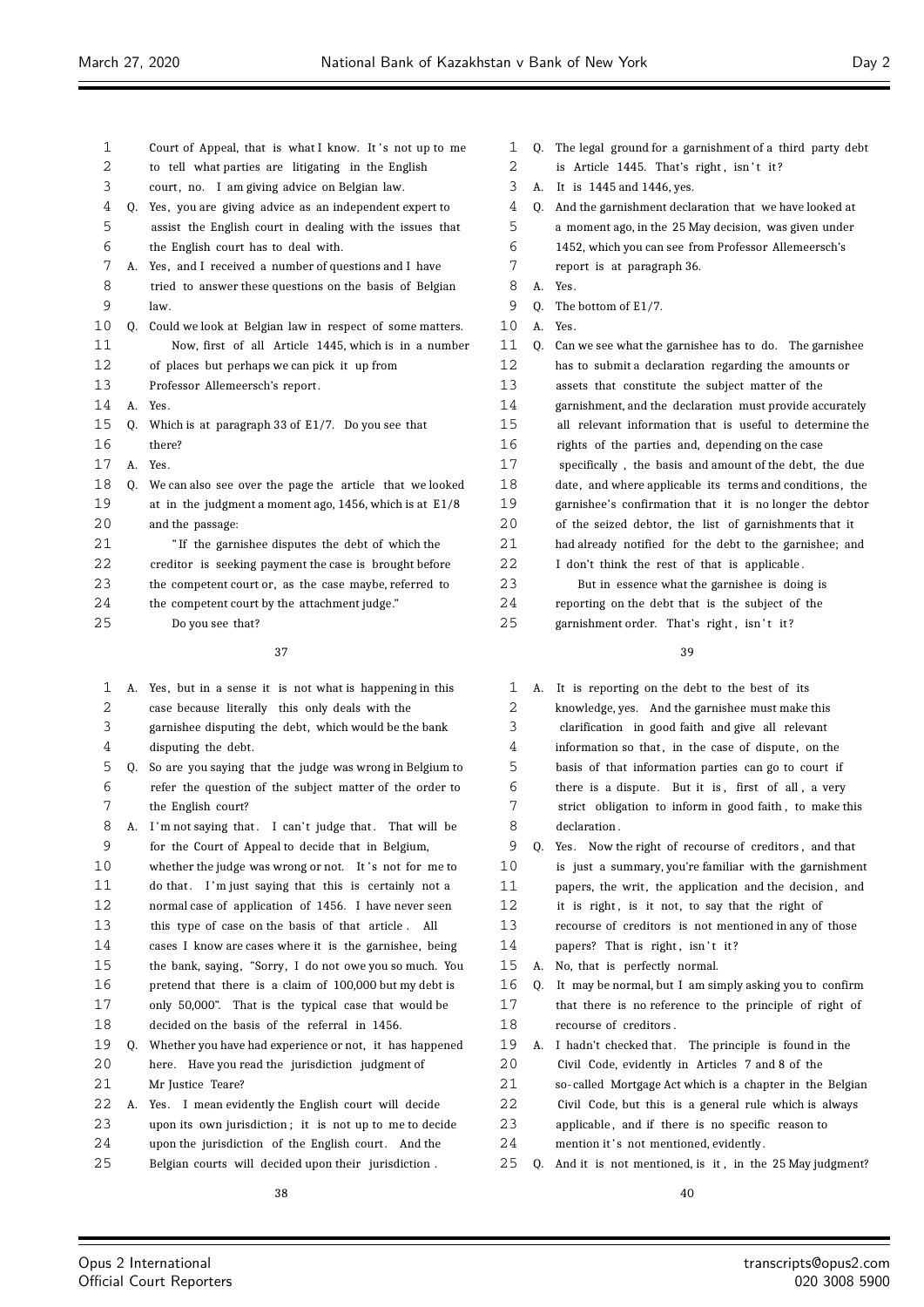Court of Appeal, that is what I know. It's not up to me to tell what parties are litigating in the English court, no. I am giving advice on Belgian law.

Q. Yes, you are giving advice as an independent expert to assist the English court in dealing with the issues that the English court has to deal with.

A. Yes, and I received a number of questions and I have tried to answer these questions on the basis of Belgian law.

Q. Could we look at Belgian law in respect of some matters.

Now, first of all Article 1445, which is in a number of places but perhaps we can pick it up from Professor Allemeersch's report.

A. Yes.

Q. Which is at paragraph 33 of E1/7. Do you see that there?

A. Yes.

Q. We can also see over the page the article that we looked at in the judgment a moment ago, 1456, which is at E1/8 and the passage:

"If the garnishee disputes the debt of which the creditor is seeking payment the case is brought before the competent court or, as the case maybe, referred to the competent court by the attachment judge."

Do you see that?

A. Yes, but in a sense it is not what is happening in this case because literally this only deals with the garnishee disputing the debt, which would be the bank disputing the debt.

Q. So are you saying that the judge was wrong in Belgium to refer the question of the subject matter of the order to the English court?

A. I'm not saying that. I can't judge that. That will be for the Court of Appeal to decide that in Belgium, whether the judge was wrong or not. It's not for me to do that. I'm just saying that this is certainly not a normal case of application of 1456. I have never seen this type of case on the basis of that article. All cases I know are cases where it is the garnishee, being the bank, saying, "Sorry, I do not owe you so much. You pretend that there is a claim of 100,000 but my debt is only 50,000". That is the typical case that would be decided on the basis of the referral in 1456.

Q. Whether you have had experience or not, it has happened here. Have you read the jurisdiction judgment of Mr Justice Teare?

A. Yes. I mean evidently the English court will decide upon its own jurisdiction; it is not up to me to decide upon the jurisdiction of the English court. And the Belgian courts will decided upon their jurisdiction.

Q. The legal ground for a garnishment of a third party debt is Article 1445. That's right, isn't it?

A. It is 1445 and 1446, yes.

Q. And the garnishment declaration that we have looked at a moment ago, in the 25 May decision, was given under 1452, which you can see from Professor Allemeersch's report is at paragraph 36.

A. Yes.

Q. The bottom of E1/7.

A. Yes.

Q. Can we see what the garnishee has to do. The garnishee has to submit a declaration regarding the amounts or assets that constitute the subject matter of the garnishment, and the declaration must provide accurately all relevant information that is useful to determine the rights of the parties and, depending on the case specifically, the basis and amount of the debt, the due date, and where applicable its terms and conditions, the garnishee's confirmation that it is no longer the debtor of the seized debtor, the list of garnishments that it had already notified for the debt to the garnishee; and I don't think the rest of that is applicable.

But in essence what the garnishee is doing is reporting on the debt that is the subject of the garnishment order. That's right, isn't it?

A. It is reporting on the debt to the best of its knowledge, yes. And the garnishee must make this clarification in good faith and give all relevant information so that, in the case of dispute, on the basis of that information parties can go to court if there is a dispute. But it is, first of all, a very strict obligation to inform in good faith, to make this declaration.

Q. Yes. Now the right of recourse of creditors, and that is just a summary, you're familiar with the garnishment papers, the writ, the application and the decision, and it is right, is it not, to say that the right of recourse of creditors is not mentioned in any of those papers? That is right, isn't it?

A. No, that is perfectly normal.

Q. It may be normal, but I am simply asking you to confirm that there is no reference to the principle of right of recourse of creditors.

A. I hadn't checked that. The principle is found in the Civil Code, evidently in Articles 7 and 8 of the so-called Mortgage Act which is a chapter in the Belgian Civil Code, but this is a general rule which is always applicable, and if there is no specific reason to mention it's not mentioned, evidently.

Q. And it is not mentioned, is it, in the 25 May judgment?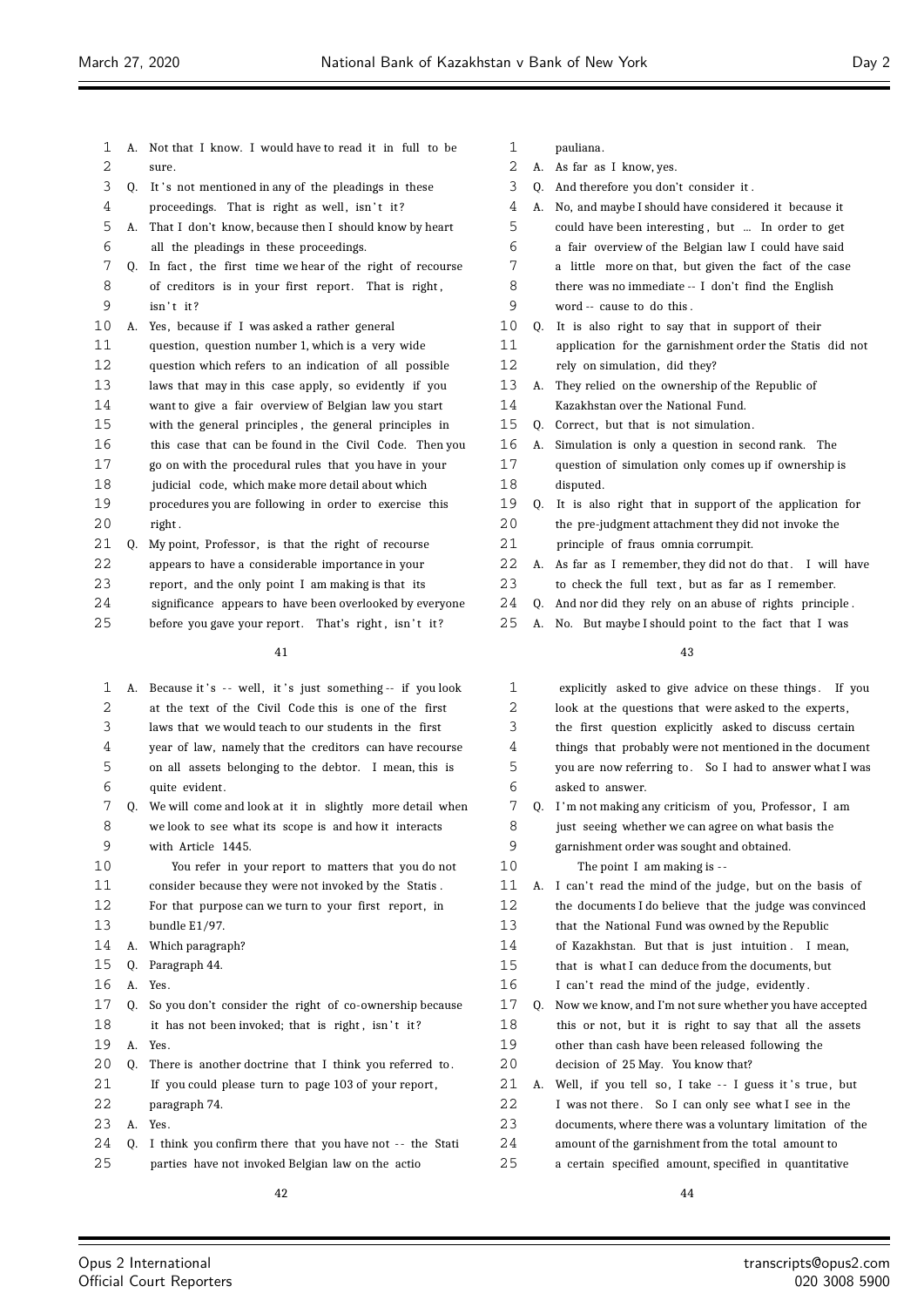A. Not that I know. I would have to read it in full to be sure.

Q. It's not mentioned in any of the pleadings in these proceedings. That is right as well, isn't it?

A. That I don't know, because then I should know by heart all the pleadings in these proceedings.

Q. In fact, the first time we hear of the right of recourse of creditors is in your first report. That is right, isn't it?

A. Yes, because if I was asked a rather general question, question number 1, which is a very wide question which refers to an indication of all possible laws that may in this case apply, so evidently if you want to give a fair overview of Belgian law you start with the general principles, the general principles in this case that can be found in the Civil Code. Then you go on with the procedural rules that you have in your judicial code, which make more detail about which procedures you are following in order to exercise this right.

Q. My point, Professor, is that the right of recourse appears to have a considerable importance in your report, and the only point I am making is that its significance appears to have been overlooked by everyone before you gave your report. That's right, isn't it?

A. Because it's -- well, it's just something -- if you look at the text of the Civil Code this is one of the first laws that we would teach to our students in the first year of law, namely that the creditors can have recourse on all assets belonging to the debtor. I mean, this is quite evident.

Q. We will come and look at it in slightly more detail when we look to see what its scope is and how it interacts with Article 1445.

You refer in your report to matters that you do not consider because they were not invoked by the Statis. For that purpose can we turn to your first report, in bundle E1/97.

A. Which paragraph?

Q. Paragraph 44.

A. Yes.

Q. So you don't consider the right of co-ownership because it has not been invoked; that is right, isn't it?

A. Yes.

Q. There is another doctrine that I think you referred to. If you could please turn to page 103 of your report, paragraph 74.

A. Yes.

Q. I think you confirm there that you have not -- the Stati parties have not invoked Belgian law on the actio pauliana.

A. As far as I know, yes.

Q. And therefore you don't consider it.

A. No, and maybe I should have considered it because it could have been interesting, but ... In order to get a fair overview of the Belgian law I could have said a little more on that, but given the fact of the case there was no immediate -- I don't find the English word -- cause to do this.

Q. It is also right to say that in support of their application for the garnishment order the Statis did not rely on simulation, did they?

A. They relied on the ownership of the Republic of Kazakhstan over the National Fund.

Q. Correct, but that is not simulation.

A. Simulation is only a question in second rank. The question of simulation only comes up if ownership is disputed.

Q. It is also right that in support of the application for the pre-judgment attachment they did not invoke the principle of fraus omnia corrumpit.

A. As far as I remember, they did not do that. I will have to check the full text, but as far as I remember.

Q. And nor did they rely on an abuse of rights principle.

A. No. But maybe I should point to the fact that I was explicitly asked to give advice on these things. If you look at the questions that were asked to the experts, the first question explicitly asked to discuss certain things that probably were not mentioned in the document you are now referring to. So I had to answer what I was asked to answer.

Q. I'm not making any criticism of you, Professor, I am just seeing whether we can agree on what basis the garnishment order was sought and obtained.

The point I am making is --

A. I can't read the mind of the judge, but on the basis of the documents I do believe that the judge was convinced that the National Fund was owned by the Republic of Kazakhstan. But that is just intuition. I mean, that is what I can deduce from the documents, but I can't read the mind of the judge, evidently.

Q. Now we know, and I'm not sure whether you have accepted this or not, but it is right to say that all the assets other than cash have been released following the decision of 25 May. You know that?

A. Well, if you tell so, I take -- I guess it's true, but I was not there. So I can only see what I see in the documents, where there was a voluntary limitation of the amount of the garnishment from the total amount to a certain specified amount, specified in quantitative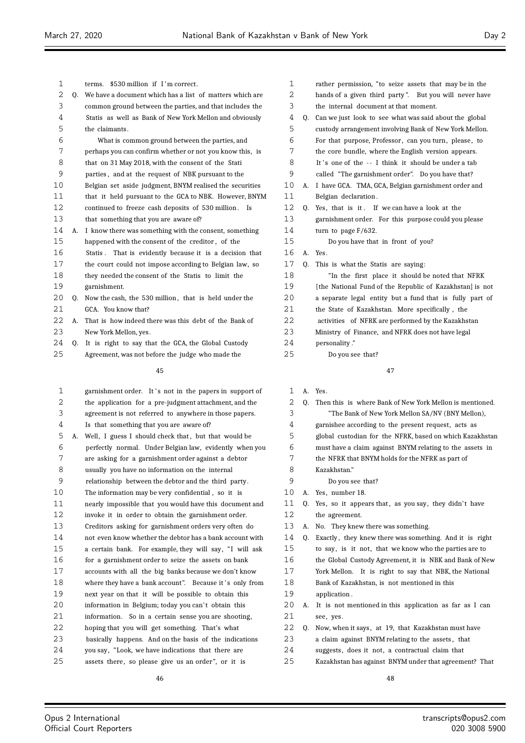terms. $530 million if I'm correct.

Q. We have a document which has a list of matters which are common ground between the parties, and that includes the Statis as well as Bank of New York Mellon and obviously the claimants.

What is common ground between the parties, and perhaps you can confirm whether or not you know this, is that on 31 May 2018, with the consent of the Stati parties, and at the request of NBK pursuant to the Belgian set aside judgment, BNYM realised the securities that it held pursuant to the GCA to NBK. However, BNYM continued to freeze cash deposits of 530 million. Is that something that you are aware of?

A. I know there was something with the consent, something happened with the consent of the creditor, of the Statis. That is evidently because it is a decision that the court could not impose according to Belgian law, so they needed the consent of the Statis to limit the garnishment.

Q. Now the cash, the 530 million, that is held under the GCA. You know that?

A. That is how indeed there was this debt of the Bank of New York Mellon, yes.

Q. It is right to say that the GCA, the Global Custody Agreement, was not before the judge who made the garnishment order. It's not in the papers in support of the application for a pre-judgment attachment, and the agreement is not referred to anywhere in those papers. Is that something that you are aware of?

A. Well, I guess I should check that, but that would be perfectly normal. Under Belgian law, evidently when you are asking for a garnishment order against a debtor usually you have no information on the internal relationship between the debtor and the third party. The information may be very confidential, so it is nearly impossible that you would have this document and invoke it in order to obtain the garnishment order. Creditors asking for garnishment orders very often do not even know whether the debtor has a bank account with a certain bank. For example, they will say, "I will ask for a garnishment order to seize the assets on bank accounts with all the big banks because we don't know where they have a bank account". Because it's only from next year on that it will be possible to obtain this information in Belgium; today you can't obtain this information. So in a certain sense you are shooting, hoping that you will get something. That's what basically happens. And on the basis of the indications you say, "Look, we have indications that there are assets there, so please give us an order", or it is rather permission, "to seize assets that may be in the hands of a given third party". But you will never have the internal document at that moment.

Q. Can we just look to see what was said about the global custody arrangement involving Bank of New York Mellon. For that purpose, Professor, can you turn, please, to the core bundle, where the English version appears. It's one of the -- I think it should be under a tab called "The garnishment order". Do you have that?

A. I have GCA. TMA, GCA, Belgian garnishment order and Belgian declaration.

Q. Yes, that is it. If we can have a look at the garnishment order. For this purpose could you please turn to page F/632.

Do you have that in front of you?

A. Yes.

Q. This is what the Statis are saying:

"In the first place it should be noted that NFRK [the National Fund of the Republic of Kazakhstan] is not a separate legal entity but a fund that is fully part of the State of Kazakhstan. More specifically, the activities of NFRK are performed by the Kazakhstan Ministry of Finance, and NFRK does not have legal personality."

Do you see that?

A. Yes.

Q. Then this is where Bank of New York Mellon is mentioned.

"The Bank of New York Mellon SA/NV (BNY Mellon), garnishee according to the present request, acts as global custodian for the NFRK, based on which Kazakhstan must have a claim against BNYM relating to the assets in the NFRK that BNYM holds for the NFRK as part of Kazakhstan."

Do you see that?

A. Yes, number 18.

Q. Yes, so it appears that, as you say, they didn't have the agreement.

A. No. They knew there was something.

Q. Exactly, they knew there was something. And it is right to say, is it not, that we know who the parties are to the Global Custody Agreement, it is NBK and Bank of New York Mellon. It is right to say that NBK, the National Bank of Kazakhstan, is not mentioned in this application.

A. It is not mentioned in this application as far as I can see, yes.

Q. Now, when it says, at 19, that Kazakhstan must have a claim against BNYM relating to the assets, that suggests, does it not, a contractual claim that Kazakhstan has against BNYM under that agreement? That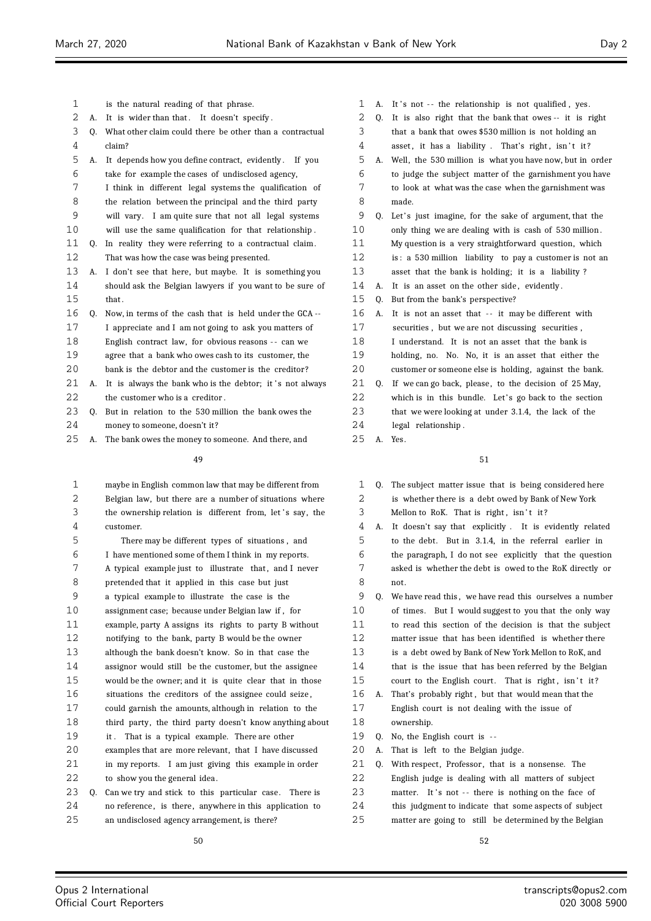is the natural reading of that phrase.

A. It is wider than that. It doesn't specify.

Q. What other claim could there be other than a contractual claim?

A. It depends how you define contract, evidently. If you take for example the cases of undisclosed agency, I think in different legal systems the qualification of the relation between the principal and the third party will vary. I am quite sure that not all legal systems will use the same qualification for that relationship.

Q. In reality they were referring to a contractual claim. That was how the case was being presented.

A. I don't see that here, but maybe. It is something you should ask the Belgian lawyers if you want to be sure of that.

Q. Now, in terms of the cash that is held under the GCA -- I appreciate and I am not going to ask you matters of English contract law, for obvious reasons -- can we agree that a bank who owes cash to its customer, the bank is the debtor and the customer is the creditor?

A. It is always the bank who is the debtor; it's not always the customer who is a creditor.

Q. But in relation to the 530 million the bank owes the money to someone, doesn't it?

A. The bank owes the money to someone. And there, and maybe in English common law that may be different from Belgian law, but there are a number of situations where the ownership relation is different from, let's say, the customer.

There may be different types of situations, and I have mentioned some of them I think in my reports. A typical example just to illustrate that, and I never pretended that it applied in this case but just a typical example to illustrate the case is the assignment case; because under Belgian law if, for example, party A assigns its rights to party B without notifying to the bank, party B would be the owner although the bank doesn't know. So in that case the assignor would still be the customer, but the assignee would be the owner; and it is quite clear that in those situations the creditors of the assignee could seize, could garnish the amounts, although in relation to the third party, the third party doesn't know anything about it. That is a typical example. There are other examples that are more relevant, that I have discussed in my reports. I am just giving this example in order to show you the general idea.

Q. Can we try and stick to this particular case. There is no reference, is there, anywhere in this application to an undisclosed agency arrangement, is there?

A. It's not -- the relationship is not qualified, yes.

Q. It is also right that the bank that owes -- it is right that a bank that owes $530 million is not holding an asset, it has a liability. That's right, isn't it?

A. Well, the 530 million is what you have now, but in order to judge the subject matter of the garnishment you have to look at what was the case when the garnishment was made.

Q. Let's just imagine, for the sake of argument, that the only thing we are dealing with is cash of 530 million. My question is a very straightforward question, which is: a 530 million liability to pay a customer is not an asset that the bank is holding; it is a liability?

A. It is an asset on the other side, evidently.

Q. But from the bank's perspective?

A. It is not an asset that -- it may be different with securities, but we are not discussing securities, I understand. It is not an asset that the bank is holding, no. No. No, it is an asset that either the customer or someone else is holding, against the bank.

Q. If we can go back, please, to the decision of 25 May, which is in this bundle. Let's go back to the section that we were looking at under 3.1.4, the lack of the legal relationship.

A. Yes.

Q. The subject matter issue that is being considered here is whether there is a debt owed by Bank of New York Mellon to RoK. That is right, isn't it?

A. It doesn't say that explicitly. It is evidently related to the debt. But in 3.1.4, in the referral earlier in the paragraph, I do not see explicitly that the question asked is whether the debt is owed to the RoK directly or not.

Q. We have read this, we have read this ourselves a number of times. But I would suggest to you that the only way to read this section of the decision is that the subject matter issue that has been identified is whether there is a debt owed by Bank of New York Mellon to RoK, and that is the issue that has been referred by the Belgian court to the English court. That is right, isn't it?

A. That's probably right, but that would mean that the English court is not dealing with the issue of ownership.

Q. No, the English court is --

A. That is left to the Belgian judge.

Q. With respect, Professor, that is a nonsense. The English judge is dealing with all matters of subject matter. It's not -- there is nothing on the face of this judgment to indicate that some aspects of subject matter are going to still be determined by the Belgian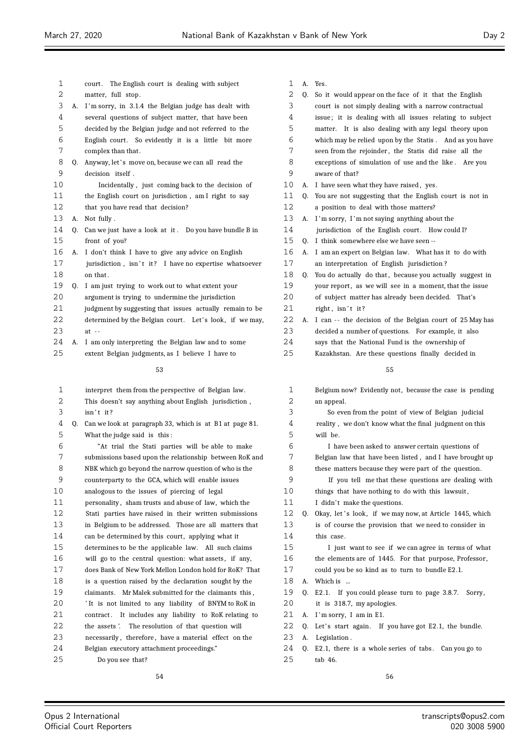1 court. The English court is dealing with subject
2 matter, full stop.
3 A. I'm sorry, in 3.1.4 the Belgian judge has dealt with
4 several questions of subject matter, that have been
5 decided by the Belgian judge and not referred to the
6 English court. So evidently it is a little bit more
7 complex than that.
8 Q. Anyway, let's move on, because we can all read the
9 decision itself.
10 Incidentally, just coming back to the decision of
11 the English court on jurisdiction, am I right to say
12 that you have read that decision?
13 A. Not fully.
14 Q. Can we just have a look at it. Do you have bundle B in
15 front of you?
16 A. I don't think I have to give any advice on English
17 jurisdiction, isn't it? I have no expertise whatsoever
18 on that.
19 Q. I am just trying to work out to what extent your
20 argument is trying to undermine the jurisdiction
21 judgment by suggesting that issues actually remain to be
22 determined by the Belgian court. Let's look, if we may,
23 at --
24 A. I am only interpreting the Belgian law and to some
25 extent Belgian judgments, as I believe I have to

53

1 interpret them from the perspective of Belgian law.
2 This doesn't say anything about English jurisdiction,
3 isn't it?
4 Q. Can we look at paragraph 33, which is at B1 at page 81.
5 What the judge said is this:
6 "At trial the Stati parties will be able to make
7 submissions based upon the relationship between RoK and
8 NBK which go beyond the narrow question of who is the
9 counterparty to the GCA, which will enable issues
10 analogous to the issues of piercing of legal
11 personality, sham trusts and abuse of law, which the
12 Stati parties have raised in their written submissions
13 in Belgium to be addressed. Those are all matters that
14 can be determined by this court, applying what it
15 determines to be the applicable law. All such claims
16 will go to the central question: what assets, if any,
17 does Bank of New York Mellon London hold for RoK? That
18 is a question raised by the declaration sought by the
19 claimants. Mr Malek submitted for the claimants this,
20 'It is not limited to any liability of BNYM to RoK in
21 contract. It includes any liability to RoK relating to
22 the assets'. The resolution of that question will
23 necessarily, therefore, have a material effect on the
24 Belgian executory attachment proceedings."
25 Do you see that?

54

1 A. Yes.
2 Q. So it would appear on the face of it that the English
3 court is not simply dealing with a narrow contractual
4 issue; it is dealing with all issues relating to subject
5 matter. It is also dealing with any legal theory upon
6 which may be relied upon by the Statis. And as you have
7 seen from the rejoinder, the Statis did raise all the
8 exceptions of simulation of use and the like. Are you
9 aware of that?
10 A. I have seen what they have raised, yes.
11 Q. You are not suggesting that the English court is not in
12 a position to deal with those matters?
13 A. I'm sorry, I'm not saying anything about the
14 jurisdiction of the English court. How could I?
15 Q. I think somewhere else we have seen --
16 A. I am an expert on Belgian law. What has it to do with
17 an interpretation of English jurisdiction?
18 Q. You do actually do that, because you actually suggest in
19 your report, as we will see in a moment, that the issue
20 of subject matter has already been decided. That's
21 right, isn't it?
22 A. I can -- the decision of the Belgian court of 25 May has
23 decided a number of questions. For example, it also
24 says that the National Fund is the ownership of
25 Kazakhstan. Are these questions finally decided in

55

1 Belgium now? Evidently not, because the case is pending
2 an appeal.
3 So even from the point of view of Belgian judicial
4 reality, we don't know what the final judgment on this
5 will be.
6 I have been asked to answer certain questions of
7 Belgian law that have been listed, and I have brought up
8 these matters because they were part of the question.
9 If you tell me that these questions are dealing with
10 things that have nothing to do with this lawsuit,
11 I didn't make the questions.
12 Q. Okay, let's look, if we may now, at Article 1445, which
13 is of course the provision that we need to consider in
14 this case.
15 I just want to see if we can agree in terms of what
16 the elements are of 1445. For that purpose, Professor,
17 could you be so kind as to turn to bundle E2.1.
18 A. Which is ...
19 Q. E2.1. If you could please turn to page 3.8.7. Sorry,
20 it is 318.7, my apologies.
21 A. I'm sorry, I am in E1.
22 Q. Let's start again. If you have got E2.1, the bundle.
23 A. Legislation.
24 Q. E2.1, there is a whole series of tabs. Can you go to
25 tab 46.

56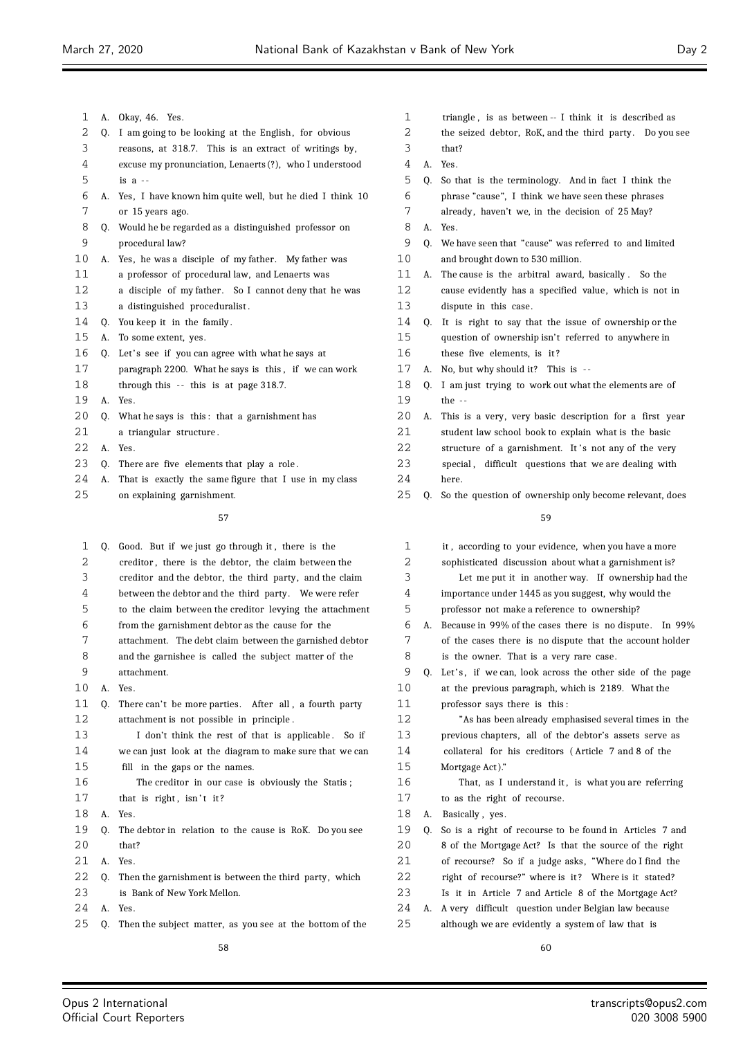A. Okay, 46. Yes.

Q. I am going to be looking at the English, for obvious reasons, at 318.7. This is an extract of writings by, excuse my pronunciation, Lenaerts (?), who I understood is a --

A. Yes, I have known him quite well, but he died I think 10 or 15 years ago.

Q. Would he be regarded as a distinguished professor on procedural law?

A. Yes, he was a disciple of my father. My father was a professor of procedural law, and Lenaerts was a disciple of my father. So I cannot deny that he was a distinguished proceduralist.

Q. You keep it in the family.

A. To some extent, yes.

Q. Let's see if you can agree with what he says at paragraph 2200. What he says is this, if we can work through this -- this is at page 318.7.

A. Yes.

Q. What he says is this: that a garnishment has a triangular structure.

A. Yes.

Q. There are five elements that play a role.

A. That is exactly the same figure that I use in my class on explaining garnishment.

Q. Good. But if we just go through it, there is the creditor, there is the debtor, the claim between the creditor and the debtor, the third party, and the claim between the debtor and the third party. We were refer to the claim between the creditor levying the attachment from the garnishment debtor as the cause for the attachment. The debt claim between the garnished debtor and the garnishee is called the subject matter of the attachment.

A. Yes.

Q. There can't be more parties. After all, a fourth party attachment is not possible in principle.

I don't think the rest of that is applicable. So if we can just look at the diagram to make sure that we can fill in the gaps or the names.

The creditor in our case is obviously the Statis; that is right, isn't it?

A. Yes.

Q. The debtor in relation to the cause is RoK. Do you see that?

A. Yes.

Q. Then the garnishment is between the third party, which is Bank of New York Mellon.

A. Yes.

Q. Then the subject matter, as you see at the bottom of the triangle, is as between -- I think it is described as the seized debtor, RoK, and the third party. Do you see that?

A. Yes.

Q. So that is the terminology. And in fact I think the phrase "cause", I think we have seen these phrases already, haven't we, in the decision of 25 May?

A. Yes.

Q. We have seen that "cause" was referred to and limited and brought down to 530 million.

A. The cause is the arbitral award, basically. So the cause evidently has a specified value, which is not in dispute in this case.

Q. It is right to say that the issue of ownership or the question of ownership isn't referred to anywhere in these five elements, is it?

A. No, but why should it? This is --

Q. I am just trying to work out what the elements are of the --

A. This is a very, very basic description for a first year student law school book to explain what is the basic structure of a garnishment. It's not any of the very special, difficult questions that we are dealing with here.

Q. So the question of ownership only become relevant, does it, according to your evidence, when you have a more sophisticated discussion about what a garnishment is?

Let me put it in another way. If ownership had the importance under 1445 as you suggest, why would the professor not make a reference to ownership?

A. Because in 99% of the cases there is no dispute. In 99% of the cases there is no dispute that the account holder is the owner. That is a very rare case.

Q. Let's, if we can, look across the other side of the page at the previous paragraph, which is 2189. What the professor says there is this:

"As has been already emphasised several times in the previous chapters, all of the debtor's assets serve as collateral for his creditors (Article 7 and 8 of the Mortgage Act)."

That, as I understand it, is what you are referring to as the right of recourse.

A. Basically, yes.

Q. So is a right of recourse to be found in Articles 7 and 8 of the Mortgage Act? Is that the source of the right of recourse? So if a judge asks, "Where do I find the right of recourse?" where is it? Where is it stated? Is it in Article 7 and Article 8 of the Mortgage Act?

A. A very difficult question under Belgian law because although we are evidently a system of law that is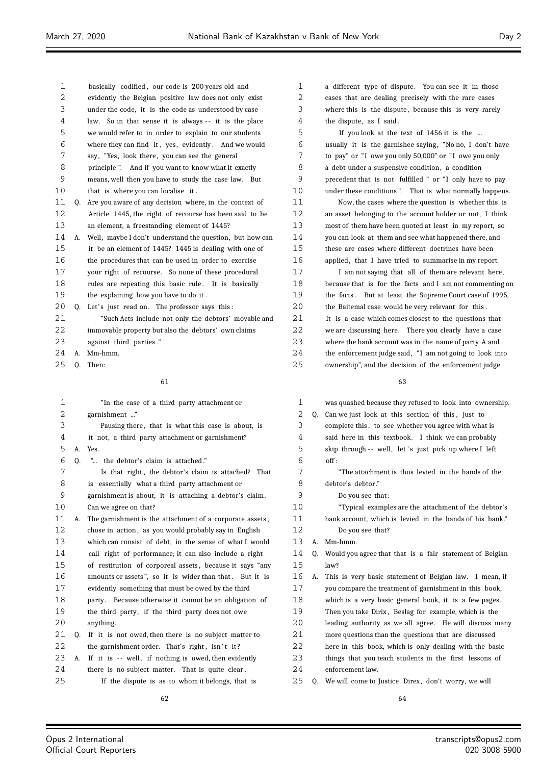basically codified, our code is 200 years old and evidently the Belgian positive law does not only exist under the code, it is the code as understood by case law. So in that sense it is always -- it is the place we would refer to in order to explain to our students where they can find it, yes, evidently. And we would say, "Yes, look there, you can see the general principle". And if you want to know what it exactly means, well then you have to study the case law. But that is where you can localise it.

Q. Are you aware of any decision where, in the context of Article 1445, the right of recourse has been said to be an element, a freestanding element of 1445?

A. Well, maybe I don't understand the question, but how can it be an element of 1445? 1445 is dealing with one of the procedures that can be used in order to exercise your right of recourse. So none of these procedural rules are repeating this basic rule. It is basically the explaining how you have to do it.

Q. Let's just read on. The professor says this:

"Such Acts include not only the debtors' movable and immovable property but also the debtors' own claims against third parties."

A. Mm-hmm.

Q. Then:

"In the case of a third party attachment or garnishment ..."

Pausing there, that is what this case is about, is it not, a third party attachment or garnishment?

A. Yes.

Q. "... the debtor's claim is attached."

Is that right, the debtor's claim is attached? That is essentially what a third party attachment or garnishment is about, it is attaching a debtor's claim. Can we agree on that?

A. The garnishment is the attachment of a corporate assets, chose in action, as you would probably say in English which can consist of debt, in the sense of what I would call right of performance; it can also include a right of restitution of corporeal assets, because it says "any amounts or assets", so it is wider than that. But it is evidently something that must be owed by the third party. Because otherwise it cannot be an obligation of the third party, if the third party does not owe anything.

Q. If it is not owed, then there is no subject matter to the garnishment order. That's right, isn't it?

A. If it is -- well, if nothing is owed, then evidently there is no subject matter. That is quite clear.

If the dispute is as to whom it belongs, that is a different type of dispute. You can see it in those cases that are dealing precisely with the rare cases where this is the dispute, because this is very rarely the dispute, as I said.

If you look at the text of 1456 it is the ... usually it is the garnishee saying, "No no, I don't have to pay" or "I owe you only 50,000" or "I owe you only a debt under a suspensive condition, a condition precedent that is not fulfilled" or "I only have to pay under these conditions". That is what normally happens.

Now, the cases where the question is whether this is an asset belonging to the account holder or not, I think most of them have been quoted at least in my report, so you can look at them and see what happened there, and these are cases where different doctrines have been applied, that I have tried to summarise in my report.

I am not saying that all of them are relevant here, because that is for the facts and I am not commenting on the facts. But at least the Supreme Court case of 1995, the Baitemal case would be very relevant for this. It is a case which comes closest to the questions that we are discussing here. There you clearly have a case where the bank account was in the name of party A and the enforcement judge said, "I am not going to look into ownership", and the decision of the enforcement judge was quashed because they refused to look into ownership.

Q. Can we just look at this section of this, just to complete this, to see whether you agree with what is said here in this textbook. I think we can probably skip through -- well, let's just pick up where I left off:

"The attachment is thus levied in the hands of the debtor's debtor."

Do you see that:

"Typical examples are the attachment of the debtor's bank account, which is levied in the hands of his bank."

Do you see that?

A. Mm-hmm.

Q. Would you agree that that is a fair statement of Belgian law?

A. This is very basic statement of Belgian law. I mean, if you compare the treatment of garnishment in this book, which is a very basic general book, it is a few pages. Then you take Dirix, Beslag for example, which is the leading authority as we all agree. He will discuss many more questions than the questions that are discussed here in this book, which is only dealing with the basic things that you teach students in the first lessons of enforcement law.

Q. We will come to Justice Direx, don't worry, we will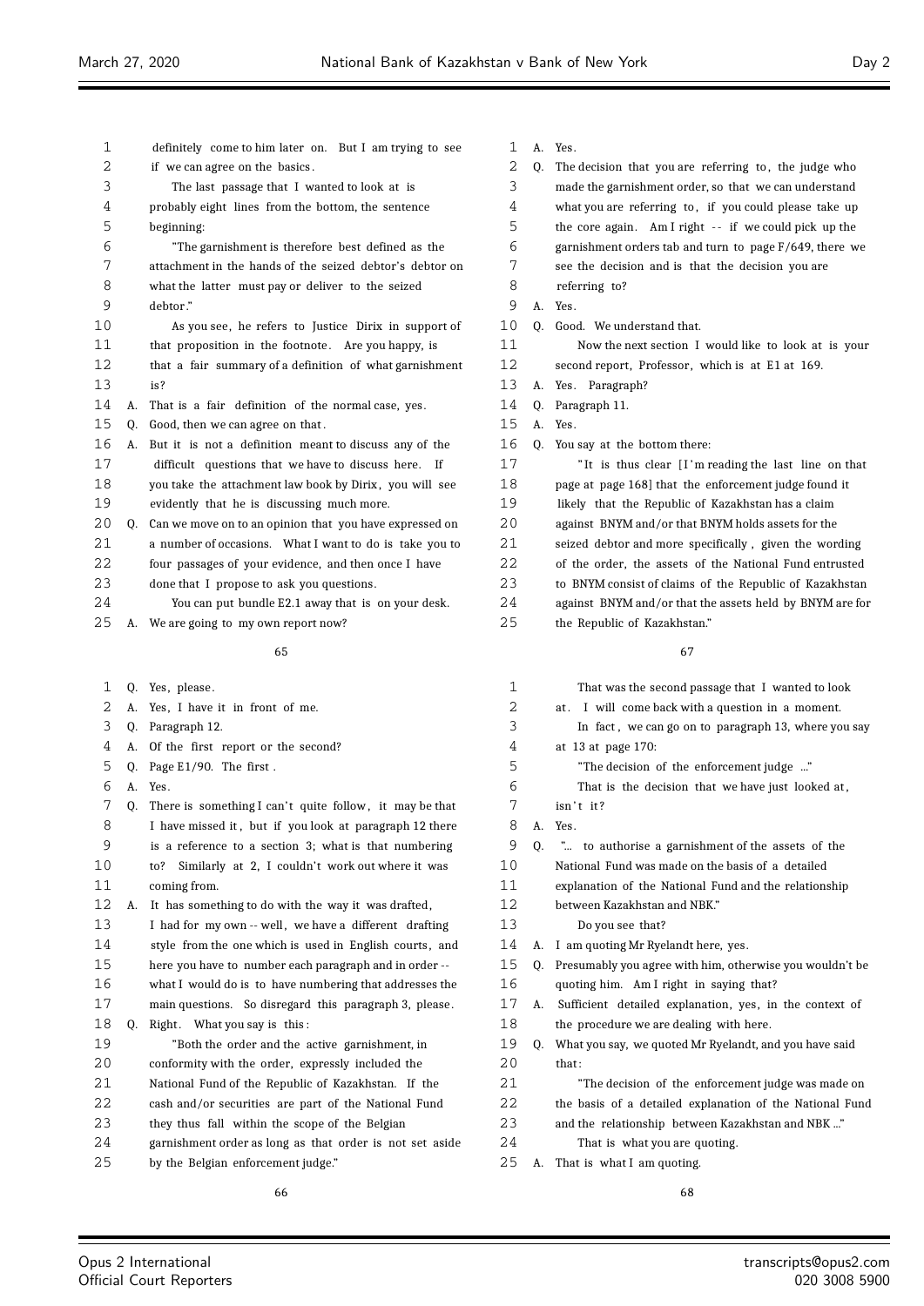65

1 definitely come to him later on. But I am trying to see
2 if we can agree on the basics.
3 The last passage that I wanted to look at is
4 probably eight lines from the bottom, the sentence
5 beginning:
6 "The garnishment is therefore best defined as the
7 attachment in the hands of the seized debtor's debtor on
8 what the latter must pay or deliver to the seized
9 debtor."
10 As you see, he refers to Justice Dirix in support of
11 that proposition in the footnote. Are you happy, is
12 that a fair summary of a definition of what garnishment
13 is?
14 A. That is a fair definition of the normal case, yes.
15 Q. Good, then we can agree on that.
16 A. But it is not a definition meant to discuss any of the
17 difficult questions that we have to discuss here. If
18 you take the attachment law book by Dirix, you will see
19 evidently that he is discussing much more.
20 Q. Can we move on to an opinion that you have expressed on
21 a number of occasions. What I want to do is take you to
22 four passages of your evidence, and then once I have
23 done that I propose to ask you questions.
24 You can put bundle E2.1 away that is on your desk.
25 A. We are going to my own report now?

66

1 Q. Yes, please.
2 A. Yes, I have it in front of me.
3 Q. Paragraph 12.
4 A. Of the first report or the second?
5 Q. Page E1/90. The first.
6 A. Yes.
7 Q. There is something I can't quite follow, it may be that
8 I have missed it, but if you look at paragraph 12 there
9 is a reference to a section 3; what is that numbering
10 to? Similarly at 2, I couldn't work out where it was
11 coming from.
12 A. It has something to do with the way it was drafted,
13 I had for my own -- well, we have a different drafting
14 style from the one which is used in English courts, and
15 here you have to number each paragraph and in order --
16 what I would do is to have numbering that addresses the
17 main questions. So disregard this paragraph 3, please.
18 Q. Right. What you say is this:
19 "Both the order and the active garnishment, in
20 conformity with the order, expressly included the
21 National Fund of the Republic of Kazakhstan. If the
22 cash and/or securities are part of the National Fund
23 they thus fall within the scope of the Belgian
24 garnishment order as long as that order is not set aside
25 by the Belgian enforcement judge."

67

1 A. Yes.
2 Q. The decision that you are referring to, the judge who
3 made the garnishment order, so that we can understand
4 what you are referring to, if you could please take up
5 the core again. Am I right -- if we could pick up the
6 garnishment orders tab and turn to page F/649, there we
7 see the decision and is that the decision you are
8 referring to?
9 A. Yes.
10 Q. Good. We understand that.
11 Now the next section I would like to look at is your
12 second report, Professor, which is at E1 at 169.
13 A. Yes. Paragraph?
14 Q. Paragraph 11.
15 A. Yes.
16 Q. You say at the bottom there:
17 "It is thus clear [I'm reading the last line on that
18 page at page 168] that the enforcement judge found it
19 likely that the Republic of Kazakhstan has a claim
20 against BNYM and/or that BNYM holds assets for the
21 seized debtor and more specifically, given the wording
22 of the order, the assets of the National Fund entrusted
23 to BNYM consist of claims of the Republic of Kazakhstan
24 against BNYM and/or that the assets held by BNYM are for
25 the Republic of Kazakhstan."

68

1 That was the second passage that I wanted to look
2 at. I will come back with a question in a moment.
3 In fact, we can go on to paragraph 13, where you say
4 at 13 at page 170:
5 "The decision of the enforcement judge ..."
6 That is the decision that we have just looked at,
7 isn't it?
8 A. Yes.
9 Q. "... to authorise a garnishment of the assets of the
10 National Fund was made on the basis of a detailed
11 explanation of the National Fund and the relationship
12 between Kazakhstan and NBK."
13 Do you see that?
14 A. I am quoting Mr Ryelandt here, yes.
15 Q. Presumably you agree with him, otherwise you wouldn't be
16 quoting him. Am I right in saying that?
17 A. Sufficient detailed explanation, yes, in the context of
18 the procedure we are dealing with here.
19 Q. What you say, we quoted Mr Ryelandt, and you have said
20 that:
21 "The decision of the enforcement judge was made on
22 the basis of a detailed explanation of the National Fund
23 and the relationship between Kazakhstan and NBK ..."
24 That is what you are quoting.
25 A. That is what I am quoting.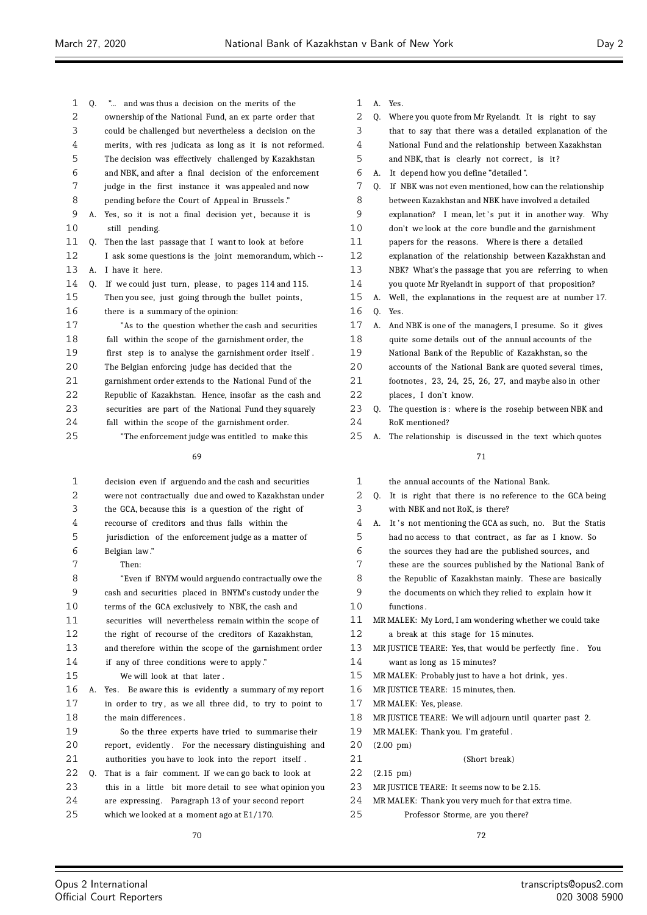Q. "... and was thus a decision on the merits of the ownership of the National Fund, an ex parte order that could be challenged but nevertheless a decision on the merits, with res judicata as long as it is not reformed. The decision was effectively challenged by Kazakhstan and NBK, and after a final decision of the enforcement judge in the first instance it was appealed and now pending before the Court of Appeal in Brussels."

A. Yes, so it is not a final decision yet, because it is still pending.

Q. Then the last passage that I want to look at before I ask some questions is the joint memorandum, which --

A. I have it here.

Q. If we could just turn, please, to pages 114 and 115. Then you see, just going through the bullet points, there is a summary of the opinion:

"As to the question whether the cash and securities fall within the scope of the garnishment order, the first step is to analyse the garnishment order itself. The Belgian enforcing judge has decided that the garnishment order extends to the National Fund of the Republic of Kazakhstan. Hence, insofar as the cash and securities are part of the National Fund they squarely fall within the scope of the garnishment order.

"The enforcement judge was entitled to make this decision even if arguendo and the cash and securities were not contractually due and owed to Kazakhstan under the GCA, because this is a question of the right of recourse of creditors and thus falls within the jurisdiction of the enforcement judge as a matter of Belgian law."

Then:

"Even if BNYM would arguendo contractually owe the cash and securities placed in BNYM's custody under the terms of the GCA exclusively to NBK, the cash and securities will nevertheless remain within the scope of the right of recourse of the creditors of Kazakhstan, and therefore within the scope of the garnishment order if any of three conditions were to apply."

We will look at that later.

A. Yes. Be aware this is evidently a summary of my report in order to try, as we all three did, to try to point to the main differences.

So the three experts have tried to summarise their report, evidently. For the necessary distinguishing and authorities you have to look into the report itself.

Q. That is a fair comment. If we can go back to look at this in a little bit more detail to see what opinion you are expressing. Paragraph 13 of your second report which we looked at a moment ago at E1/170.

A. Yes.

Q. Where you quote from Mr Ryelandt. It is right to say that to say that there was a detailed explanation of the National Fund and the relationship between Kazakhstan and NBK, that is clearly not correct, is it?

A. It depend how you define "detailed".

Q. If NBK was not even mentioned, how can the relationship between Kazakhstan and NBK have involved a detailed explanation? I mean, let's put it in another way. Why don't we look at the core bundle and the garnishment papers for the reasons. Where is there a detailed explanation of the relationship between Kazakhstan and NBK? What's the passage that you are referring to when you quote Mr Ryelandt in support of that proposition?

A. Well, the explanations in the request are at number 17.

Q. Yes.

A. And NBK is one of the managers, I presume. So it gives quite some details out of the annual accounts of the National Bank of the Republic of Kazakhstan, so the accounts of the National Bank are quoted several times, footnotes, 23, 24, 25, 26, 27, and maybe also in other places, I don't know.

Q. The question is: where is the rosehip between NBK and RoK mentioned?

A. The relationship is discussed in the text which quotes the annual accounts of the National Bank.

Q. It is right that there is no reference to the GCA being with NBK and not RoK, is there?

A. It's not mentioning the GCA as such, no. But the Statis had no access to that contract, as far as I know. So the sources they had are the published sources, and these are the sources published by the National Bank of the Republic of Kazakhstan mainly. These are basically the documents on which they relied to explain how it functions.

MR MALEK: My Lord, I am wondering whether we could take a break at this stage for 15 minutes.

MR JUSTICE TEARE: Yes, that would be perfectly fine. You want as long as 15 minutes?

MR MALEK: Probably just to have a hot drink, yes.

MR JUSTICE TEARE: 15 minutes, then.

MR MALEK: Yes, please.

MR JUSTICE TEARE: We will adjourn until quarter past 2.

MR MALEK: Thank you. I'm grateful.

(2.00 pm)

(Short break)

(2.15 pm)

MR JUSTICE TEARE: It seems now to be 2.15.

MR MALEK: Thank you very much for that extra time.

Professor Storme, are you there?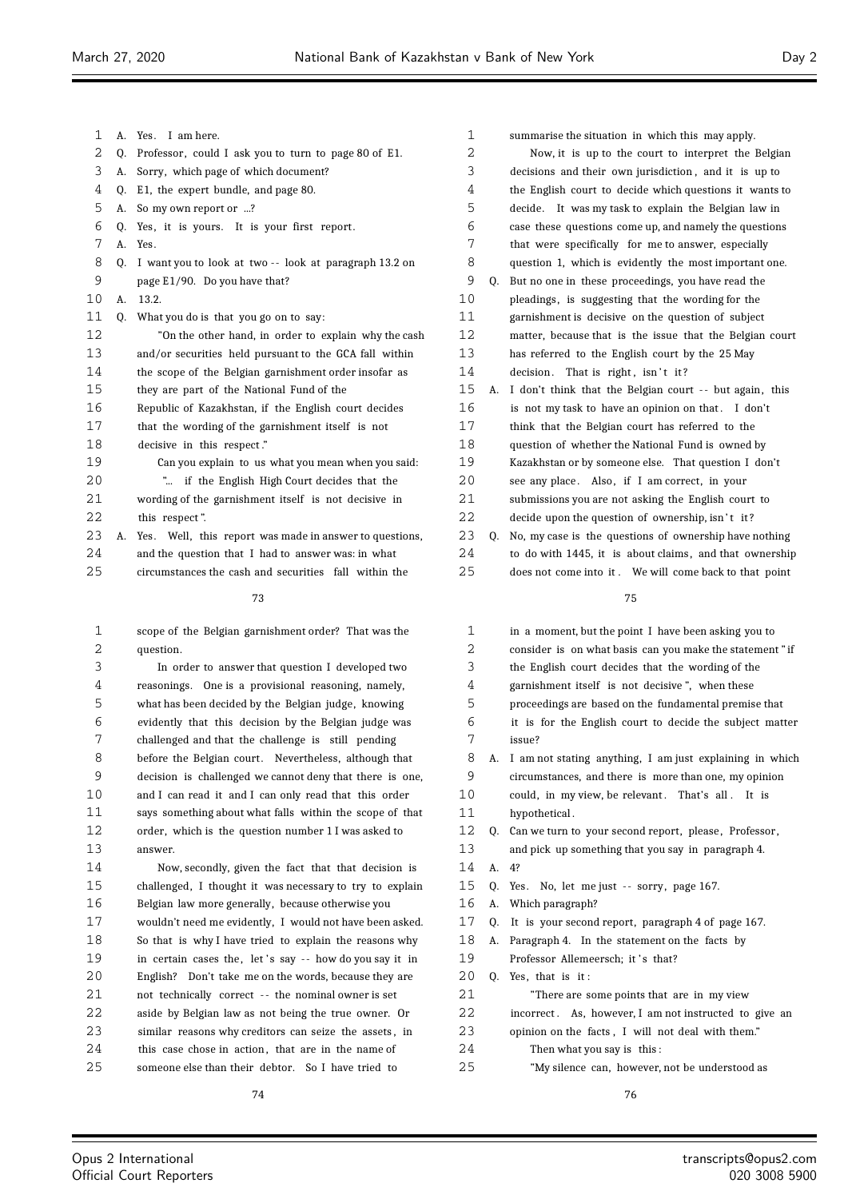A. Yes. I am here.

Q. Professor, could I ask you to turn to page 80 of E1.

A. Sorry, which page of which document?

Q. E1, the expert bundle, and page 80.

A. So my own report or ...?

Q. Yes, it is yours. It is your first report.

A. Yes.

Q. I want you to look at two -- look at paragraph 13.2 on page E1/90. Do you have that?

A. 13.2.

Q. What you do is that you go on to say:

"On the other hand, in order to explain why the cash and/or securities held pursuant to the GCA fall within the scope of the Belgian garnishment order insofar as they are part of the National Fund of the Republic of Kazakhstan, if the English court decides that the wording of the garnishment itself is not decisive in this respect."

Can you explain to us what you mean when you said:

"... if the English High Court decides that the wording of the garnishment itself is not decisive in this respect".

A. Yes. Well, this report was made in answer to questions, and the question that I had to answer was: in what circumstances the cash and securities fall within the scope of the Belgian garnishment order? That was the question.

In order to answer that question I developed two reasonings. One is a provisional reasoning, namely, what has been decided by the Belgian judge, knowing evidently that this decision by the Belgian judge was challenged and that the challenge is still pending before the Belgian court. Nevertheless, although that decision is challenged we cannot deny that there is one, and I can read it and I can only read that this order says something about what falls within the scope of that order, which is the question number 1 I was asked to answer.

Now, secondly, given the fact that that decision is challenged, I thought it was necessary to try to explain Belgian law more generally, because otherwise you wouldn't need me evidently, I would not have been asked. So that is why I have tried to explain the reasons why in certain cases the, let's say -- how do you say it in English? Don't take me on the words, because they are not technically correct -- the nominal owner is set aside by Belgian law as not being the true owner. Or similar reasons why creditors can seize the assets, in this case chose in action, that are in the name of someone else than their debtor. So I have tried to summarise the situation in which this may apply.

Now, it is up to the court to interpret the Belgian decisions and their own jurisdiction, and it is up to the English court to decide which questions it wants to decide. It was my task to explain the Belgian law in case these questions come up, and namely the questions that were specifically for me to answer, especially question 1, which is evidently the most important one.

Q. But no one in these proceedings, you have read the pleadings, is suggesting that the wording for the garnishment is decisive on the question of subject matter, because that is the issue that the Belgian court has referred to the English court by the 25 May decision. That is right, isn't it?

A. I don't think that the Belgian court -- but again, this is not my task to have an opinion on that. I don't think that the Belgian court has referred to the question of whether the National Fund is owned by Kazakhstan or by someone else. That question I don't see any place. Also, if I am correct, in your submissions you are not asking the English court to decide upon the question of ownership, isn't it?

Q. No, my case is the questions of ownership have nothing to do with 1445, it is about claims, and that ownership does not come into it. We will come back to that point in a moment, but the point I have been asking you to consider is on what basis can you make the statement "if the English court decides that the wording of the garnishment itself is not decisive", when these proceedings are based on the fundamental premise that it is for the English court to decide the subject matter issue?

A. I am not stating anything, I am just explaining in which circumstances, and there is more than one, my opinion could, in my view, be relevant. That's all. It is hypothetical.

Q. Can we turn to your second report, please, Professor, and pick up something that you say in paragraph 4.

A. 4?

Q. Yes. No, let me just -- sorry, page 167.

A. Which paragraph?

Q. It is your second report, paragraph 4 of page 167.

A. Paragraph 4. In the statement on the facts by Professor Allemeersch; it's that?

Q. Yes, that is it:

"There are some points that are in my view incorrect. As, however, I am not instructed to give an opinion on the facts, I will not deal with them."

Then what you say is this:

"My silence can, however, not be understood as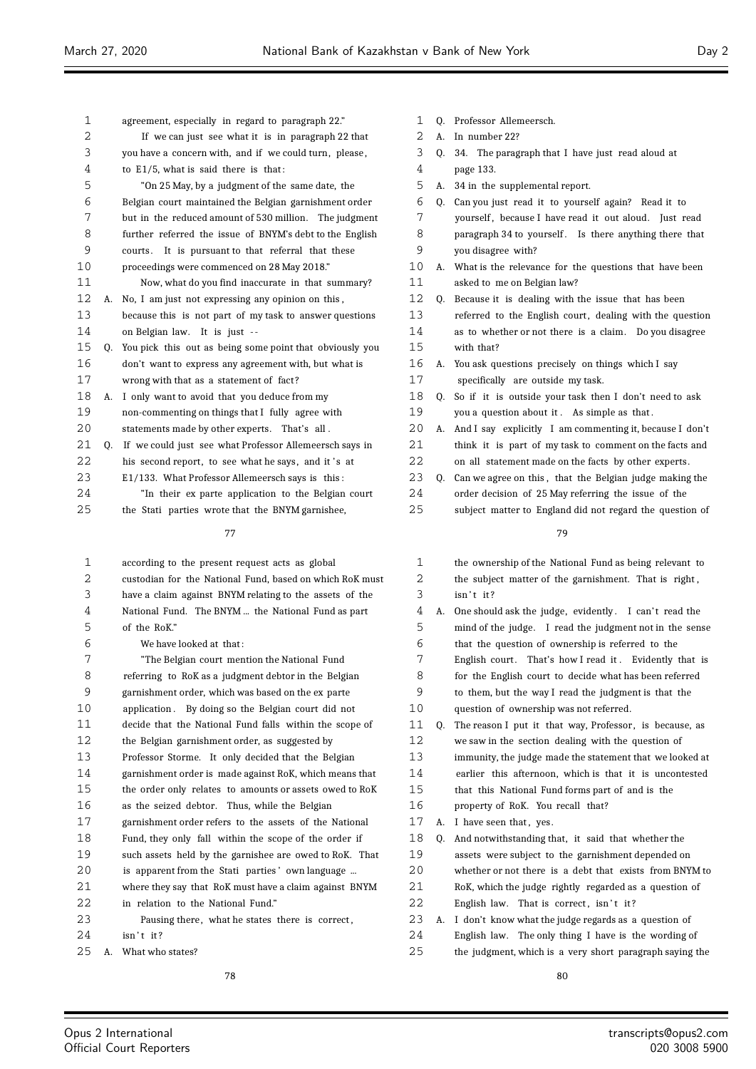agreement, especially in regard to paragraph 22."

If we can just see what it is in paragraph 22 that you have a concern with, and if we could turn, please, to E1/5, what is said there is that:

"On 25 May, by a judgment of the same date, the Belgian court maintained the Belgian garnishment order but in the reduced amount of 530 million. The judgment further referred the issue of BNYM's debt to the English courts. It is pursuant to that referral that these proceedings were commenced on 28 May 2018."

Now, what do you find inaccurate in that summary?

A. No, I am just not expressing any opinion on this, because this is not part of my task to answer questions on Belgian law. It is just --

Q. You pick this out as being some point that obviously you don't want to express any agreement with, but what is wrong with that as a statement of fact?

A. I only want to avoid that you deduce from my non-commenting on things that I fully agree with statements made by other experts. That's all.

Q. If we could just see what Professor Allemeersch says in his second report, to see what he says, and it's at E1/133. What Professor Allemeersch says is this:

"In their ex parte application to the Belgian court the Stati parties wrote that the BNYM garnishee, according to the present request acts as global custodian for the National Fund, based on which RoK must have a claim against BNYM relating to the assets of the National Fund. The BNYM ... the National Fund as part of the RoK."

We have looked at that:

"The Belgian court mention the National Fund referring to RoK as a judgment debtor in the Belgian garnishment order, which was based on the ex parte application. By doing so the Belgian court did not decide that the National Fund falls within the scope of the Belgian garnishment order, as suggested by Professor Storme. It only decided that the Belgian garnishment order is made against RoK, which means that the order only relates to amounts or assets owed to RoK as the seized debtor. Thus, while the Belgian garnishment order refers to the assets of the National Fund, they only fall within the scope of the order if such assets held by the garnishee are owed to RoK. That is apparent from the Stati parties' own language ... where they say that RoK must have a claim against BNYM in relation to the National Fund."

Pausing there, what he states there is correct, isn't it?

A. What who states?

Q. Professor Allemeersch.

A. In number 22?

Q. 34. The paragraph that I have just read aloud at page 133.

A. 34 in the supplemental report.

Q. Can you just read it to yourself again? Read it to yourself, because I have read it out aloud. Just read paragraph 34 to yourself. Is there anything there that you disagree with?

A. What is the relevance for the questions that have been asked to me on Belgian law?

Q. Because it is dealing with the issue that has been referred to the English court, dealing with the question as to whether or not there is a claim. Do you disagree with that?

A. You ask questions precisely on things which I say specifically are outside my task.

Q. So if it is outside your task then I don't need to ask you a question about it. As simple as that.

A. And I say explicitly I am commenting it, because I don't think it is part of my task to comment on the facts and on all statement made on the facts by other experts.

Q. Can we agree on this, that the Belgian judge making the order decision of 25 May referring the issue of the subject matter to England did not regard the question of the ownership of the National Fund as being relevant to the subject matter of the garnishment. That is right, isn't it?

A. One should ask the judge, evidently. I can't read the mind of the judge. I read the judgment not in the sense that the question of ownership is referred to the English court. That's how I read it. Evidently that is for the English court to decide what has been referred to them, but the way I read the judgment is that the question of ownership was not referred.

Q. The reason I put it that way, Professor, is because, as we saw in the section dealing with the question of immunity, the judge made the statement that we looked at earlier this afternoon, which is that it is uncontested that this National Fund forms part of and is the property of RoK. You recall that?

A. I have seen that, yes.

Q. And notwithstanding that, it said that whether the assets were subject to the garnishment depended on whether or not there is a debt that exists from BNYM to RoK, which the judge rightly regarded as a question of English law. That is correct, isn't it?

A. I don't know what the judge regards as a question of English law. The only thing I have is the wording of the judgment, which is a very short paragraph saying the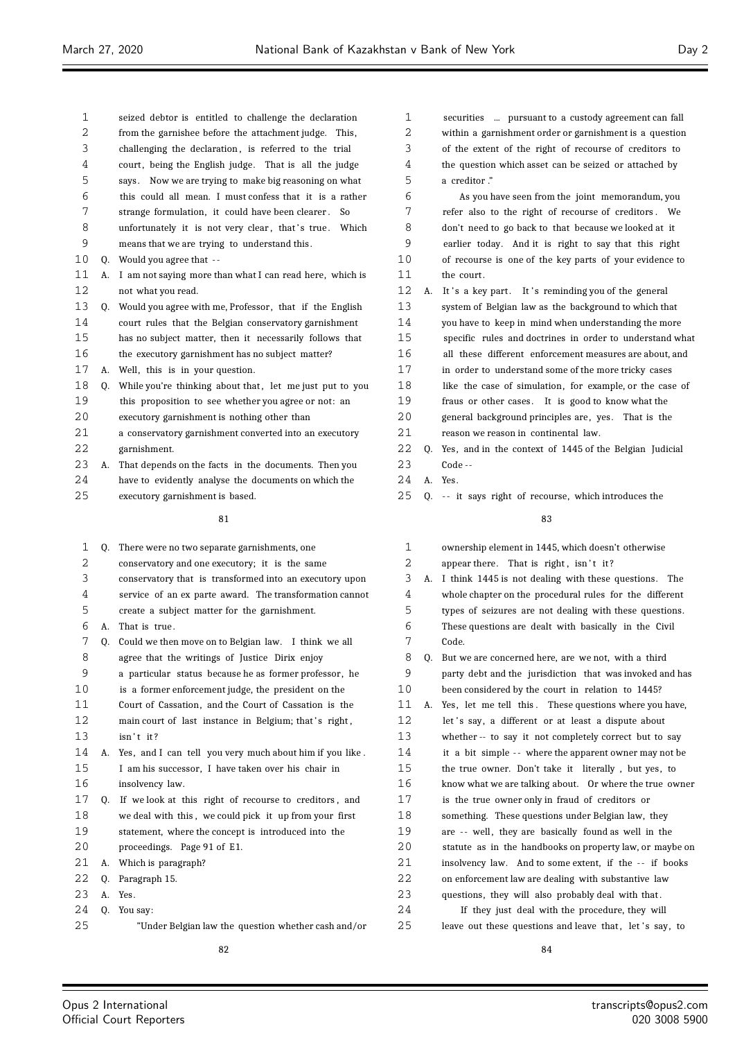seized debtor is entitled to challenge the declaration from the garnishee before the attachment judge. This, challenging the declaration, is referred to the trial court, being the English judge. That is all the judge says. Now we are trying to make big reasoning on what this could all mean. I must confess that it is a rather strange formulation, it could have been clearer. So unfortunately it is not very clear, that's true. Which means that we are trying to understand this.

Q. Would you agree that --

A. I am not saying more than what I can read here, which is not what you read.

Q. Would you agree with me, Professor, that if the English court rules that the Belgian conservatory garnishment has no subject matter, then it necessarily follows that the executory garnishment has no subject matter?

A. Well, this is in your question.

Q. While you're thinking about that, let me just put to you this proposition to see whether you agree or not: an executory garnishment is nothing other than a conservatory garnishment converted into an executory garnishment.

A. That depends on the facts in the documents. Then you have to evidently analyse the documents on which the executory garnishment is based.

Q. There were no two separate garnishments, one conservatory and one executory; it is the same conservatory that is transformed into an executory upon service of an ex parte award. The transformation cannot create a subject matter for the garnishment.

A. That is true.

Q. Could we then move on to Belgian law. I think we all agree that the writings of Justice Dirix enjoy a particular status because he as former professor, he is a former enforcement judge, the president on the Court of Cassation, and the Court of Cassation is the main court of last instance in Belgium; that's right, isn't it?

A. Yes, and I can tell you very much about him if you like. I am his successor, I have taken over his chair in insolvency law.

Q. If we look at this right of recourse to creditors, and we deal with this, we could pick it up from your first statement, where the concept is introduced into the proceedings. Page 91 of E1.

A. Which is paragraph?

Q. Paragraph 15.

A. Yes.

Q. You say:

"Under Belgian law the question whether cash and/or securities ... pursuant to a custody agreement can fall within a garnishment order or garnishment is a question of the extent of the right of recourse of creditors to the question which asset can be seized or attached by a creditor."

As you have seen from the joint memorandum, you refer also to the right of recourse of creditors. We don't need to go back to that because we looked at it earlier today. And it is right to say that this right of recourse is one of the key parts of your evidence to the court.

A. It's a key part. It's reminding you of the general system of Belgian law as the background to which that you have to keep in mind when understanding the more specific rules and doctrines in order to understand what all these different enforcement measures are about, and in order to understand some of the more tricky cases like the case of simulation, for example, or the case of fraus or other cases. It is good to know what the general background principles are, yes. That is the reason we reason in continental law.

Q. Yes, and in the context of 1445 of the Belgian Judicial Code --

A. Yes.

Q. -- it says right of recourse, which introduces the ownership element in 1445, which doesn't otherwise appear there. That is right, isn't it?

A. I think 1445 is not dealing with these questions. The whole chapter on the procedural rules for the different types of seizures are not dealing with these questions. These questions are dealt with basically in the Civil Code.

Q. But we are concerned here, are we not, with a third party debt and the jurisdiction that was invoked and has been considered by the court in relation to 1445?

A. Yes, let me tell this. These questions where you have, let's say, a different or at least a dispute about whether -- to say it not completely correct but to say it a bit simple -- where the apparent owner may not be the true owner. Don't take it literally, but yes, to know what we are talking about. Or where the true owner is the true owner only in fraud of creditors or something. These questions under Belgian law, they are -- well, they are basically found as well in the statute as in the handbooks on property law, or maybe on insolvency law. And to some extent, if the -- if books on enforcement law are dealing with substantive law questions, they will also probably deal with that.

If they just deal with the procedure, they will leave out these questions and leave that, let's say, to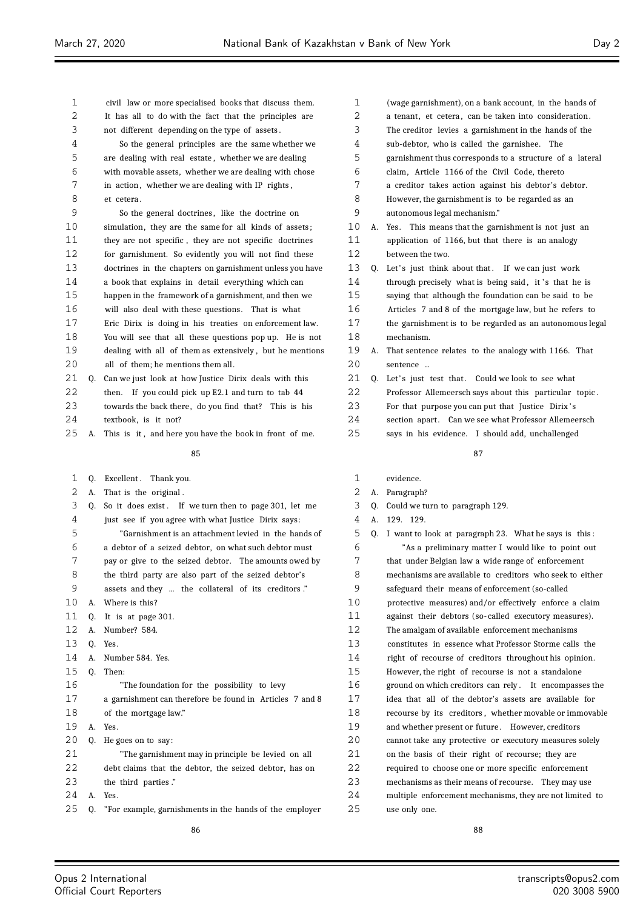civil law or more specialised books that discuss them. It has all to do with the fact that the principles are not different depending on the type of assets.

So the general principles are the same whether we are dealing with real estate, whether we are dealing with movable assets, whether we are dealing with chose in action, whether we are dealing with IP rights, et cetera.

So the general doctrines, like the doctrine on simulation, they are the same for all kinds of assets; they are not specific, they are not specific doctrines for garnishment. So evidently you will not find these doctrines in the chapters on garnishment unless you have a book that explains in detail everything which can happen in the framework of a garnishment, and then we will also deal with these questions. That is what Eric Dirix is doing in his treaties on enforcement law. You will see that all these questions pop up. He is not dealing with all of them as extensively, but he mentions all of them; he mentions them all.

Q. Can we just look at how Justice Dirix deals with this then. If you could pick up E2.1 and turn to tab 44 towards the back there, do you find that? This is his textbook, is it not?

A. This is it, and here you have the book in front of me.

Q. Excellent. Thank you.

A. That is the original.

Q. So it does exist. If we turn then to page 301, let me just see if you agree with what Justice Dirix says:

"Garnishment is an attachment levied in the hands of a debtor of a seized debtor, on what such debtor must pay or give to the seized debtor. The amounts owed by the third party are also part of the seized debtor's assets and they ... the collateral of its creditors."

A. Where is this?

Q. It is at page 301.

A. Number? 584.

Q. Yes.

A. Number 584. Yes.

Q. Then:

"The foundation for the possibility to levy a garnishment can therefore be found in Articles 7 and 8 of the mortgage law."

A. Yes.

Q. He goes on to say:

"The garnishment may in principle be levied on all debt claims that the debtor, the seized debtor, has on the third parties."

A. Yes.

Q. "For example, garnishments in the hands of the employer (wage garnishment), on a bank account, in the hands of a tenant, et cetera, can be taken into consideration. The creditor levies a garnishment in the hands of the sub-debtor, who is called the garnishee. The garnishment thus corresponds to a structure of a lateral claim, Article 1166 of the Civil Code, thereto a creditor takes action against his debtor's debtor. However, the garnishment is to be regarded as an autonomous legal mechanism."

A. Yes. This means that the garnishment is not just an application of 1166, but that there is an analogy between the two.

Q. Let's just think about that. If we can just work through precisely what is being said, it's that he is saying that although the foundation can be said to be Articles 7 and 8 of the mortgage law, but he refers to the garnishment is to be regarded as an autonomous legal mechanism.

A. That sentence relates to the analogy with 1166. That sentence ...

Q. Let's just test that. Could we look to see what Professor Allemeersch says about this particular topic. For that purpose you can put that Justice Dirix's section apart. Can we see what Professor Allemeersch says in his evidence. I should add, unchallenged evidence.

A. Paragraph?

Q. Could we turn to paragraph 129.

A. 129. 129.

Q. I want to look at paragraph 23. What he says is this:

"As a preliminary matter I would like to point out that under Belgian law a wide range of enforcement mechanisms are available to creditors who seek to either safeguard their means of enforcement (so-called protective measures) and/or effectively enforce a claim against their debtors (so-called executory measures). The amalgam of available enforcement mechanisms constitutes in essence what Professor Storme calls the right of recourse of creditors throughout his opinion. However, the right of recourse is not a standalone ground on which creditors can rely. It encompasses the idea that all of the debtor's assets are available for recourse by its creditors, whether movable or immovable and whether present or future. However, creditors cannot take any protective or executory measures solely on the basis of their right of recourse; they are required to choose one or more specific enforcement mechanisms as their means of recourse. They may use multiple enforcement mechanisms, they are not limited to use only one.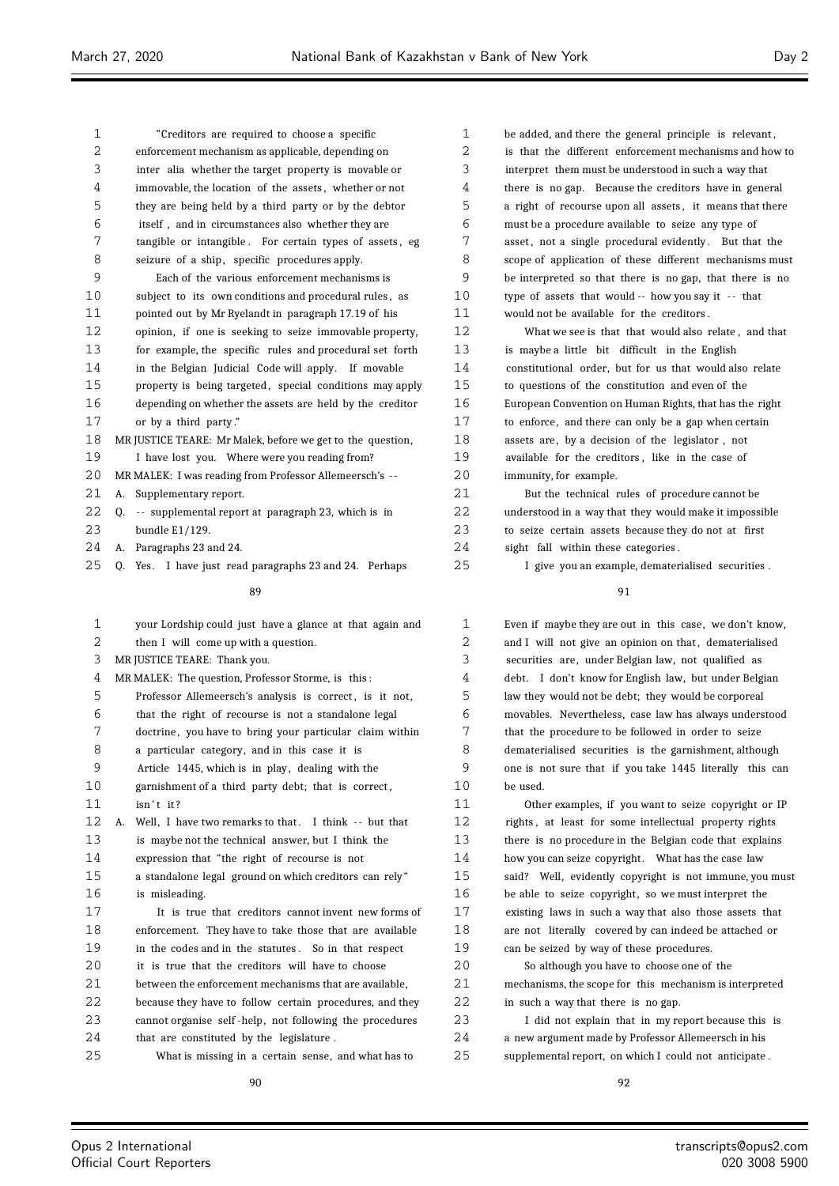"Creditors are required to choose a specific enforcement mechanism as applicable, depending on inter alia whether the target property is movable or immovable, the location of the assets, whether or not they are being held by a third party or by the debtor itself, and in circumstances also whether they are tangible or intangible. For certain types of assets, eg seizure of a ship, specific procedures apply.

Each of the various enforcement mechanisms is subject to its own conditions and procedural rules, as pointed out by Mr Ryelandt in paragraph 17.19 of his opinion, if one is seeking to seize immovable property, for example, the specific rules and procedural set forth in the Belgian Judicial Code will apply. If movable property is being targeted, special conditions may apply depending on whether the assets are held by the creditor or by a third party."

MR JUSTICE TEARE: Mr Malek, before we get to the question, I have lost you. Where were you reading from?

MR MALEK: I was reading from Professor Allemeersch's --

A. Supplementary report.

Q. -- supplemental report at paragraph 23, which is in bundle E1/129.

A. Paragraphs 23 and 24.

Q. Yes. I have just read paragraphs 23 and 24. Perhaps your Lordship could just have a glance at that again and then I will come up with a question.

MR JUSTICE TEARE: Thank you.

MR MALEK: The question, Professor Storme, is this: Professor Allemeersch's analysis is correct, is it not, that the right of recourse is not a standalone legal doctrine, you have to bring your particular claim within a particular category, and in this case it is Article 1445, which is in play, dealing with the garnishment of a third party debt; that is correct, isn't it?

A. Well, I have two remarks to that. I think -- but that is maybe not the technical answer, but I think the expression that "the right of recourse is not a standalone legal ground on which creditors can rely" is misleading.

It is true that creditors cannot invent new forms of enforcement. They have to take those that are available in the codes and in the statutes. So in that respect it is true that the creditors will have to choose between the enforcement mechanisms that are available, because they have to follow certain procedures, and they cannot organise self-help, not following the procedures that are constituted by the legislature.

What is missing in a certain sense, and what has to be added, and there the general principle is relevant, is that the different enforcement mechanisms and how to interpret them must be understood in such a way that there is no gap. Because the creditors have in general a right of recourse upon all assets, it means that there must be a procedure available to seize any type of asset, not a single procedural evidently. But that the scope of application of these different mechanisms must be interpreted so that there is no gap, that there is no type of assets that would -- how you say it -- that would not be available for the creditors.

What we see is that that would also relate, and that is maybe a little bit difficult in the English constitutional order, but for us that would also relate to questions of the constitution and even of the European Convention on Human Rights, that has the right to enforce, and there can only be a gap when certain assets are, by a decision of the legislator, not available for the creditors, like in the case of immunity, for example.

But the technical rules of procedure cannot be understood in a way that they would make it impossible to seize certain assets because they do not at first sight fall within these categories.

I give you an example, dematerialised securities. Even if maybe they are out in this case, we don't know, and I will not give an opinion on that, dematerialised securities are, under Belgian law, not qualified as debt. I don't know for English law, but under Belgian law they would not be debt; they would be corporeal movables. Nevertheless, case law has always understood that the procedure to be followed in order to seize dematerialised securities is the garnishment, although one is not sure that if you take 1445 literally this can be used.

Other examples, if you want to seize copyright or IP rights, at least for some intellectual property rights there is no procedure in the Belgian code that explains how you can seize copyright. What has the case law said? Well, evidently copyright is not immune, you must be able to seize copyright, so we must interpret the existing laws in such a way that also those assets that are not literally covered by can indeed be attached or can be seized by way of these procedures.

So although you have to choose one of the mechanisms, the scope for this mechanism is interpreted in such a way that there is no gap.

I did not explain that in my report because this is a new argument made by Professor Allemeersch in his supplemental report, on which I could not anticipate.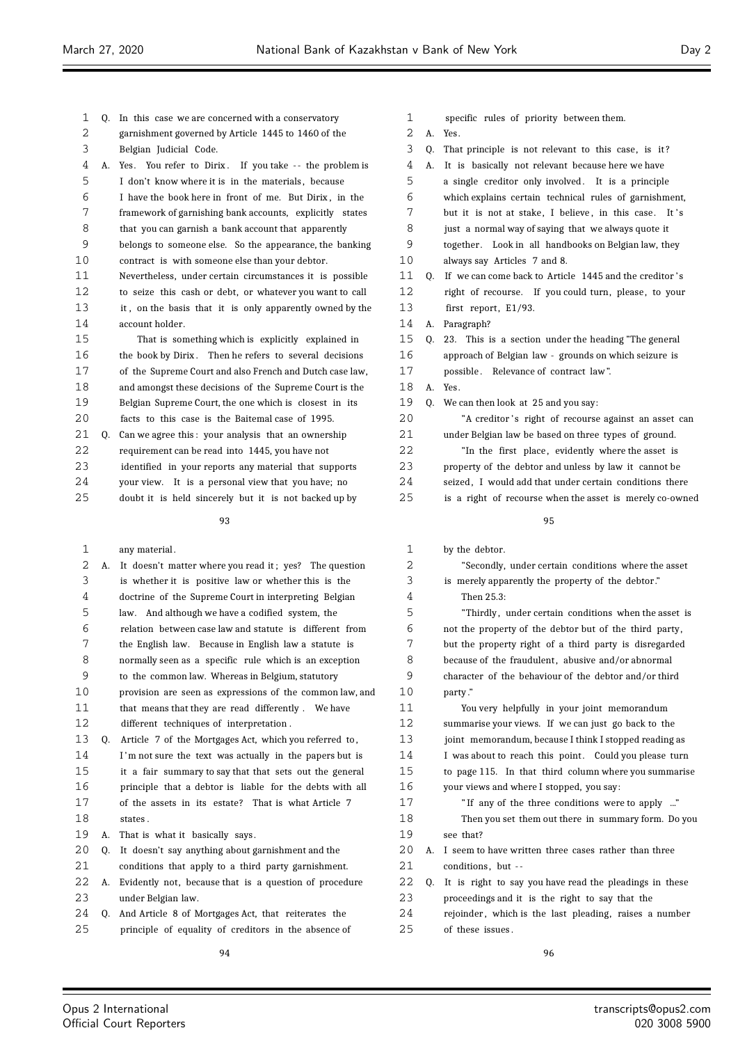Q. In this case we are concerned with a conservatory garnishment governed by Article 1445 to 1460 of the Belgian Judicial Code.

A. Yes. You refer to Dirix. If you take -- the problem is I don't know where it is in the materials, because I have the book here in front of me. But Dirix, in the framework of garnishing bank accounts, explicitly states that you can garnish a bank account that apparently belongs to someone else. So the appearance, the banking contract is with someone else than your debtor. Nevertheless, under certain circumstances it is possible to seize this cash or debt, or whatever you want to call it, on the basis that it is only apparently owned by the account holder.

That is something which is explicitly explained in the book by Dirix. Then he refers to several decisions of the Supreme Court and also French and Dutch case law, and amongst these decisions of the Supreme Court is the Belgian Supreme Court, the one which is closest in its facts to this case is the Baitemal case of 1995.

Q. Can we agree this: your analysis that an ownership requirement can be read into 1445, you have not identified in your reports any material that supports your view. It is a personal view that you have; no doubt it is held sincerely but it is not backed up by any material.

A. It doesn't matter where you read it; yes? The question is whether it is positive law or whether this is the doctrine of the Supreme Court in interpreting Belgian law. And although we have a codified system, the relation between case law and statute is different from the English law. Because in English law a statute is normally seen as a specific rule which is an exception to the common law. Whereas in Belgium, statutory provision are seen as expressions of the common law, and that means that they are read differently. We have different techniques of interpretation.

Q. Article 7 of the Mortgages Act, which you referred to, I'm not sure the text was actually in the papers but is it a fair summary to say that that sets out the general principle that a debtor is liable for the debts with all of the assets in its estate? That is what Article 7 states.

A. That is what it basically says.

Q. It doesn't say anything about garnishment and the conditions that apply to a third party garnishment.

A. Evidently not, because that is a question of procedure under Belgian law.

Q. And Article 8 of Mortgages Act, that reiterates the principle of equality of creditors in the absence of specific rules of priority between them.

A. Yes.

Q. That principle is not relevant to this case, is it?

A. It is basically not relevant because here we have a single creditor only involved. It is a principle which explains certain technical rules of garnishment, but it is not at stake, I believe, in this case. It's just a normal way of saying that we always quote it together. Look in all handbooks on Belgian law, they always say Articles 7 and 8.

Q. If we can come back to Article 1445 and the creditor's right of recourse. If you could turn, please, to your first report, E1/93.

A. Paragraph?

Q. 23. This is a section under the heading "The general approach of Belgian law - grounds on which seizure is possible. Relevance of contract law".

A. Yes.

Q. We can then look at 25 and you say:

"A creditor's right of recourse against an asset can under Belgian law be based on three types of ground.

"In the first place, evidently where the asset is property of the debtor and unless by law it cannot be seized, I would add that under certain conditions there is a right of recourse when the asset is merely co-owned by the debtor.

"Secondly, under certain conditions where the asset is merely apparently the property of the debtor."

Then 25.3:

"Thirdly, under certain conditions when the asset is not the property of the debtor but of the third party, but the property right of a third party is disregarded because of the fraudulent, abusive and/or abnormal character of the behaviour of the debtor and/or third party."

You very helpfully in your joint memorandum summarise your views. If we can just go back to the joint memorandum, because I think I stopped reading as I was about to reach this point. Could you please turn to page 115. In that third column where you summarise your views and where I stopped, you say:

"If any of the three conditions were to apply ..."

Then you set them out there in summary form. Do you see that?

A. I seem to have written three cases rather than three conditions, but --

Q. It is right to say you have read the pleadings in these proceedings and it is the right to say that the rejoinder, which is the last pleading, raises a number of these issues.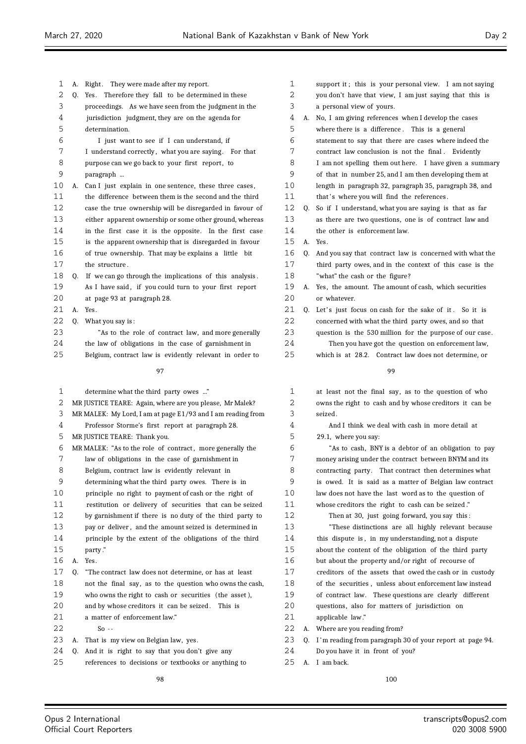A. Right. They were made after my report.

Q. Yes. Therefore they fall to be determined in these proceedings. As we have seen from the judgment in the jurisdiction judgment, they are on the agenda for determination.

I just want to see if I can understand, if I understand correctly, what you are saying. For that purpose can we go back to your first report, to paragraph ...

A. Can I just explain in one sentence, these three cases, the difference between them is the second and the third case the true ownership will be disregarded in favour of either apparent ownership or some other ground, whereas in the first case it is the opposite. In the first case is the apparent ownership that is disregarded in favour of true ownership. That may be explains a little bit the structure.

Q. If we can go through the implications of this analysis. As I have said, if you could turn to your first report at page 93 at paragraph 28.

A. Yes.

Q. What you say is:

"As to the role of contract law, and more generally the law of obligations in the case of garnishment in Belgium, contract law is evidently relevant in order to determine what the third party owes ..."

MR JUSTICE TEARE: Again, where are you please, Mr Malek?

MR MALEK: My Lord, I am at page E1/93 and I am reading from Professor Storme's first report at paragraph 28.

MR JUSTICE TEARE: Thank you.

MR MALEK: "As to the role of contract, more generally the law of obligations in the case of garnishment in Belgium, contract law is evidently relevant in determining what the third party owes. There is in principle no right to payment of cash or the right of restitution or delivery of securities that can be seized by garnishment if there is no duty of the third party to pay or deliver, and the amount seized is determined in principle by the extent of the obligations of the third party."

A. Yes.

Q. "The contract law does not determine, or has at least not the final say, as to the question who owns the cash, who owns the right to cash or securities (the asset), and by whose creditors it can be seized. This is a matter of enforcement law."

So --

A. That is my view on Belgian law, yes.

Q. And it is right to say that you don't give any references to decisions or textbooks or anything to support it; this is your personal view. I am not saying you don't have that view, I am just saying that this is a personal view of yours.

A. No, I am giving references when I develop the cases where there is a difference. This is a general statement to say that there are cases where indeed the contract law conclusion is not the final. Evidently I am not spelling them out here. I have given a summary of that in number 25, and I am then developing them at length in paragraph 32, paragraph 35, paragraph 38, and that's where you will find the references.

Q. So if I understand, what you are saying is that as far as there are two questions, one is of contract law and the other is enforcement law.

A. Yes.

Q. And you say that contract law is concerned with what the third party owes, and in the context of this case is the "what" the cash or the figure?

A. Yes, the amount. The amount of cash, which securities or whatever.

Q. Let's just focus on cash for the sake of it. So it is concerned with what the third party owes, and so that question is the 530 million for the purpose of our case.

Then you have got the question on enforcement law, which is at 28.2. Contract law does not determine, or at least not the final say, as to the question of who owns the right to cash and by whose creditors it can be seized.

And I think we deal with cash in more detail at 29.1, where you say:

"As to cash, BNY is a debtor of an obligation to pay money arising under the contract between BNYM and its contracting party. That contract then determines what is owed. It is said as a matter of Belgian law contract law does not have the last word as to the question of whose creditors the right to cash can be seized."

Then at 30, just going forward, you say this:

"These distinctions are all highly relevant because this dispute is, in my understanding, not a dispute about the content of the obligation of the third party but about the property and/or right of recourse of creditors of the assets that owed the cash or in custody of the securities, unless about enforcement law instead of contract law. These questions are clearly different questions, also for matters of jurisdiction on applicable law."

A. Where are you reading from?

Q. I'm reading from paragraph 30 of your report at page 94. Do you have it in front of you?

A. I am back.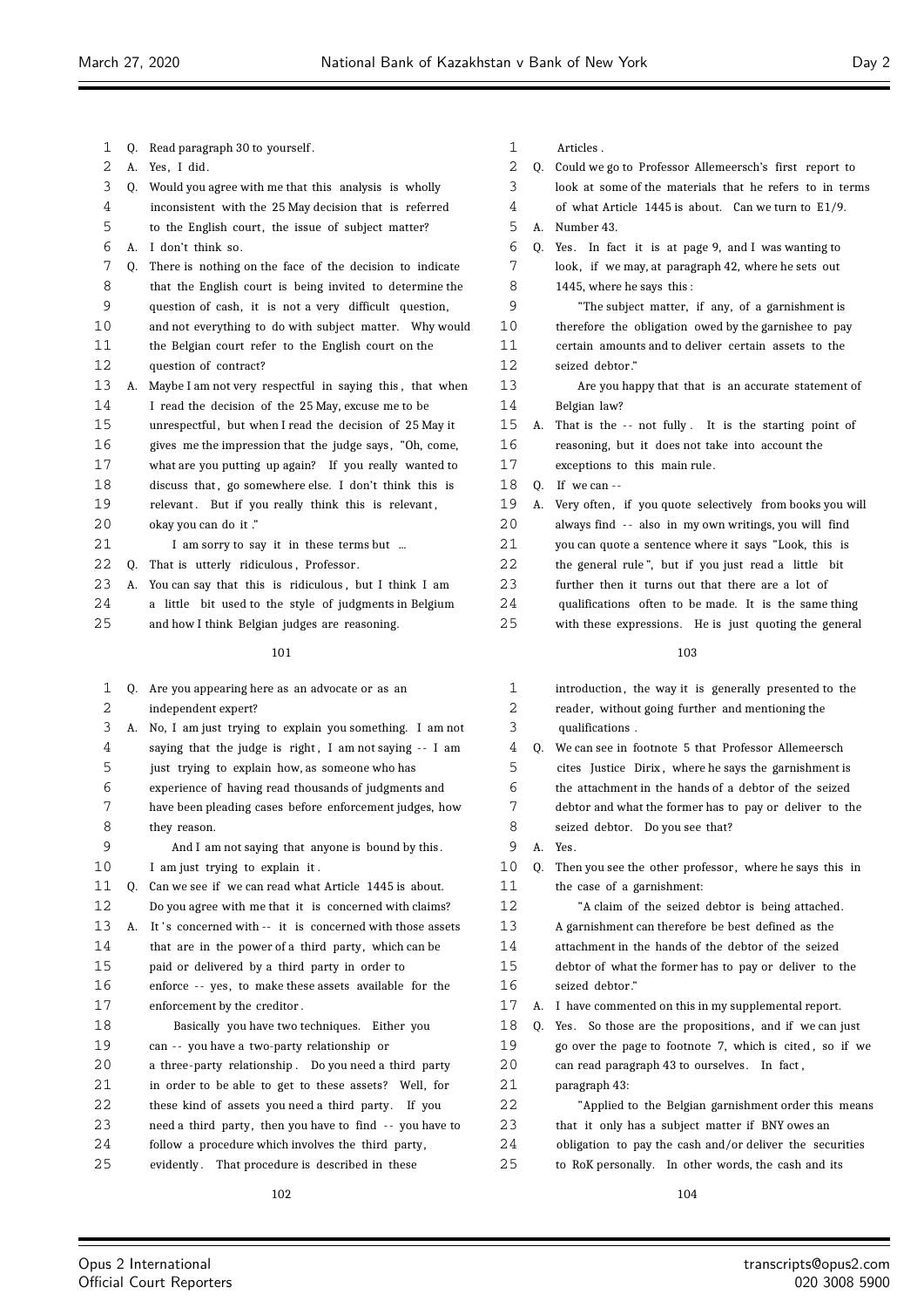Q. Read paragraph 30 to yourself.

A. Yes, I did.

Q. Would you agree with me that this analysis is wholly inconsistent with the 25 May decision that is referred to the English court, the issue of subject matter?

A. I don't think so.

Q. There is nothing on the face of the decision to indicate that the English court is being invited to determine the question of cash, it is not a very difficult question, and not everything to do with subject matter. Why would the Belgian court refer to the English court on the question of contract?

A. Maybe I am not very respectful in saying this, that when I read the decision of the 25 May, excuse me to be unrespectful, but when I read the decision of 25 May it gives me the impression that the judge says, "Oh, come, what are you putting up again? If you really wanted to discuss that, go somewhere else. I don't think this is relevant. But if you really think this is relevant, okay you can do it."

I am sorry to say it in these terms but ...

Q. That is utterly ridiculous, Professor.

A. You can say that this is ridiculous, but I think I am a little bit used to the style of judgments in Belgium and how I think Belgian judges are reasoning.

Q. Are you appearing here as an advocate or as an independent expert?

A. No, I am just trying to explain you something. I am not saying that the judge is right, I am not saying -- I am just trying to explain how, as someone who has experience of having read thousands of judgments and have been pleading cases before enforcement judges, how they reason.

And I am not saying that anyone is bound by this. I am just trying to explain it.

Q. Can we see if we can read what Article 1445 is about. Do you agree with me that it is concerned with claims?

A. It's concerned with -- it is concerned with those assets that are in the power of a third party, which can be paid or delivered by a third party in order to enforce -- yes, to make these assets available for the enforcement by the creditor.

Basically you have two techniques. Either you can -- you have a two-party relationship or a three-party relationship. Do you need a third party in order to be able to get to these assets? Well, for these kind of assets you need a third party. If you need a third party, then you have to find -- you have to follow a procedure which involves the third party, evidently. That procedure is described in these Articles.

Q. Could we go to Professor Allemeersch's first report to look at some of the materials that he refers to in terms of what Article 1445 is about. Can we turn to E1/9.

A. Number 43.

Q. Yes. In fact it is at page 9, and I was wanting to look, if we may, at paragraph 42, where he sets out 1445, where he says this:

"The subject matter, if any, of a garnishment is therefore the obligation owed by the garnishee to pay certain amounts and to deliver certain assets to the seized debtor."

Are you happy that that is an accurate statement of Belgian law?

A. That is the -- not fully. It is the starting point of reasoning, but it does not take into account the exceptions to this main rule.

Q. If we can --

A. Very often, if you quote selectively from books you will always find -- also in my own writings, you will find you can quote a sentence where it says "Look, this is the general rule", but if you just read a little bit further then it turns out that there are a lot of qualifications often to be made. It is the same thing with these expressions. He is just quoting the general introduction, the way it is generally presented to the reader, without going further and mentioning the qualifications.

Q. We can see in footnote 5 that Professor Allemeersch cites Justice Dirix, where he says the garnishment is the attachment in the hands of a debtor of the seized debtor and what the former has to pay or deliver to the seized debtor. Do you see that?

A. Yes.

Q. Then you see the other professor, where he says this in the case of a garnishment:

"A claim of the seized debtor is being attached. A garnishment can therefore be best defined as the attachment in the hands of the debtor of the seized debtor of what the former has to pay or deliver to the seized debtor."

A. I have commented on this in my supplemental report.

Q. Yes. So those are the propositions, and if we can just go over the page to footnote 7, which is cited, so if we can read paragraph 43 to ourselves. In fact, paragraph 43:

"Applied to the Belgian garnishment order this means that it only has a subject matter if BNY owes an obligation to pay the cash and/or deliver the securities to RoK personally. In other words, the cash and its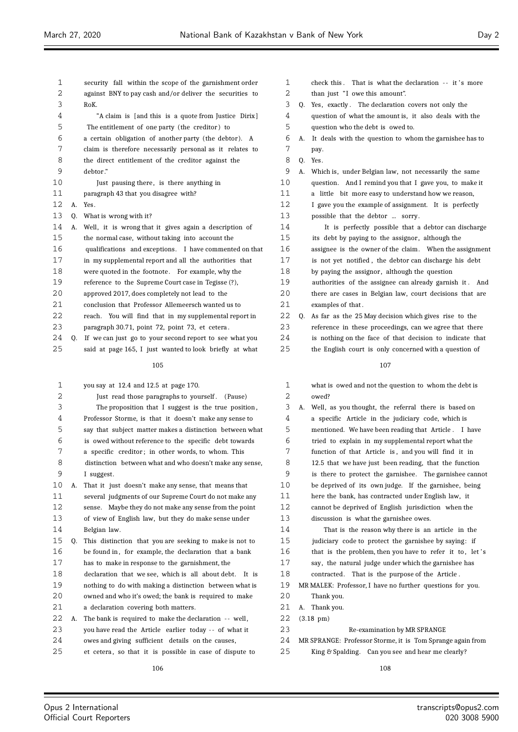security fall within the scope of the garnishment order against BNY to pay cash and/or deliver the securities to RoK.

"A claim is [and this is a quote from Justice Dirix] The entitlement of one party (the creditor) to a certain obligation of another party (the debtor). A claim is therefore necessarily personal as it relates to the direct entitlement of the creditor against the debtor."

Just pausing there, is there anything in paragraph 43 that you disagree with?

A. Yes.

Q. What is wrong with it?

A. Well, it is wrong that it gives again a description of the normal case, without taking into account the qualifications and exceptions. I have commented on that in my supplemental report and all the authorities that were quoted in the footnote. For example, why the reference to the Supreme Court case in Tegisse (?), approved 2017, does completely not lead to the conclusion that Professor Allemeersch wanted us to reach. You will find that in my supplemental report in paragraph 30.71, point 72, point 73, et cetera.

Q. If we can just go to your second report to see what you said at page 165, I just wanted to look briefly at what you say at 12.4 and 12.5 at page 170.

Just read those paragraphs to yourself. (Pause)

The proposition that I suggest is the true position, Professor Storme, is that it doesn't make any sense to say that subject matter makes a distinction between what is owed without reference to the specific debt towards a specific creditor; in other words, to whom. This distinction between what and who doesn't make any sense, I suggest.

A. That it just doesn't make any sense, that means that several judgments of our Supreme Court do not make any sense. Maybe they do not make any sense from the point of view of English law, but they do make sense under Belgian law.

Q. This distinction that you are seeking to make is not to be found in, for example, the declaration that a bank has to make in response to the garnishment, the declaration that we see, which is all about debt. It is nothing to do with making a distinction between what is owned and who it's owed; the bank is required to make a declaration covering both matters.

A. The bank is required to make the declaration -- well, you have read the Article earlier today -- of what it owes and giving sufficient details on the causes, et cetera, so that it is possible in case of dispute to check this. That is what the declaration -- it's more than just "I owe this amount".

Q. Yes, exactly. The declaration covers not only the question of what the amount is, it also deals with the question who the debt is owed to.

A. It deals with the question to whom the garnishee has to pay.

Q. Yes.

A. Which is, under Belgian law, not necessarily the same question. And I remind you that I gave you, to make it a little bit more easy to understand how we reason, I gave you the example of assignment. It is perfectly possible that the debtor ... sorry.

It is perfectly possible that a debtor can discharge its debt by paying to the assignor, although the assignee is the owner of the claim. When the assignment is not yet notified, the debtor can discharge his debt by paying the assignor, although the question authorities of the assignee can already garnish it. And there are cases in Belgian law, court decisions that are examples of that.

Q. As far as the 25 May decision which gives rise to the reference in these proceedings, can we agree that there is nothing on the face of that decision to indicate that the English court is only concerned with a question of what is owed and not the question to whom the debt is owed?

A. Well, as you thought, the referral there is based on a specific Article in the judiciary code, which is mentioned. We have been reading that Article. I have tried to explain in my supplemental report what the function of that Article is, and you will find it in 12.5 that we have just been reading, that the function is there to protect the garnishee. The garnishee cannot be deprived of its own judge. If the garnishee, being here the bank, has contracted under English law, it cannot be deprived of English jurisdiction when the discussion is what the garnishee owes.

That is the reason why there is an article in the judiciary code to protect the garnishee by saying: if that is the problem, then you have to refer it to, let's say, the natural judge under which the garnishee has contracted. That is the purpose of the Article.

MR MALEK: Professor, I have no further questions for you. Thank you.

A. Thank you.

(3.18 pm)

## Re-examination by MR SPRANGE

MR SPRANGE: Professor Storme, it is Tom Sprange again from King & Spalding. Can you see and hear me clearly?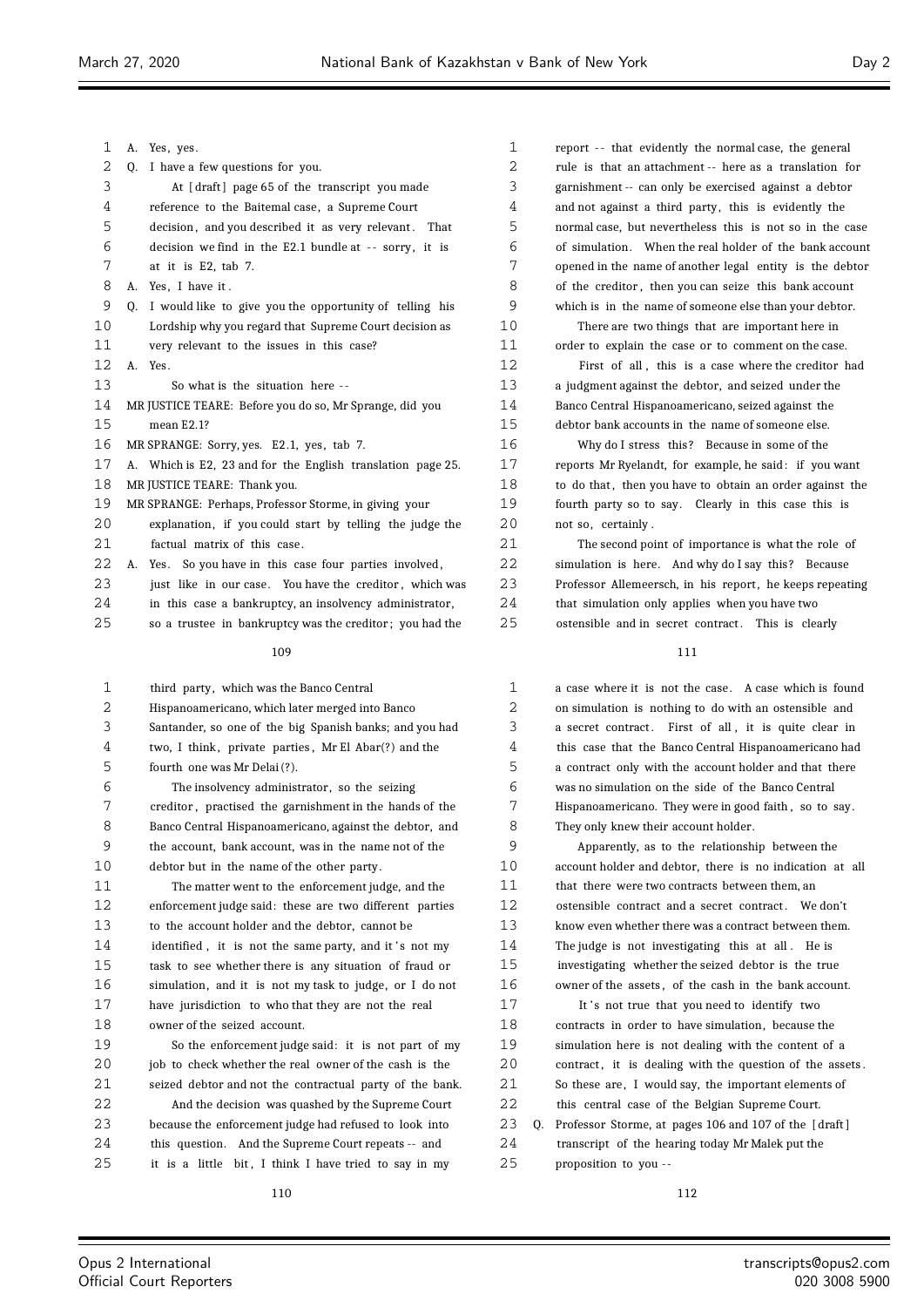A. Yes, yes.

Q. I have a few questions for you.

At [draft] page 65 of the transcript you made reference to the Baitemal case, a Supreme Court decision, and you described it as very relevant. That decision we find in the E2.1 bundle at -- sorry, it is at it is E2, tab 7.

A. Yes, I have it.

Q. I would like to give you the opportunity of telling his Lordship why you regard that Supreme Court decision as very relevant to the issues in this case?

A. Yes.

So what is the situation here --

MR JUSTICE TEARE: Before you do so, Mr Sprange, did you mean E2.1?

MR SPRANGE: Sorry, yes. E2.1, yes, tab 7.

A. Which is E2, 23 and for the English translation page 25.

MR JUSTICE TEARE: Thank you.

MR SPRANGE: Perhaps, Professor Storme, in giving your explanation, if you could start by telling the judge the factual matrix of this case.

A. Yes. So you have in this case four parties involved, just like in our case. You have the creditor, which was in this case a bankruptcy, an insolvency administrator, so a trustee in bankruptcy was the creditor; you had the third party, which was the Banco Central Hispanoamericano, which later merged into Banco Santander, so one of the big Spanish banks; and you had two, I think, private parties, Mr El Abar(?) and the fourth one was Mr Delai(?).

The insolvency administrator, so the seizing creditor, practised the garnishment in the hands of the Banco Central Hispanoamericano, against the debtor, and the account, bank account, was in the name not of the debtor but in the name of the other party.

The matter went to the enforcement judge, and the enforcement judge said: these are two different parties to the account holder and the debtor, cannot be identified, it is not the same party, and it's not my task to see whether there is any situation of fraud or simulation, and it is not my task to judge, or I do not have jurisdiction to who that they are not the real owner of the seized account.

So the enforcement judge said: it is not part of my job to check whether the real owner of the cash is the seized debtor and not the contractual party of the bank.

And the decision was quashed by the Supreme Court because the enforcement judge had refused to look into this question. And the Supreme Court repeats -- and it is a little bit, I think I have tried to say in my report -- that evidently the normal case, the general rule is that an attachment -- here as a translation for garnishment -- can only be exercised against a debtor and not against a third party, this is evidently the normal case, but nevertheless this is not so in the case of simulation. When the real holder of the bank account opened in the name of another legal entity is the debtor of the creditor, then you can seize this bank account which is in the name of someone else than your debtor.

There are two things that are important here in order to explain the case or to comment on the case.

First of all, this is a case where the creditor had a judgment against the debtor, and seized under the Banco Central Hispanoamericano, seized against the debtor bank accounts in the name of someone else.

Why do I stress this? Because in some of the reports Mr Ryelandt, for example, he said: if you want to do that, then you have to obtain an order against the fourth party so to say. Clearly in this case this is not so, certainly.

The second point of importance is what the role of simulation is here. And why do I say this? Because Professor Allemeersch, in his report, he keeps repeating that simulation only applies when you have two ostensible and in secret contract. This is clearly a case where it is not the case. A case which is found on simulation is nothing to do with an ostensible and a secret contract. First of all, it is quite clear in this case that the Banco Central Hispanoamericano had a contract only with the account holder and that there was no simulation on the side of the Banco Central Hispanoamericano. They were in good faith, so to say. They only knew their account holder.

Apparently, as to the relationship between the account holder and debtor, there is no indication at all that there were two contracts between them, an ostensible contract and a secret contract. We don't know even whether there was a contract between them. The judge is not investigating this at all. He is investigating whether the seized debtor is the true owner of the assets, of the cash in the bank account.

It's not true that you need to identify two contracts in order to have simulation, because the simulation here is not dealing with the content of a contract, it is dealing with the question of the assets. So these are, I would say, the important elements of this central case of the Belgian Supreme Court.

Q. Professor Storme, at pages 106 and 107 of the [draft] transcript of the hearing today Mr Malek put the proposition to you --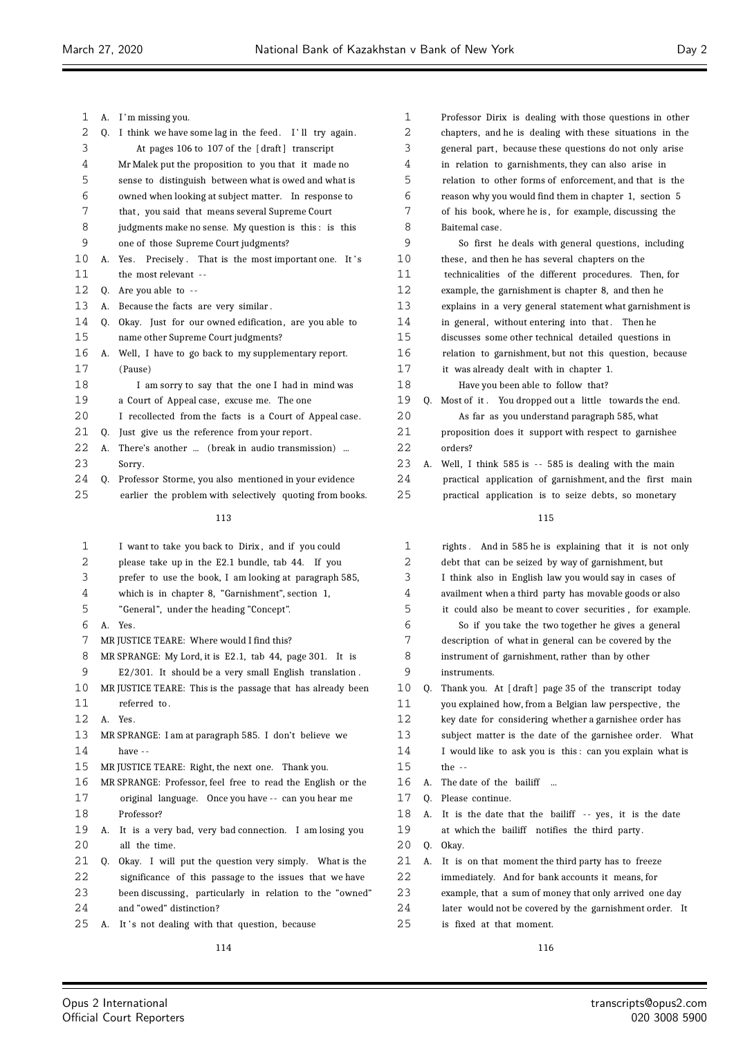1 A. I'm missing you.
2 Q. I think we have some lag in the feed. I'll try again.
3 At pages 106 to 107 of the [draft] transcript
4 Mr Malek put the proposition to you that it made no
5 sense to distinguish between what is owed and what is
6 owned when looking at subject matter. In response to
7 that, you said that means several Supreme Court
8 judgments make no sense. My question is this: is this
9 one of those Supreme Court judgments?
10 A. Yes. Precisely. That is the most important one. It's
11 the most relevant --
12 Q. Are you able to --
13 A. Because the facts are very similar.
14 Q. Okay. Just for our owned edification, are you able to
15 name other Supreme Court judgments?
16 A. Well, I have to go back to my supplementary report.
17 (Pause)
18 I am sorry to say that the one I had in mind was
19 a Court of Appeal case, excuse me. The one
20 I recollected from the facts is a Court of Appeal case.
21 Q. Just give us the reference from your report.
22 A. There's another ... (break in audio transmission) ...
23 Sorry.
24 Q. Professor Storme, you also mentioned in your evidence
25 earlier the problem with selectively quoting from books.

113

1 I want to take you back to Dirix, and if you could
2 please take up in the E2.1 bundle, tab 44. If you
3 prefer to use the book, I am looking at paragraph 585,
4 which is in chapter 8, "Garnishment", section 1,
5 "General", under the heading "Concept".
6 A. Yes.
7 MR JUSTICE TEARE: Where would I find this?
8 MR SPRANGE: My Lord, it is E2.1, tab 44, page 301. It is
9 E2/301. It should be a very small English translation.
10 MR JUSTICE TEARE: This is the passage that has already been
11 referred to.
12 A. Yes.
13 MR SPRANGE: I am at paragraph 585. I don't believe we
14 have --
15 MR JUSTICE TEARE: Right, the next one. Thank you.
16 MR SPRANGE: Professor, feel free to read the English or the
17 original language. Once you have -- can you hear me
18 Professor?
19 A. It is a very bad, very bad connection. I am losing you
20 all the time.
21 Q. Okay. I will put the question very simply. What is the
22 significance of this passage to the issues that we have
23 been discussing, particularly in relation to the "owned"
24 and "owed" distinction?
25 A. It's not dealing with that question, because

114

1 Professor Dirix is dealing with those questions in other
2 chapters, and he is dealing with these situations in the
3 general part, because these questions do not only arise
4 in relation to garnishments, they can also arise in
5 relation to other forms of enforcement, and that is the
6 reason why you would find them in chapter 1, section 5
7 of his book, where he is, for example, discussing the
8 Baitemal case.
9 So first he deals with general questions, including
10 these, and then he has several chapters on the
11 technicalities of the different procedures. Then, for
12 example, the garnishment is chapter 8, and then he
13 explains in a very general statement what garnishment is
14 in general, without entering into that. Then he
15 discusses some other technical detailed questions in
16 relation to garnishment, but not this question, because
17 it was already dealt with in chapter 1.
18 Have you been able to follow that?
19 Q. Most of it. You dropped out a little towards the end.
20 As far as you understand paragraph 585, what
21 proposition does it support with respect to garnishee
22 orders?
23 A. Well, I think 585 is -- 585 is dealing with the main
24 practical application of garnishment, and the first main
25 practical application is to seize debts, so monetary

115

1 rights. And in 585 he is explaining that it is not only
2 debt that can be seized by way of garnishment, but
3 I think also in English law you would say in cases of
4 availment when a third party has movable goods or also
5 it could also be meant to cover securities, for example.
6 So if you take the two together he gives a general
7 description of what in general can be covered by the
8 instrument of garnishment, rather than by other
9 instruments.
10 Q. Thank you. At [draft] page 35 of the transcript today
11 you explained how, from a Belgian law perspective, the
12 key date for considering whether a garnishee order has
13 subject matter is the date of the garnishee order. What
14 I would like to ask you is this: can you explain what is
15 the --
16 A. The date of the bailiff ...
17 Q. Please continue.
18 A. It is the date that the bailiff -- yes, it is the date
19 at which the bailiff notifies the third party.
20 Q. Okay.
21 A. It is on that moment the third party has to freeze
22 immediately. And for bank accounts it means, for
23 example, that a sum of money that only arrived one day
24 later would not be covered by the garnishment order. It
25 is fixed at that moment.

116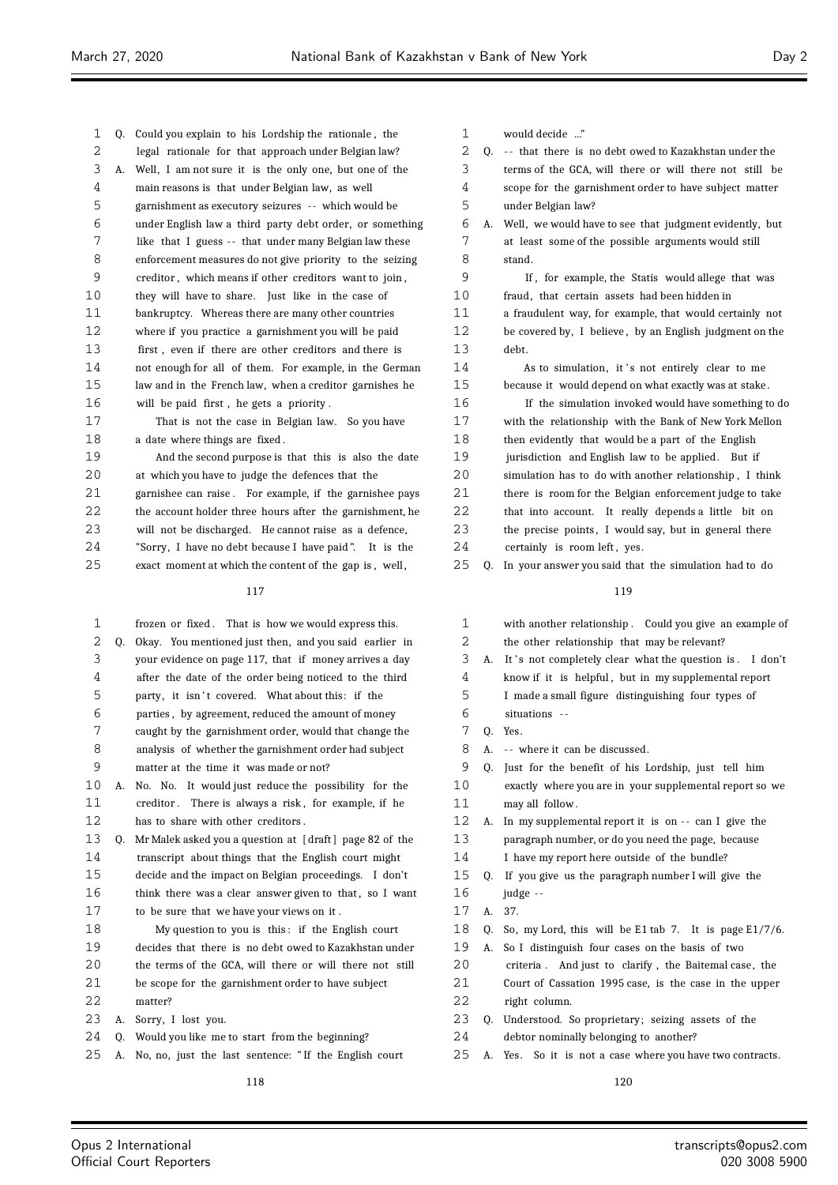Q. Could you explain to his Lordship the rationale, the legal rationale for that approach under Belgian law?

A. Well, I am not sure it is the only one, but one of the main reasons is that under Belgian law, as well garnishment as executory seizures -- which would be under English law a third party debt order, or something like that I guess -- that under many Belgian law these enforcement measures do not give priority to the seizing creditor, which means if other creditors want to join, they will have to share. Just like in the case of bankruptcy. Whereas there are many other countries where if you practice a garnishment you will be paid first, even if there are other creditors and there is not enough for all of them. For example, in the German law and in the French law, when a creditor garnishes he will be paid first, he gets a priority.

That is not the case in Belgian law. So you have a date where things are fixed.

And the second purpose is that this is also the date at which you have to judge the defences that the garnishee can raise. For example, if the garnishee pays the account holder three hours after the garnishment, he will not be discharged. He cannot raise as a defence, "Sorry, I have no debt because I have paid". It is the exact moment at which the content of the gap is, well, frozen or fixed. That is how we would express this.

Q. Okay. You mentioned just then, and you said earlier in your evidence on page 117, that if money arrives a day after the date of the order being noticed to the third party, it isn't covered. What about this: if the parties, by agreement, reduced the amount of money caught by the garnishment order, would that change the analysis of whether the garnishment order had subject matter at the time it was made or not?

A. No. No. It would just reduce the possibility for the creditor. There is always a risk, for example, if he has to share with other creditors.

Q. Mr Malek asked you a question at [draft] page 82 of the transcript about things that the English court might decide and the impact on Belgian proceedings. I don't think there was a clear answer given to that, so I want to be sure that we have your views on it.

My question to you is this: if the English court decides that there is no debt owed to Kazakhstan under the terms of the GCA, will there or will there not still be scope for the garnishment order to have subject matter?

A. Sorry, I lost you.

Q. Would you like me to start from the beginning?

A. No, no, just the last sentence: "If the English court would decide ..."

Q. -- that there is no debt owed to Kazakhstan under the terms of the GCA, will there or will there not still be scope for the garnishment order to have subject matter under Belgian law?

A. Well, we would have to see that judgment evidently, but at least some of the possible arguments would still stand.

If, for example, the Statis would allege that was fraud, that certain assets had been hidden in a fraudulent way, for example, that would certainly not be covered by, I believe, by an English judgment on the debt.

As to simulation, it's not entirely clear to me because it would depend on what exactly was at stake.

If the simulation invoked would have something to do with the relationship with the Bank of New York Mellon then evidently that would be a part of the English jurisdiction and English law to be applied. But if simulation has to do with another relationship, I think there is room for the Belgian enforcement judge to take that into account. It really depends a little bit on the precise points, I would say, but in general there certainly is room left, yes.

Q. In your answer you said that the simulation had to do with another relationship. Could you give an example of the other relationship that may be relevant?

A. It's not completely clear what the question is. I don't know if it is helpful, but in my supplemental report I made a small figure distinguishing four types of situations --

Q. Yes.

A. -- where it can be discussed.

Q. Just for the benefit of his Lordship, just tell him exactly where you are in your supplemental report so we may all follow.

A. In my supplemental report it is on -- can I give the paragraph number, or do you need the page, because I have my report here outside of the bundle?

Q. If you give us the paragraph number I will give the judge --

A. 37.

Q. So, my Lord, this will be E1 tab 7. It is page E1/7/6.

A. So I distinguish four cases on the basis of two criteria. And just to clarify, the Baitemal case, the Court of Cassation 1995 case, is the case in the upper right column.

Q. Understood. So proprietary; seizing assets of the debtor nominally belonging to another?

A. Yes. So it is not a case where you have two contracts.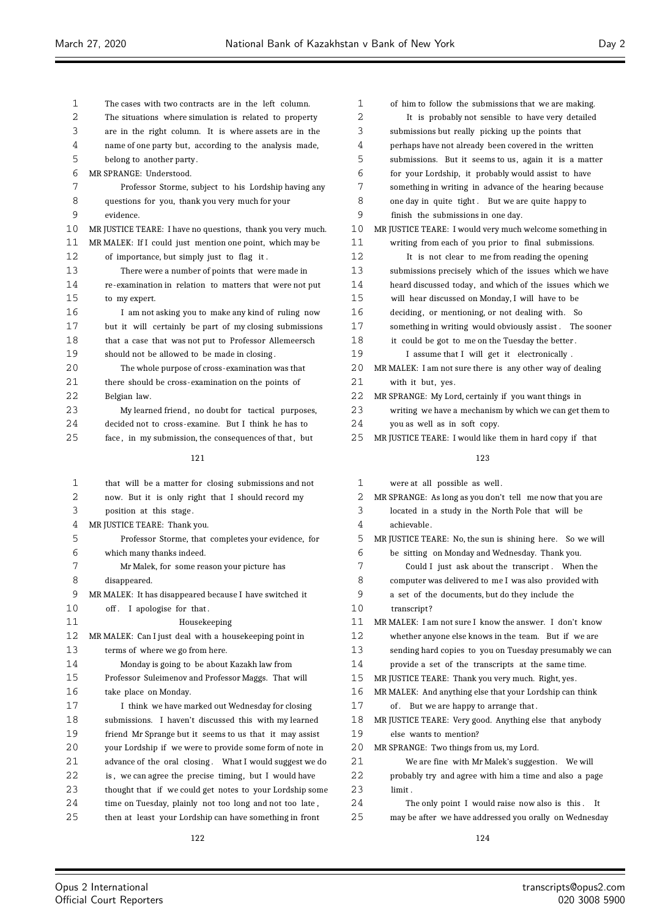The cases with two contracts are in the left column. The situations where simulation is related to property are in the right column. It is where assets are in the name of one party but, according to the analysis made, belong to another party.

MR SPRANGE: Understood.

Professor Storme, subject to his Lordship having any questions for you, thank you very much for your evidence.

MR JUSTICE TEARE: I have no questions, thank you very much.

MR MALEK: If I could just mention one point, which may be of importance, but simply just to flag it.

There were a number of points that were made in re-examination in relation to matters that were not put to my expert.

I am not asking you to make any kind of ruling now but it will certainly be part of my closing submissions that a case that was not put to Professor Allemeersch should not be allowed to be made in closing.

The whole purpose of cross-examination was that there should be cross-examination on the points of Belgian law.

My learned friend, no doubt for tactical purposes, decided not to cross-examine. But I think he has to face, in my submission, the consequences of that, but that will be a matter for closing submissions and not now. But it is only right that I should record my position at this stage.

MR JUSTICE TEARE: Thank you.

Professor Storme, that completes your evidence, for which many thanks indeed.

Mr Malek, for some reason your picture has disappeared.

MR MALEK: It has disappeared because I have switched it off. I apologise for that.

## Housekeeping

MR MALEK: Can I just deal with a housekeeping point in terms of where we go from here.

Monday is going to be about Kazakh law from Professor Suleimenov and Professor Maggs. That will take place on Monday.

I think we have marked out Wednesday for closing submissions. I haven't discussed this with my learned friend Mr Sprange but it seems to us that it may assist your Lordship if we were to provide some form of note in advance of the oral closing. What I would suggest we do is, we can agree the precise timing, but I would have thought that if we could get notes to your Lordship some time on Tuesday, plainly not too long and not too late, then at least your Lordship can have something in front of him to follow the submissions that we are making.

It is probably not sensible to have very detailed submissions but really picking up the points that perhaps have not already been covered in the written submissions. But it seems to us, again it is a matter for your Lordship, it probably would assist to have something in writing in advance of the hearing because one day in quite tight. But we are quite happy to finish the submissions in one day.

MR JUSTICE TEARE: I would very much welcome something in writing from each of you prior to final submissions.

It is not clear to me from reading the opening submissions precisely which of the issues which we have heard discussed today, and which of the issues which we will hear discussed on Monday, I will have to be deciding, or mentioning, or not dealing with. So something in writing would obviously assist. The sooner it could be got to me on the Tuesday the better.

I assume that I will get it electronically.

MR MALEK: I am not sure there is any other way of dealing with it but, yes.

MR SPRANGE: My Lord, certainly if you want things in writing we have a mechanism by which we can get them to you as well as in soft copy.

MR JUSTICE TEARE: I would like them in hard copy if that were at all possible as well.

MR SPRANGE: As long as you don't tell me now that you are located in a study in the North Pole that will be achievable.

MR JUSTICE TEARE: No, the sun is shining here. So we will be sitting on Monday and Wednesday. Thank you.

Could I just ask about the transcript. When the computer was delivered to me I was also provided with a set of the documents, but do they include the transcript?

MR MALEK: I am not sure I know the answer. I don't know whether anyone else knows in the team. But if we are sending hard copies to you on Tuesday presumably we can provide a set of the transcripts at the same time.

MR JUSTICE TEARE: Thank you very much. Right, yes.

MR MALEK: And anything else that your Lordship can think of. But we are happy to arrange that.

MR JUSTICE TEARE: Very good. Anything else that anybody else wants to mention?

MR SPRANGE: Two things from us, my Lord.

We are fine with Mr Malek's suggestion. We will probably try and agree with him a time and also a page limit.

The only point I would raise now also is this. It may be after we have addressed you orally on Wednesday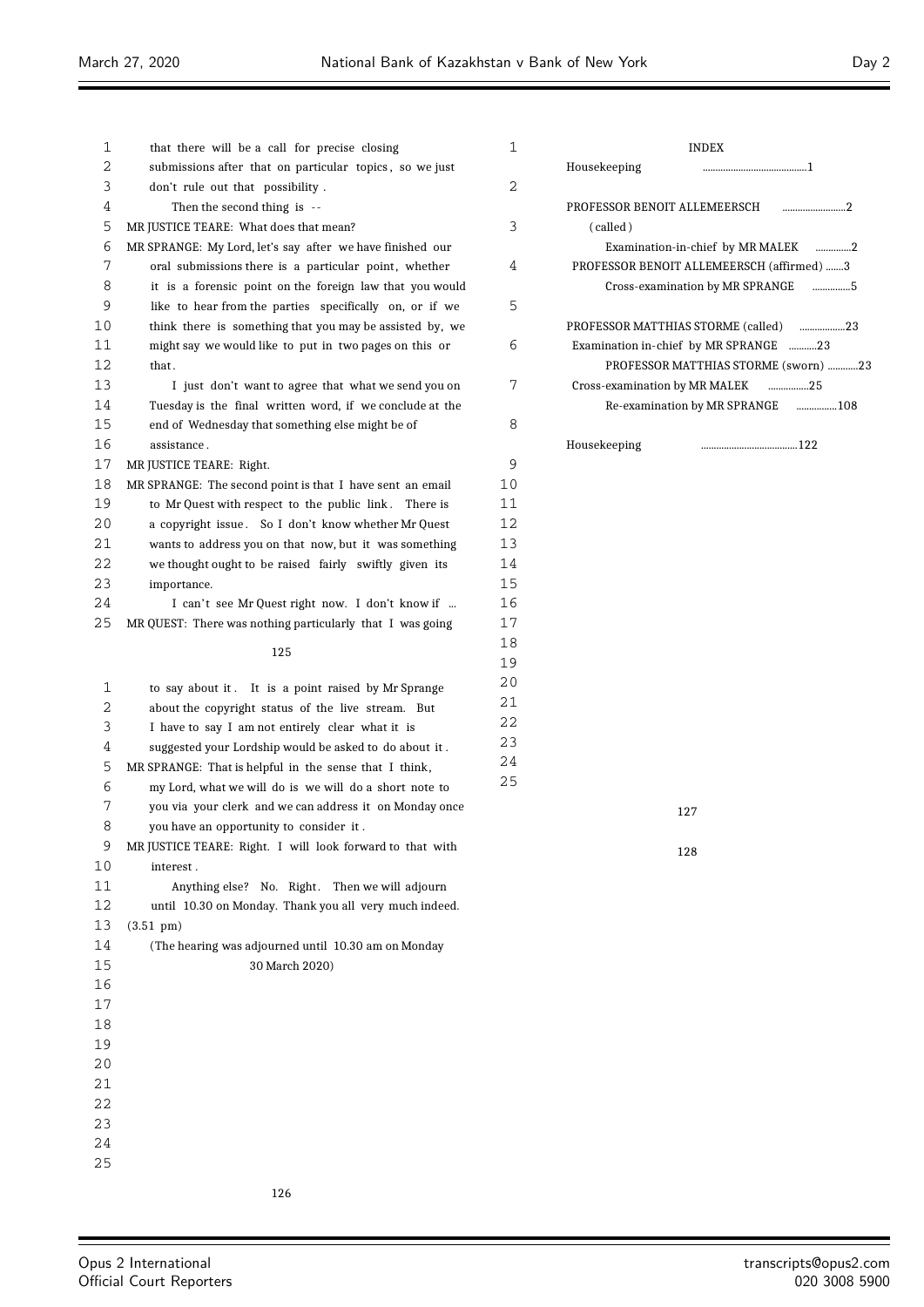that there will be a call for precise closing submissions after that on particular topics, so we just don't rule out that possibility.

Then the second thing is --

MR JUSTICE TEARE: What does that mean?

MR SPRANGE: My Lord, let's say after we have finished our oral submissions there is a particular point, whether it is a forensic point on the foreign law that you would like to hear from the parties specifically on, or if we think there is something that you may be assisted by, we might say we would like to put in two pages on this or that.

I just don't want to agree that what we send you on Tuesday is the final written word, if we conclude at the end of Wednesday that something else might be of assistance.

MR JUSTICE TEARE: Right.

MR SPRANGE: The second point is that I have sent an email to Mr Quest with respect to the public link. There is a copyright issue. So I don't know whether Mr Quest wants to address you on that now, but it was something we thought ought to be raised fairly swiftly given its importance.

I can't see Mr Quest right now. I don't know if ...

MR QUEST: There was nothing particularly that I was going to say about it. It is a point raised by Mr Sprange about the copyright status of the live stream. But I have to say I am not entirely clear what it is suggested your Lordship would be asked to do about it.

MR SPRANGE: That is helpful in the sense that I think, my Lord, what we will do is we will do a short note to you via your clerk and we can address it on Monday once you have an opportunity to consider it.

MR JUSTICE TEARE: Right. I will look forward to that with interest.

Anything else? No. Right. Then we will adjourn until 10.30 on Monday. Thank you all very much indeed.

(3.51 pm)

(The hearing was adjourned until 10.30 am on Monday 30 March 2020)

## INDEX

| | |
|---|---|
| Housekeeping | 1 |
| PROFESSOR BENOIT ALLEMEERSCH (called) | 2 |
| Examination-in-chief by MR MALEK | 2 |
| PROFESSOR BENOIT ALLEMEERSCH (affirmed) | 3 |
| Cross-examination by MR SPRANGE | 5 |
| PROFESSOR MATTHIAS STORME (called) | 23 |
| Examination in-chief by MR SPRANGE | 23 |
| PROFESSOR MATTHIAS STORME (sworn) | 23 |
| Cross-examination by MR MALEK | 25 |
| Re-examination by MR SPRANGE | 108 |
| Housekeeping | 122 |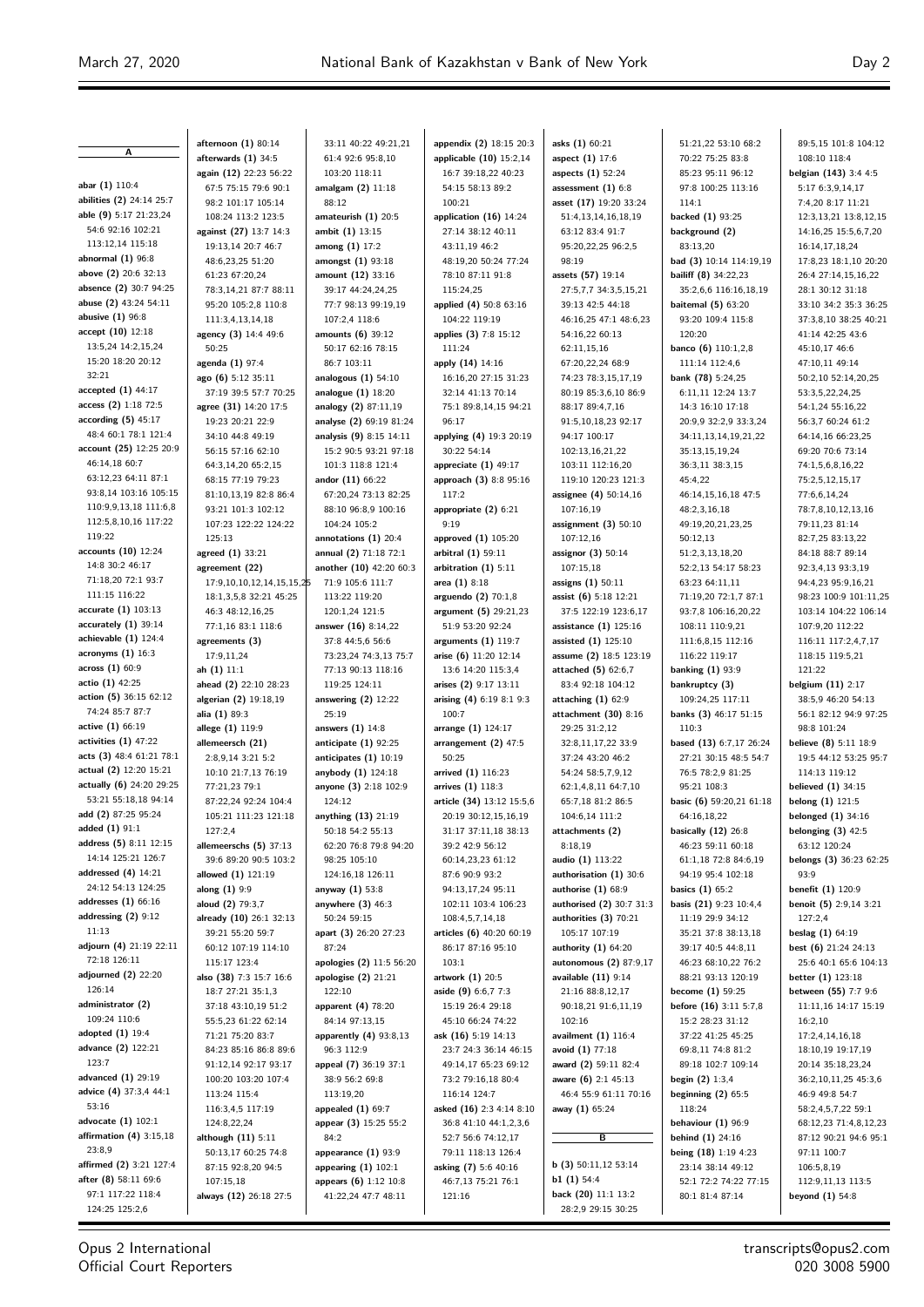## A

**abar (1)** 110:4
**abilities (2)** 24:14 25:7
**able (9)** 5:17 21:23,24 54:6 92:16 102:21 113:12,14 115:18
**abnormal (1)** 96:8
**above (2)** 20:6 32:13
**absence (2)** 30:7 94:25
**abuse (2)** 43:24 54:11
**abusive (1)** 96:8
**accept (10)** 12:18 13:5,24 14:2,15,24 15:20 18:20 20:12 32:21
**accepted (1)** 44:17
**access (2)** 1:18 72:5
**according (5)** 45:17 48:4 60:1 78:1 121:4
**account (25)** 12:25 20:9 46:14,18 60:7 63:12,23 64:11 87:1 93:8,14 103:16 105:15 110:9,9,13,18 111:6,8 112:5,8,10,16 117:22 119:22
**accounts (10)** 12:24 14:8 30:2 46:17 71:18,20 72:1 93:7 111:15 116:22
**accurate (1)** 103:13
**accurately (1)** 39:14
**achievable (1)** 124:4
**acronyms (1)** 16:3
**across (1)** 60:9
**actio (1)** 42:25
**action (5)** 36:15 62:12 74:24 85:7 87:7
**active (1)** 66:19
**activities (1)** 47:22
**acts (3)** 48:4 61:21 78:1
**actual (2)** 12:20 15:21
**actually (6)** 24:20 29:25 53:21 55:18,18 94:14
**add (2)** 87:25 95:24
**added (1)** 91:1
**address (5)** 8:11 12:15 14:14 125:21 126:7
**addressed (4)** 14:21 24:12 54:13 124:25
**addresses (1)** 66:16
**addressing (2)** 9:12 11:13
**adjourn (4)** 21:19 22:11 72:18 126:11
**adjourned (2)** 22:20 126:14
**administrator (2)** 109:24 110:6
**adopted (1)** 19:4
**advance (2)** 122:21 123:7
**advanced (1)** 29:19
**advice (4)** 37:3,4 44:1 53:16
**advocate (1)** 102:1
**affirmation (4)** 3:15,18 23:8,9
**affirmed (2)** 3:21 127:4
**after (8)** 58:11 69:6 97:1 117:22 118:4 124:25 125:2,6
**afternoon (1)** 80:14
**afterwards (1)** 34:5
**again (12)** 22:23 56:22 67:5 75:15 79:6 90:1 98:2 101:17 105:14 108:24 113:2 123:5
**against (27)** 13:7 14:3 19:13,14 20:7 46:7 48:6,23,25 51:20 61:23 67:20,24 78:3,14,21 87:7 88:11 95:20 105:2,8 110:8 111:3,4,13,14,18
**agency (3)** 14:4 49:6 50:25
**agenda (1)** 97:4
**ago (6)** 5:12 35:11 37:19 39:5 57:7 70:25
**agree (31)** 14:20 17:5 19:23 20:21 22:9 34:10 44:8 49:19 56:15 57:16 62:10 64:3,14,20 65:2,15 68:15 77:19 79:23 81:10,13,19 82:8 86:4 93:21 101:3 102:12 107:23 122:22 124:22 125:13
**agreed (1)** 33:21
**agreement (22)** 17:9,10,10,12,14,15,15,25 18:1,3,5,8 32:21 45:25 46:3 48:12,16,25 77:1,16 83:1 118:6
**agreements (3)** 17:9,11,24
**ah (1)** 11:1
**ahead (2)** 22:10 28:23
**algerian (2)** 19:18,19
**alia (1)** 89:3
**allege (1)** 119:9
**allemeersch (21)** 2:8,9,14 3:21 5:2 10:10 21:7,13 76:19 77:21,23 79:1 87:22,24 92:24 104:4 105:21 111:23 121:18 127:2,4
**allemeerschs (5)** 37:13 39:6 89:20 90:5 103:2
**allowed (1)** 121:19
**along (1)** 9:9
**aloud (2)** 79:3,7
**already (10)** 26:1 32:13 39:21 55:20 59:7 60:12 107:19 114:10 115:17 123:4
**also (38)** 7:3 15:7 16:6 18:7 27:21 35:1,3 37:18 43:10,19 51:2 55:5,23 61:22 62:14 71:21 75:20 83:7 84:23 85:16 86:8 89:6 91:12,14 92:17 93:17 100:20 103:20 107:4 113:24 115:4 116:3,4,5 117:19 124:8,22,24
**although (11)** 5:11 50:13,17 60:25 74:8 87:15 92:8,20 94:5 107:15,18
**always (12)** 26:18 27:5 33:11 40:22 49:21,21 61:4 92:6 95:8,10 103:20 118:11
**amalgam (2)** 11:18 88:12
**amateurish (1)** 20:5
**ambit (1)** 13:15
**among (1)** 17:2
**amongst (1)** 93:18
**amount (12)** 33:16 39:17 44:24,24,25 77:7 98:13 99:19,19 107:2,4 118:6
**amounts (6)** 39:12 50:17 62:16 78:15 86:7 103:11
**analogous (1)** 54:10
**analogue (1)** 18:20
**analogy (2)** 87:11,19
**analyse (2)** 69:19 81:24
**analysis (9)** 8:15 14:11 15:2 90:5 93:21 97:18 101:3 118:8 121:4
**andor (11)** 66:22 67:20,24 73:13 82:25 88:10 96:8,9 100:16 104:24 105:2
**annotations (1)** 20:4
**annual (2)** 71:18 72:1
**another (10)** 42:20 60:3 71:9 105:6 111:7 113:22 119:20 120:1,24 121:5
**answer (16)** 8:14,22 37:8 44:5,6 56:6 73:23,24 74:3,13 75:7 77:13 90:13 118:16 119:25 124:11
**answering (2)** 12:22 25:19
**answers (1)** 14:8
**anticipate (1)** 92:25
**anticipates (1)** 10:19
**anybody (1)** 124:18
**anyone (3)** 2:18 102:9 124:12
**anything (13)** 21:19 50:18 54:2 55:13 62:20 76:8 79:8 94:20 98:25 105:10 124:16,18 126:11
**anyway (1)** 53:8
**anywhere (3)** 46:3 50:24 59:15
**apart (3)** 26:20 27:23 87:24
**apologies (2)** 11:5 56:20
**apologise (2)** 21:21 122:10
**apparent (4)** 78:20 84:14 97:13,15
**apparently (4)** 93:8,13 96:3 112:9
**appeal (7)** 36:19 37:1 38:9 56:2 69:8 113:19,20
**appealed (1)** 69:7
**appear (3)** 15:25 55:2 84:2
**appearance (1)** 93:9
**appearing (1)** 102:1
**appears (6)** 1:12 10:8 41:22,24 47:7 48:11
**appendix (2)** 18:15 20:3
**applicable (10)** 15:2,14 16:7 39:18,22 40:23 54:15 58:13 89:2 100:21
**application (16)** 14:24 27:14 38:12 40:11 43:11,19 46:2 48:19,20 50:24 77:24 78:10 87:11 91:8 115:24,25
**applied (4)** 50:8 63:16 104:22 119:19
**applies (3)** 7:8 15:12 111:24
**apply (14)** 14:16 16:16,20 27:15 31:23 32:14 41:13 70:14 75:1 89:8,14,15 94:21 96:17
**applying (4)** 19:3 20:19 30:22 54:14
**appreciate (1)** 49:17
**approach (3)** 8:8 95:16 117:2
**appropriate (2)** 6:21 9:19
**approved (1)** 105:20
**arbitral (1)** 59:11
**arbitration (1)** 5:11
**area (1)** 8:18
**arguendo (2)** 70:1,8
**argument (5)** 29:21,23 51:9 53:20 92:24
**arguments (1)** 119:7
**arise (6)** 11:20 12:14 13:6 14:20 115:3,4
**arises (2)** 9:17 13:11
**arising (4)** 6:19 8:1 9:3 100:7
**arrange (1)** 124:17
**arrangement (2)** 47:5 50:25
**arrived (1)** 116:23
**arrives (1)** 118:3
**article (34)** 13:12 15:5,6 20:19 30:12,15,16,19 31:17 37:11,18 38:13 39:2 42:9 56:12 60:14,23,23 61:12 87:6 90:9 93:2 94:13,17,24 95:11 102:11 103:4 106:23 108:4,5,7,14,18
**articles (6)** 40:20 60:19 86:17 87:16 95:10 103:1
**artwork (1)** 20:5
**aside (9)** 6:6,7 7:3 15:19 26:4 29:18 45:10 66:24 74:22
**ask (16)** 5:19 14:13 23:7 24:3 36:14 46:15 49:14,17 65:23 69:12 73:2 79:16,18 80:4 116:14 124:7
**asked (16)** 2:3 4:14 8:10 36:8 41:10 44:1,2,3,6 52:7 56:6 74:12,17 79:11 118:13 126:4
**asking (7)** 5:6 40:16 46:7,13 75:21 76:1 121:16
**asks (1)** 60:21
**aspect (1)** 17:6
**aspects (1)** 52:24
**assessment (1)** 6:8
**asset (17)** 19:20 33:24 51:4,13,14,16,18,19 63:12 83:4 91:7 95:20,22,25 96:2,5 98:19
**assets (57)** 19:14 27:5,7,7 34:3,5,15,21 39:13 42:5 44:18 46:16,25 47:1 48:6,23 54:16,22 60:13 62:11,15,16 67:20,22,24 68:9 74:23 78:3,15,17,19 80:19 85:3,6,10 86:9 88:17 89:4,7,16 91:5,10,18,23 92:17 94:17 100:17 102:13,16,21,22 103:11 112:16,20 119:10 120:23 121:3
**assignee (4)** 50:14,16 107:16,19
**assignment (3)** 50:10 107:12,16
**assignor (3)** 50:14 107:15,18
**assigns (1)** 50:11
**assist (6)** 5:18 12:21 37:5 122:19 123:6,17
**assistance (1)** 125:16
**assisted (1)** 125:10
**assume (2)** 18:5 123:19
**attached (5)** 62:6,7 83:4 92:18 104:12
**attaching (1)** 62:9
**attachment (30)** 8:16 29:25 31:2,12 32:8,11,17,22 33:9 37:24 43:20 46:2 54:24 58:5,7,9,12 62:1,4,8,11 64:7,10 65:7,18 81:2 86:5 104:6,14 111:2
**attachments (2)** 8:18,19
**audio (1)** 113:22
**authorisation (1)** 30:6
**authorise (1)** 68:9
**authorised (2)** 30:7 31:3
**authorities (3)** 70:21 105:17 107:19
**authority (1)** 64:20
**autonomous (2)** 87:9,17
**available (11)** 9:14 21:16 88:8,12,17 90:18,21 91:6,11,19 102:16
**availment (1)** 116:4
**avoid (1)** 77:18
**award (2)** 59:11 82:4
**aware (6)** 2:1 45:13 46:4 55:9 61:11 70:16
**away (1)** 65:24

## B

**b (3)** 50:11,12 53:14
**b1 (1)** 54:4
**back (20)** 11:1 13:2 28:2,9 29:15 30:25 51:21,22 53:10 68:2 70:22 75:25 83:8 85:23 85:11 96:12 97:8 100:25 113:16 114:1
**backed (1)** 93:25
**background (2)** 83:13,20
**bad (3)** 10:14 114:19,19
**bailiff (8)** 34:22,23 35:2,6,6 116:16,18,19
**baitemal (5)** 63:20 93:20 109:4 115:8 120:20
**banco (6)** 110:1,2,8 111:14 112:4,6
**bank (78)** 5:24,25 6:11,11 12:24 13:7 14:3 16:10 17:18 20:9,9 32:2,9 33:3,24 34:11,13,14,19,21,22 35:13,15,19,24 36:3,11 38:3,15 45:4,22 46:14,15,16,18 47:5 48:2,3,16,18 49:19,20,21,23,25 50:12,13 51:2,3,13,18,20 52:2,13 54:17 58:23 63:23 64:11,11 71:19,20 72:1,7 87:1 93:7,8 106:16,20,22 108:11 110:9,21 111:6,8,15 112:16 116:22 119:17
**banking (1)** 93:9
**bankruptcy (3)** 109:24,25 117:11
**banks (3)** 46:17 51:15 110:3
**based (13)** 6:7,17 26:24 27:21 30:15 48:5 54:7 76:5 78:2,9 81:25 95:21 108:3
**basic (6)** 59:20,21 61:18 64:16,18,22
**basically (12)** 26:8 46:23 59:11 60:18 61:1,18 72:8 84:6,19 94:19 95:4 102:18
**basics (1)** 65:2
**basis (21)** 9:23 10:4,4 11:19 29:9 34:12 35:21 37:8 38:13,18 39:17 40:5 44:8,11 46:23 68:10,22 76:2 88:21 93:13 120:19
**become (1)** 59:25
**before (16)** 3:11 5:7,8 15:2 28:23 31:12 37:22 41:25 45:25 69:8,11 74:8 81:2 89:18 102:7 109:14
**begin (2)** 1:3,4
**beginning (2)** 65:5 118:24
**behaviour (1)** 96:9
**behind (1)** 24:16
**being (18)** 1:19 4:23 23:14 38:14 49:12 52:1 72:2 74:22 77:15 80:1 81:4 87:14 89:5,15 101:8 104:12 108:10 118:4
**belgian (143)** 3:4 4:5 5:17 6:3,9,14,17 7:4,20 8:17 11:21 12:3,13,21 13:8,12,15 14:16,25 15:5,6,7,20 16:14,17,18,24 17:8,23 18:1,10 20:20 26:4 27:14,15,16,22 28:1 30:12 31:18 33:10 34:2 35:3 36:25 37:3,8,10 38:25 40:21 41:14 42:25 43:6 45:10,17 46:6 47:10,11 49:14 50:2,10 52:14,20,25 53:3,5,22,24,25 54:1,24 55:16,22 56:3,7 60:24 61:2 64:14,16 66:23,25 69:20 70:6 73:14 74:1,5,6,8,16,22 75:2,5,12,15,17 77:6,6,14,24 78:7,8,10,12,13,16 79:11,23 81:14 82:7,25 83:13,22 84:18 88:7 89:14 92:3,4,13 93:3,19 94:4,23 95:9,16,21 98:23 100:9 101:11,25 103:14 104:22 106:14 107:9,20 112:22 116:11 117:2,4,7,17 118:15 119:5,21 121:22
**belgium (11)** 2:17 38:5,9 46:20 54:13 56:1 82:12 94:9 97:25 98:8 101:24
**believe (8)** 5:11 18:9 19:5 44:12 53:25 95:7 114:13 119:12
**believed (1)** 34:15
**belong (1)** 121:5
**belonged (1)** 34:16
**belonging (3)** 42:5 63:12 120:24
**belongs (3)** 36:23 62:25 93:9
**benefit (1)** 120:9
**benoit (5)** 2:9,14 3:21 127:2,4
**beslag (1)** 64:19
**best (6)** 21:24 24:13 25:6 40:1 65:6 104:13
**better (1)** 123:18
**between (55)** 7:7 9:6 11:11,16 14:17 15:19 16:2,10 17:2,4,14,16,18 18:10,19 19:17,19 20:14 35:18,23,24 36:2,10,11,25 45:3,6 46:9 49:8 54:7 58:2,4,5,7,22 59:1 68:12,23 71:4,8,12,23 87:12 90:21 94:6 95:1 97:11 100:7 106:5,8,19 112:9,11,13 113:5
**beyond (1)** 54:8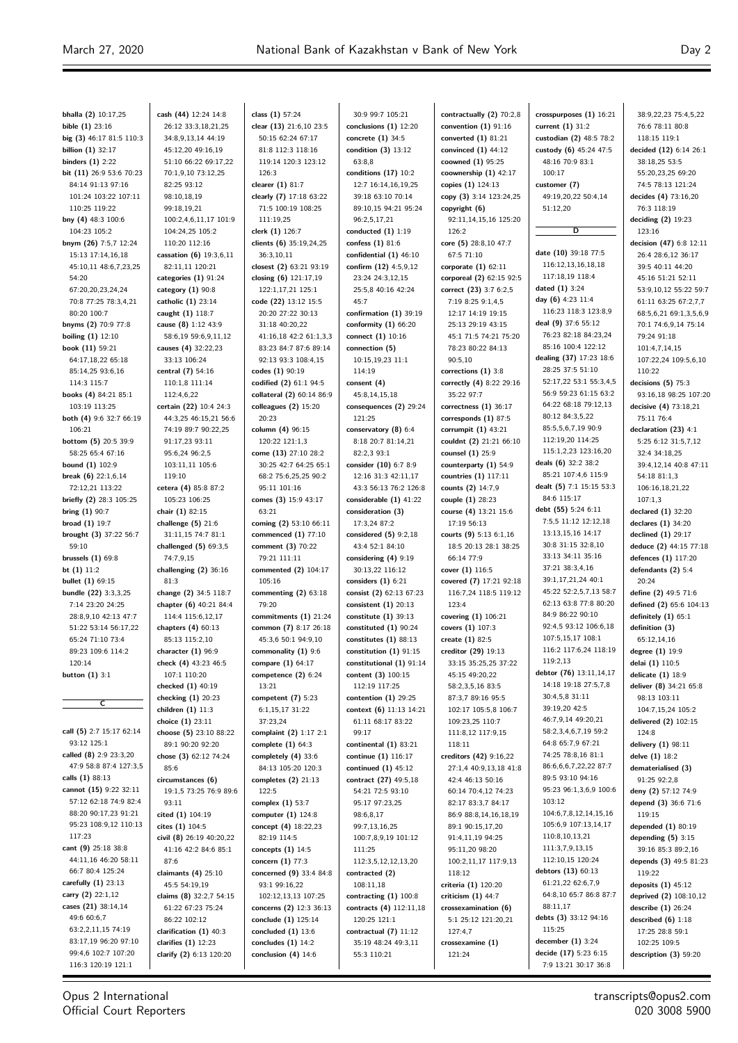**bhalla (2)** 10:17,25
**bible (1)** 23:16
**big (3)** 46:17 81:5 110:3
**billion (1)** 32:17
**binders (1)** 2:22
**bit (11)** 26:9 53:6 70:23 84:14 91:13 97:16 101:24 103:22 107:11 110:25 119:22
**bny (4)** 48:3 100:6 104:23 105:2
**bnym (26)** 7:5,7 12:24 15:13 17:14,16,18 45:10,11 48:6,7,23,25 54:20 67:20,20,23,24,24 70:8 77:25 78:3,4,21 80:20 100:7
**bnyms (2)** 70:9 77:8
**boiling (1)** 12:10
**book (11)** 59:21 64:17,18,22 65:18 85:14,25 93:6,16 114:3 115:7
**books (4)** 84:21 85:1 103:19 113:25
**both (4)** 9:6 32:7 66:19 106:21
**bottom (5)** 20:5 39:9 58:25 65:4 67:16
**bound (1)** 102:9
**break (6)** 22:1,6,14 72:12,21 113:22
**briefly (2)** 28:3 105:25
**bring (1)** 90:7
**broad (1)** 19:7
**brought (3)** 37:22 56:7 59:10
**brussels (1)** 69:8
**bt (1)** 11:2
**bullet (1)** 69:15
**bundle (22)** 3:3,3,25 7:14 23:20 24:25 28:8,9,10 42:13 47:7 51:22 53:14 56:17,22 65:24 71:10 73:4 89:23 109:6 114:2 120:14
**button (1)** 3:1

**C**

**call (5)** 2:7 15:17 62:14 93:12 125:1
**called (8)** 2:9 23:3,20 47:9 58:8 87:4 127:3,5
**calls (1)** 88:13
**cannot (15)** 9:22 32:11 57:12 62:18 74:9 82:4 88:20 90:17,23 91:21 95:23 108:9,12 110:13 117:23
**cant (9)** 25:18 38:8 44:11,16 46:20 58:11 66:7 80:4 125:24
**carefully (1)** 23:13
**carry (2)** 22:1,12
**cases (21)** 38:14,14 49:6 60:6,7 63:2,2,11,15 74:19 83:17,19 96:20 97:10 99:4,6 102:7 107:20 116:3 120:19 121:1
**cash (44)** 12:24 14:8 26:12 33:3,18,21,25 34:8,9,13,14 44:19 45:12,20 49:16,19 51:10 66:22 69:17,22 70:1,9,10 73:12,25 82:25 93:12 98:10,18,19 99:18,19,21 100:2,4,6,11,17 101:9 104:24,25 105:2 110:20 112:16
**cassation (6)** 19:3,6,11 82:11,11 120:21
**categories (1)** 91:24
**category (1)** 90:8
**catholic (1)** 23:14
**caught (1)** 118:7
**cause (8)** 1:12 43:9 58:6,19 59:6,9,11,12
**causes (4)** 32:22,23 33:13 106:24
**central (7)** 54:16 110:1,8 111:14 112:4,6,22
**certain (22)** 10:4 24:3 44:3,25 46:15,21 56:6 74:19 89:7 90:22,25 91:17,23 93:11 95:6,24 96:2,5 103:11,11 105:6 119:10
**cetera (4)** 85:8 87:2 105:23 106:25
**chair (1)** 82:15
**challenge (5)** 21:6 31:11,15 74:7 81:1
**challenged (5)** 69:3,5 74:7,9,15
**challenging (2)** 36:16 81:3
**change (2)** 34:5 118:7
**chapter (6)** 40:21 84:4 114:4 115:6,12,17
**chapters (4)** 60:13 85:13 115:2,10
**character (1)** 96:9
**check (4)** 43:23 46:5 107:1 110:20
**checked (1)** 40:19
**checking (1)** 20:23
**children (1)** 11:3
**choice (1)** 23:11
**choose (5)** 23:10 88:22 89:1 90:20 92:20
**chose (3)** 62:12 74:24 85:6
**circumstances (6)** 19:1,5 73:25 76:9 89:6 93:11
**cited (1)** 104:19
**cites (1)** 104:5
**civil (8)** 26:19 40:20,22 41:16 42:2 84:6 85:1 87:6
**claimants (4)** 25:10 45:5 54:19,19
**claims (8)** 32:2,7 54:15 61:22 67:23 75:24 86:22 102:12
**clarification (1)** 40:3
**clarifies (1)** 12:23
**clarify (2)** 6:13 120:20
**class (1)** 57:24
**clear (13)** 21:6,10 23:5 50:15 62:24 67:17 81:8 112:3 118:16 119:14 120:3 123:12 126:3
**clearer (1)** 81:7
**clearly (7)** 17:18 63:22 71:5 100:19 108:25 111:19,25
**clerk (1)** 126:7
**clients (6)** 35:19,24,25 36:3,10,11
**closest (2)** 63:21 93:19
**closing (6)** 121:17,19 122:1,17,21 125:1
**code (22)** 13:12 15:5 20:20 27:22 30:13 31:18 40:20,22 41:16,18 42:2 61:1,3,3 83:23 84:7 87:6 89:14 92:13 93:3 108:4,15
**codes (1)** 90:19
**codified (2)** 61:1 94:5
**collateral (2)** 60:14 86:9
**colleagues (2)** 15:20 20:23
**column (4)** 96:15 120:22 121:1,3
**come (13)** 27:10 28:2 30:25 42:7 64:25 65:1 68:2 75:6,25,25 90:2 95:11 101:16
**comes (3)** 15:9 43:17 63:21
**coming (2)** 53:10 66:11
**commenced (1)** 77:10
**comment (3)** 70:22 79:21 111:11
**commented (2)** 104:17 105:16
**commenting (2)** 63:18 79:20
**commitments (1)** 21:24
**common (7)** 8:17 26:18 45:3,6 50:1 94:9,10
**commonality (1)** 9:6
**compare (1)** 64:17
**competence (2)** 6:24 13:21
**competent (7)** 5:23 6:1,15,17 31:22 37:23,24
**complaint (2)** 1:17 2:1
**complete (1)** 64:3
**completely (4)** 33:6 84:13 105:20 120:3
**completes (2)** 21:13 122:5
**complex (1)** 53:7
**computer (1)** 124:8
**concept (4)** 18:22,23 82:19 114:5
**concepts (1)** 14:5
**concern (1)** 77:3
**concerned (9)** 33:4 84:8 93:1 99:16,22 102:12,13,13 107:25
**concerns (2)** 12:3 36:13
**conclude (1)** 125:14
**concluded (1)** 13:6
**concludes (1)** 14:2
**conclusion (4)** 14:6 30:9 99:7 105:21
**conclusions (1)** 12:20
**concrete (1)** 34:5
**condition (3)** 13:12 63:8,8
**conditions (17)** 10:2 12:7 16:14,16,19,25 39:18 63:10 70:14 89:10,15 94:21 95:24 96:2,5,17,21
**conducted (1)** 1:19
**confess (1)** 81:6
**confidential (1)** 46:10
**confirm (12)** 4:5,9,12 23:24 24:3,12,15 25:5,8 40:16 42:24 45:7
**confirmation (1)** 39:19
**conformity (1)** 66:20
**connect (1)** 10:16
**connection (5)** 10:15,19,23 11:1 114:19
**consent (4)** 45:8,14,15,18
**consequences (2)** 29:24 121:25
**conservatory (8)** 6:4 8:18 20:7 81:14,21 82:2,3 93:1
**consider (10)** 6:7 8:9 12:16 31:3 42:11,17 43:3 56:13 76:2 126:8
**considerable (1)** 41:22
**consideration (3)** 17:3,24 87:2
**considered (5)** 9:2,18 43:4 52:1 84:10
**considering (4)** 9:19 30:13,22 116:12
**considers (1)** 6:21
**consist (2)** 62:13 67:23
**consistent (1)** 20:13
**constitute (1)** 39:13
**constituted (1)** 90:24
**constitutes (1)** 88:13
**constitution (1)** 91:15
**constitutional (1)** 91:14
**content (3)** 100:15 112:19 117:25
**contention (1)** 29:25
**context (6)** 11:13 14:21 61:11 68:17 83:22 99:17
**continental (1)** 83:21
**continue (1)** 116:17
**continued (1)** 45:12
**contract (27)** 49:5,18 54:21 72:5 93:10 95:17 97:23,25 98:6,8,17 99:7,13,16,25 100:7,8,9,19 101:12 111:25 112:3,5,12,12,13,20
**contracted (2)** 108:11,18
**contracting (1)** 100:8
**contracts (4)** 112:11,18 120:25 121:1
**contractual (7)** 11:12 35:19 48:24 49:3,11 55:3 110:21
**contractually (2)** 70:2,8
**convention (1)** 91:16
**converted (1)** 81:21
**convinced (1)** 44:12
**coowned (1)** 95:25
**coownership (1)** 42:17
**copies (1)** 124:13
**copy (3)** 3:14 123:24,25
**copyright (6)** 92:11,14,15,16 125:20 126:2
**core (5)** 28:8,10 47:7 67:5 71:10
**corporate (1)** 62:11
**corporeal (2)** 62:15 92:5
**correct (23)** 3:7 6:2,5 7:19 8:25 9:1,4,5 12:17 14:19 19:15 25:13 29:19 43:15 45:1 71:5 74:21 75:20 78:23 80:22 84:13 90:5,10
**corrections (1)** 3:8
**correctly (4)** 8:22 29:16 35:22 97:7
**correctness (1)** 36:17
**corresponds (1)** 87:5
**corrumpit (1)** 43:21
**couldnt (2)** 21:21 66:10
**counsel (1)** 25:9
**counterparty (1)** 54:9
**countries (1)** 117:11
**counts (2)** 14:7,9
**couple (1)** 28:23
**course (4)** 13:21 15:6 17:19 56:13
**courts (9)** 5:13 6:1,16 18:5 20:13 28:1 38:25 66:14 77:9
**cover (1)** 116:5
**covered (7)** 17:21 92:18 116:7,24 118:5 119:12 123:4
**covering (1)** 106:21
**covers (1)** 107:3
**create (1)** 82:5
**creditor (29)** 19:13 33:15 35:25 37:22 45:15 49:20,22 58:2,3,5,16 83:5 87:3,7 89:16 95:5 102:17 105:5,8 106:7 109:23,25 110:7 111:8,12 117:9,15 118:11
**creditors (42)** 9:16,22 27:1,4 40:9,13,18 41:8 42:4 46:13 50:16 60:14 70:4,12 74:23 82:17 83:3,7 84:17 86:9 88:8,14,16,18,19 89:1 90:15,17,20 91:4,11,19 94:25 95:11,20 98:20 100:2,11,17 117:9,13 118:12
**criteria (1)** 120:20
**criticism (1)** 44:7
**crossexamination (6)** 5:1 25:12 121:20,21 127:4,7
**crossexamine (1)** 121:24
**crosspurposes (1)** 16:21
**current (1)** 31:2
**custodian (2)** 48:5 78:2
**custody (6)** 45:24 47:5 48:16 70:9 83:1 100:17
**customer (7)** 49:19,20,22 50:4,14 51:12,20

**D**

**date (10)** 39:18 77:5 116:12,13,16,18,18 117:18,19 118:4
**dated (1)** 3:24
**day (6)** 4:23 11:4 116:23 118:3 123:8,9
**deal (9)** 37:6 55:12 76:23 82:18 84:23,24 85:16 100:4 122:12
**dealing (37)** 17:23 18:6 28:25 37:5 51:10 52:17,22 53:1 55:3,4,5 56:9 59:23 61:15 63:2 64:22 68:18 79:12,13 80:12 84:3,5,22 85:5,5,6,7,19 90:9 112:19,20 114:25 115:1,2,23 123:16,20
**deals (6)** 32:2 38:2 85:21 107:4,6 115:9
**dealt (5)** 7:1 15:15 53:3 84:6 115:17
**debt (55)** 5:24 6:11 7:5,5 11:12 12:12,18 13:13,15,16 14:17 30:8 31:15 32:8,10 33:13 34:11 35:16 37:21 38:3,4,16 39:1,17,21,24 40:1 45:22 52:2,5,7,13 58:7 62:13 63:8 77:8 80:20 84:9 86:22 90:10 92:4,5 93:12 106:6,18 107:5,15,17 108:1 116:2 117:6,24 118:19 119:2,13
**debtor (76)** 13:11,14,17 14:18 19:18 27:5,7,8 30:4,5,8 31:11 39:19,20 42:5 46:7,9,14 49:20,21 58:2,3,4,6,7,19 59:2 64:8 65:7,9 67:21 74:25 78:8,16 81:1 86:6,6,7,22,22 87:7 89:5 93:10 94:16 95:23 96:1,3,6,9 100:6 103:12 104:6,7,8,12,14,15,16 105:6,9 107:13,14,17 110:8,10,13,21 111:3,7,9,13,15 112:10,15 120:24
**debtors (13)** 60:13 61:21,22 62:6,7,9 64:8,10 65:7 86:8 87:7 88:11,17
**debts (3)** 33:12 94:16 115:25
**december (1)** 3:24
**decide (17)** 5:23 6:15 7:9 13:21 30:17 36:8 38:9,22,23 75:4,5,22 76:6 78:11 80:8 118:15 119:1
**decided (12)** 6:14 26:1 38:18,25 53:5 55:20,23,25 69:20 74:5 78:13 121:24
**decides (4)** 73:16,20 76:3 118:19
**deciding (2)** 19:23 123:16
**decision (47)** 6:8 12:11 26:4 28:6,12 36:17 39:5 40:11 44:20 45:16 51:21 52:11 53:9,10,12 55:22 59:7 61:11 63:25 67:2,7,7 68:5,6,21 69:1,3,5,6,6,9 70:1 74:6,9,14 75:14 79:24 91:18 101:4,7,14,15 107:22,24 109:5,6,10 110:22
**decisions (5)** 75:3 93:16,18 98:25 107:20
**decisive (4)** 73:18,21 75:11 76:4
**declaration (23)** 4:1 5:25 6:12 31:5,7,12 32:4 34:18,25 39:4,12,14 40:8 47:11 54:18 81:1,3 106:16,18,21,22 107:1,3
**declared (1)** 32:20
**declares (1)** 34:20
**declined (1)** 29:17
**deduce (2)** 44:15 77:18
**defences (1)** 117:20
**defendants (2)** 5:4 20:24
**define (2)** 49:5 71:6
**defined (2)** 65:6 104:13
**definitely (1)** 65:1
**definition (3)** 65:12,14,16
**degree (1)** 19:9
**delai (1)** 110:5
**delicate (1)** 18:9
**deliver (8)** 34:21 65:8 98:13 103:11 104:7,15,24 105:2
**delivered (2)** 102:15 124:8
**delivery (1)** 98:11
**delve (1)** 18:2
**dematerialised (3)** 91:25 92:2,8
**deny (2)** 57:12 74:9
**depend (3)** 36:6 71:6 119:15
**depended (1)** 80:19
**depending (5)** 3:15 39:16 85:3 89:2,16
**depends (3)** 49:5 81:23 119:22
**deposits (1)** 45:12
**deprived (2)** 108:10,12
**describe (1)** 26:24
**described (6)** 1:18 17:25 28:8 59:1 102:25 109:5
**description (3)** 59:20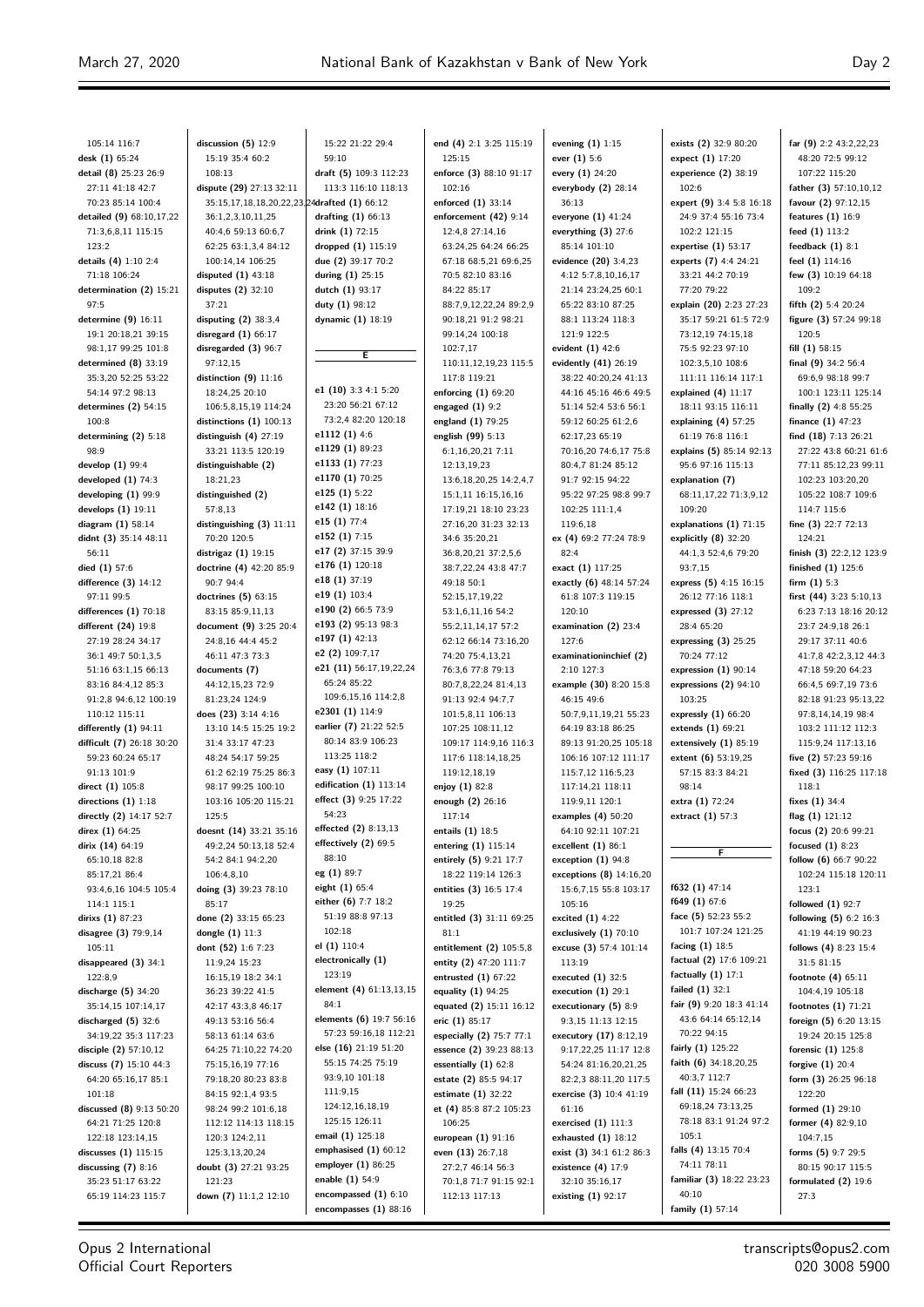105:14 116:7
**desk (1)** 65:24
**detail (8)** 25:23 26:9 27:11 41:18 42:7 70:23 85:14 100:4
**detailed (9)** 68:10,17,22 71:3,6,8,11 115:15 123:2
**details (4)** 1:10 2:4 71:18 106:24
**determination (2)** 15:21 97:5
**determine (9)** 16:11 19:1 20:18,21 39:15 98:1,17 99:25 101:8
**determined (8)** 33:19 35:3,20 52:25 53:22 54:14 97:2 98:13
**determines (2)** 54:15 100:8
**determining (2)** 5:18 98:9
**develop (1)** 99:4
**developed (1)** 74:3
**developing (1)** 99:9
**develops (1)** 19:11
**diagram (1)** 58:14
**didnt (3)** 35:14 48:11 56:11
**died (1)** 57:6
**difference (3)** 14:12 97:11 99:5
**differences (1)** 70:18
**different (24)** 19:8 27:19 28:24 34:17 36:1 49:7 50:1,3,5 51:16 63:1,15 66:13 83:16 84:4,12 85:3 91:2,8 94:6,12 100:19 110:12 115:11
**differently (1)** 94:11
**difficult (7)** 26:18 30:20 59:23 60:24 65:17 91:13 101:9
**direct (1)** 105:8
**directions (1)** 1:18
**directly (2)** 14:17 52:7
**direx (1)** 64:25
**dirix (14)** 64:19 65:10,18 82:8 85:17,21 86:4 93:4,6,16 104:5 105:4 114:1 115:1
**dirixs (1)** 87:23
**disagree (3)** 79:9,14 105:11
**disappeared (3)** 34:1 122:8,9
**discharge (5)** 34:20 35:14,15 107:14,17
**discharged (5)** 32:6 34:19,22 35:3 117:23
**disciple (2)** 57:10,12
**discuss (7)** 15:10 44:3 64:20 65:16,17 85:1 101:18
**discussed (8)** 9:13 50:20 64:21 71:25 120:8 122:18 123:14,15
**discusses (1)** 115:15
**discussing (7)** 8:16 35:23 51:17 63:22 65:19 114:23 115:7
**discussion (5)** 12:9 15:19 35:4 60:2 108:13
**dispute (29)** 27:13 32:11 35:15,17,18,18,20,22,23,24 36:1,2,3,10,11,25 40:4,6 59:13 60:6,7 62:25 63:1,3,4 84:12 100:14,14 106:25
**disputed (1)** 43:18
**disputes (2)** 32:10 37:21
**disputing (2)** 38:3,4
**disregard (1)** 66:17
**disregarded (3)** 96:7 97:12,15
**distinction (9)** 11:16 18:24,25 20:10 106:5,8,15,19 114:24
**distinctions (1)** 100:13
**distinguish (4)** 27:19 33:21 113:5 120:19
**distinguishable (2)** 18:21,23
**distinguished (2)** 57:8,13
**distinguishing (3)** 11:11 70:20 120:5
**distrigaz (1)** 19:15
**doctrine (4)** 42:20 85:9 90:7 94:4
**doctrines (5)** 63:15 83:15 85:9,11,13
**document (9)** 3:25 20:4 24:8,16 44:4 45:2 46:11 47:3 73:3
**documents (7)** 44:12,15,23 72:9 81:23,25 124:9
**does (23)** 3:14 4:16 13:10 14:5 15:25 19:2 31:4 33:17 47:23 48:24 54:17 59:25 61:2 62:19 75:25 86:3 98:17 99:25 100:10 103:16 105:20 115:21 125:5
**doesnt (14)** 33:21 35:16 49:2,24 50:13,18 52:4 54:2 84:1 94:2,20 106:4,8,10
**doing (3)** 39:23 78:10 85:17
**done (2)** 33:15 65:23
**dongle (1)** 11:3
**dont (52)** 1:6 7:23 11:9,24 15:23 16:15,19 18:2 34:1 36:23 39:22 41:5 42:17 43:3,8 46:17 49:13 53:16 56:4 58:13 61:14 63:6 64:25 71:10,22 74:20 75:15,16,19 77:16 79:18,20 80:23 83:8 84:15 92:1,4 93:5 98:24 99:2 101:6,18 112:12 114:13 118:15 120:3 124:2,11 125:3,13,20,24
**doubt (3)** 27:21 93:25 121:23
**down (7)** 11:1,2 12:10 15:22 21:22 29:4 59:10
**draft (5)** 109:3 112:23 113:3 116:10 118:13
**drafted (1)** 66:12
**drafting (1)** 66:13
**drink (1)** 72:15
**dropped (1)** 115:19
**due (2)** 39:17 70:2
**during (1)** 25:15
**dutch (1)** 93:17
**duty (1)** 98:12
**dynamic (1)** 18:19

**E**

**e1 (10)** 3:3 4:1 5:20 23:20 56:21 67:12 73:2,4 82:20 120:18
**e1112 (1)** 4:6
**e1129 (1)** 89:23
**e1133 (1)** 77:23
**e1170 (1)** 70:25
**e125 (1)** 5:22
**e142 (1)** 18:16
**e15 (1)** 77:4
**e152 (1)** 7:15
**e17 (2)** 37:15 39:9
**e176 (1)** 120:18
**e18 (1)** 37:19
**e19 (1)** 103:4
**e190 (2)** 66:5 73:9
**e193 (2)** 95:13 98:3
**e197 (1)** 42:13
**e2 (2)** 109:7,17
**e21 (11)** 56:17,19,22,24 65:24 85:22 109:6,15,16 114:2,8
**e2301 (1)** 114:9
**earlier (7)** 21:22 52:5 80:14 83:9 106:23 113:25 118:2
**easy (1)** 107:11
**edification (1)** 113:14
**effect (3)** 9:25 17:22 54:23
**effected (2)** 8:13,13
**effectively (2)** 69:5 88:10
**eg (1)** 89:7
**eight (1)** 65:4
**either (6)** 7:7 18:2 51:19 88:8 97:13 102:18
**el (1)** 110:4
**electronically (1)** 123:19
**element (4)** 61:13,13,15 84:1
**elements (6)** 19:7 56:16 57:23 59:16,18 112:21
**else (16)** 21:19 51:20 55:15 74:25 75:19 93:9,10 101:18 111:9,15 124:12,18,19 125:15 126:11
**email (1)** 125:18
**emphasised (1)** 60:12
**employer (1)** 86:25
**enable (1)** 54:9
**encompassed (1)** 6:10
**encompasses (1)** 88:16
**end (4)** 2:1 3:25 115:19 125:15
**enforce (3)** 88:10 91:17 102:16
**enforced (1)** 33:14
**enforcement (42)** 9:14 12:4,8 27:14,16 63:24,25 64:24 66:25 67:18 68:5,21 69:6,25 70:5 82:10 83:16 84:22 85:17 88:7,9,12,22,24 89:2,9 90:18,21 91:2 98:21 99:14,24 100:18 102:7,17 110:11,12,19,23 115:5 117:8 119:21
**enforcing (1)** 69:20
**engaged (1)** 9:2
**england (1)** 79:25
**english (99)** 5:13 6:1,16,20,21 7:11 12:13,19,23 13:6,18,20,25 14:2,4,7 15:1,11 16:15,16,16 17:19,21 18:10 23:23 27:16,20 31:23 32:13 34:6 35:20,21 36:8,20,21 37:2,5,6 38:7,22,24 43:8 47:7 49:18 50:1 52:15,17,19,22 53:1,6,11,16 54:2 55:2,11,14,17 57:2 62:12 66:14 73:16,20 74:20 75:4,13,21 76:3,6 77:8 79:13 80:7,8,22,24 81:4,13 91:13 92:4 94:7,7 101:5,8,11 106:13 107:25 108:11,12 109:17 114:9,16 116:3 117:6 118:14,18,25 119:12,18,19
**enjoy (1)** 82:8
**enough (2)** 26:16 117:14
**entails (1)** 18:5
**entering (1)** 115:14
**entirely (5)** 9:21 17:7 18:22 119:14 126:3
**entities (3)** 16:5 17:4 19:25
**entitled (3)** 31:11 69:25 81:1
**entitlement (2)** 105:5,8
**entity (2)** 47:20 111:7
**entrusted (1)** 67:22
**equality (1)** 94:25
**equated (2)** 15:11 16:12
**eric (1)** 85:17
**especially (2)** 75:7 77:1
**essence (2)** 39:23 88:13
**essentially (1)** 62:8
**estate (2)** 85:5 94:17
**estimate (1)** 32:22
**et (4)** 85:8 87:2 105:23 106:25
**european (1)** 91:16
**even (13)** 26:7,18 27:2,7 46:14 56:3 70:1,8 71:7 91:15 92:1 112:13 117:13
**evening (1)** 1:15
**ever (1)** 5:6
**every (1)** 24:20
**everybody (2)** 28:14 36:13
**everyone (1)** 41:24
**everything (3)** 27:6 85:14 101:10
**evidence (20)** 3:4,23 4:12 5:7,8,10,16,17 21:14 23:24,25 60:1 65:22 83:10 87:25 88:1 113:24 118:3 121:9 122:5
**evident (1)** 42:6
**evidently (41)** 26:19 38:22 40:20,24 41:13 44:16 45:16 46:6 49:5 51:14 52:4 53:6 56:1 59:12 60:25 61:2,6 62:17,23 65:19 70:16,20 74:6,17 75:8 80:4,7 81:24 85:12 91:7 92:15 94:22 95:22 97:25 98:8 99:7 102:25 111:1,4 119:6,18
**ex (4)** 69:2 77:24 78:9 82:4
**exact (1)** 117:25
**exactly (6)** 48:14 57:24 61:8 107:3 119:15 120:10
**examination (2)** 23:4 127:6
**examinationinchief (2)** 2:10 127:3
**example (30)** 8:20 15:8 46:15 49:6 50:7,9,11,19,21 55:23 64:19 83:18 86:25 89:13 91:20,25 105:18 106:16 107:12 111:17 115:7,12 116:5,23 117:14,21 118:11 119:9,11 120:1
**examples (4)** 50:20 64:10 92:11 107:21
**excellent (1)** 86:1
**exception (1)** 94:8
**exceptions (8)** 14:16,20 15:6,7,15 55:8 103:17 105:16
**excited (1)** 4:22
**exclusively (1)** 70:10
**excuse (3)** 57:4 101:14 113:19
**executed (1)** 32:5
**execution (1)** 29:1
**executionary (5)** 8:9 9:3,15 11:13 12:15
**executory (17)** 8:12,19 9:17,22,25 11:17 12:8 54:24 81:16,20,21,25 82:2,3 88:11,20 117:5
**exercise (3)** 10:4 41:19 61:16
**exercised (1)** 111:3
**exhausted (1)** 18:12
**exist (3)** 34:1 61:2 86:3
**existence (4)** 17:9 32:10 35:16,17
**existing (1)** 92:17
**exists (2)** 32:9 80:20
**expect (1)** 17:20
**experience (2)** 38:19 102:6
**expert (9)** 3:4 5:8 16:18 24:9 37:4 55:16 73:4 102:2 121:15
**expertise (1)** 53:17
**experts (7)** 4:4 24:21 33:21 44:2 70:19 77:20 79:22
**explain (20)** 2:23 27:23 35:17 59:21 61:5 72:9 73:12,19 74:15,18 75:5 92:23 97:10 102:3,5,10 108:6 111:11 116:14 117:1
**explained (4)** 11:17 18:11 93:15 116:11
**explaining (4)** 57:25 61:19 76:8 116:1
**explains (5)** 85:14 92:13 95:6 97:16 115:13
**explanation (7)** 68:11,17,22 71:3,9,12 109:20
**explanations (1)** 71:15
**explicitly (8)** 32:20 44:1,3 52:4,6 79:20 93:7,15
**express (5)** 4:15 16:15 26:12 77:16 118:1
**expressed (2)** 27:12 28:4 65:20
**expressing (2)** 25:25 70:24 77:12
**expression (1)** 90:14
**expressions (2)** 94:10 103:25
**expressly (1)** 66:20
**extends (1)** 69:21
**extensively (1)** 85:19
**extent (6)** 53:19,25 57:15 83:3 84:21 98:14
**extra (1)** 72:24
**extract (1)** 57:3

**F**

**f632 (1)** 47:14
**f649 (1)** 67:6
**face (5)** 52:23 55:2 101:7 107:24 121:25
**facing (1)** 18:5
**factual (2)** 17:6 109:21
**factually (1)** 17:1
**failed (1)** 32:1
**fair (9)** 9:20 18:3 41:14 43:6 64:14 65:12,14 70:22 94:15
**fairly (1)** 125:22
**faith (6)** 34:18,20,25 40:3,7 112:7
**fall (11)** 15:24 66:23 69:18,24 73:13,25 78:18 83:1 91:24 97:2 105:1
**falls (4)** 13:15 70:4 74:11 78:11
**familiar (3)** 18:22 23:23 40:10
**family (1)** 57:14
**far (9)** 2:2 43:2,22,23 48:20 72:5 99:12 107:22 115:20
**father (3)** 57:10,10,12
**favour (2)** 97:12,15
**features (1)** 16:9
**feed (1)** 113:2
**feedback (1)** 8:1
**feel (1)** 114:16
**few (3)** 10:19 64:18 109:2
**fifth (2)** 5:4 20:24
**figure (3)** 57:24 99:18 120:5
**fill (1)** 58:15
**final (9)** 34:2 56:4 69:6,9 98:18 99:7 100:1 123:11 125:14
**finally (2)** 4:8 55:25
**finance (1)** 47:23
**find (18)** 7:13 26:21 27:22 43:8 60:21 61:6 77:11 85:12,23 99:11 102:23 103:20,20 105:22 108:7 109:6 114:7 115:6
**fine (3)** 22:7 72:13 124:21
**finish (3)** 22:2,12 123:9
**finished (1)** 125:6
**firm (1)** 5:3
**first (44)** 3:23 5:10,13 6:23 7:13 18:16 20:12 23:7 24:9,18 26:1 29:17 37:11 40:6 41:7,8 42:2,3,12 44:3 47:18 59:20 64:23 66:4,5 69:7,19 73:6 82:18 91:23 95:13,22 97:8,14,14,19 98:4 103:2 111:12 112:3 115:9,24 117:13,16
**five (2)** 57:23 59:16
**fixed (3)** 116:25 117:18 118:1
**fixes (1)** 34:4
**flag (1)** 121:12
**focus (2)** 20:6 99:21
**focused (1)** 8:23
**follow (6)** 66:7 90:22 102:24 115:18 120:11 123:1
**followed (1)** 92:7
**following (5)** 6:2 16:3 41:19 44:19 90:23
**follows (4)** 8:23 15:4 31:5 81:15
**footnote (4)** 65:11 104:4,19 105:18
**footnotes (1)** 71:21
**foreign (5)** 6:20 13:15 19:24 20:15 125:8
**forensic (1)** 125:8
**forgive (1)** 20:4
**form (3)** 26:25 96:18 122:20
**formed (1)** 29:10
**former (4)** 82:9,10 104:7,15
**forms (5)** 9:7 29:5 80:15 90:17 115:5
**formulated (2)** 19:6 27:3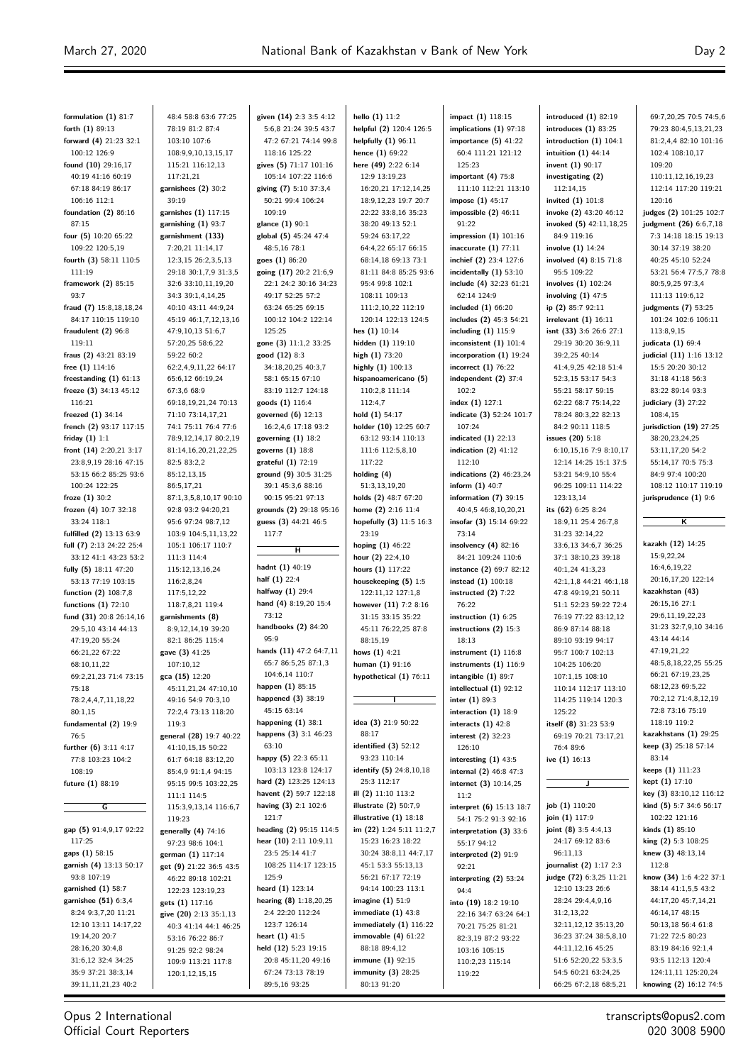**formulation (1)** 81:7
**forth (1)** 89:13
**forward (4)** 21:23 32:1 100:12 126:9
**found (10)** 29:16,17 40:19 41:16 60:19 67:18 84:19 86:17 106:16 112:1
**foundation (2)** 86:16 87:15
**four (5)** 10:20 65:22 109:22 120:5,19
**fourth (3)** 58:11 110:5 111:19
**framework (2)** 85:15 93:7
**fraud (7)** 15:8,18,18,24 84:17 110:15 119:10
**fraudulent (2)** 96:8 119:11
**frauds (2)** 43:21 83:19
**free (1)** 114:16
**freestanding (1)** 61:13
**freeze (3)** 34:13 45:12 116:21
**freezed (1)** 34:14
**french (2)** 93:17 117:15
**friday (1)** 1:1
**front (14)** 2:20,21 3:17 23:8,9,19 28:16 47:15 53:15 66:2 85:25 93:6 100:24 122:25
**froze (1)** 30:2
**frozen (4)** 10:7 32:18 33:24 118:1
**fulfilled (2)** 13:13 63:9
**full (7)** 2:13 24:22 25:4 33:12 41:1 43:23 53:2
**fully (5)** 18:11 47:20 53:13 77:19 103:15
**function (2)** 108:7,8
**functions (1)** 72:10
**fund (31)** 20:8 26:14,16 29:5,10 43:14 44:13 47:19,20 55:24 66:21,22 67:22 68:10,11,22 69:2,21,23 71:4 73:15 75:18 78:2,4,4,7,11,18,22 80:1,15
**fundamental (2)** 19:9 76:5
**further (6)** 3:11 4:17 77:8 103:23 104:2 108:19
**future (1)** 88:19
48:4 58:8 63:6 77:25 78:19 81:2 87:4 103:10 107:6 108:9,9,10,13,15,17 115:21 116:12,13 117:21,21
**garnishees (2)** 30:2 39:19
**garnishes (1)** 117:15
**garnishing (1)** 93:7
**garnishment (133)** 7:20,21 11:14,17 12:3,15 26:2,3,5,13 29:18 30:1,7,9 31:3,5 32:6 33:10,11,19,20 34:3 39:1,4,14,25 40:10 43:11 44:9,24 45:19 46:1,7,12,13,16 47:9,10,13 51:6,7 57:20,25 58:6,22 59:22 60:2 62:2,4,9,11,22 64:17 65:6,12 66:19,24 67:3,6 68:9 69:18,19,21,24 70:13 71:10 73:14,17,21 74:1 75:11 76:4 77:6 78:9,12,14,17 80:2,19 81:14,16,20,21,22,25 82:5 83:2,2 85:12,13,15 86:5,17,21 87:1,3,5,8,10,17 90:10 92:8 93:2 94:20,21 95:6 97:24 98:7,12 103:9 104:5,11,13,22 105:1 106:17 110:7 111:3 114:4 115:12,13,16,24 116:2,8,24 117:5,12,22 118:7,8,21 119:4
**garnishments (8)** 8:9,12,14,19 39:20 82:1 86:25 115:4
**gave (3)** 41:25 107:10,12
**gca (15)** 12:20 45:11,21,24 47:10,10 49:16 54:9 70:3,10 72:2,4 73:13 118:20 119:3
**general (28)** 19:7 40:22 41:10,15,15 50:22 61:7 64:18 83:12,20 85:4,9 91:1,4 94:15 95:15 99:5 103:22,25 111:1 114:5 115:3,9,13,14 116:6,7 119:23
**generally (4)** 74:16 97:23 98:6 104:1
**german (1)** 117:14
**get (9)** 21:22 36:5 43:5 46:22 89:18 102:21 122:23 123:19,23
**gets (1)** 117:16
**give (20)** 2:13 35:1,13 40:3 41:14 44:1 46:25 53:16 76:22 86:7 91:25 92:2 98:24 109:9 113:21 117:8 120:1,12,15,15
**given (14)** 2:3 3:5 4:12 5:6,8 21:24 39:5 43:7 47:2 67:21 74:14 99:8 118:16 125:22
**gives (5)** 71:17 101:16 105:14 107:22 116:6
**giving (7)** 5:10 37:3,4 50:21 99:4 106:24 109:19
**glance (1)** 90:1
**global (5)** 45:24 47:4 48:5,16 78:1
**goes (1)** 86:20
**going (17)** 20:2 21:6,9 22:1 24:2 30:16 34:23 49:17 52:25 57:2 63:24 65:25 69:15 100:12 104:2 122:14 125:25
**gone (3)** 11:1,2 33:25
**good (12)** 8:3 34:18,20,25 40:3,7 58:1 65:15 67:10 83:19 112:7 124:18
**goods (1)** 116:4
**governed (6)** 12:13 16:2,4,6 17:18 93:2
**governing (1)** 18:2
**governs (1)** 18:8
**grateful (1)** 72:19
**ground (9)** 30:5 31:25 39:1 45:3,6 88:16 90:15 95:21 97:13
**grounds (2)** 29:18 95:16
**guess (3)** 44:21 46:5 117:7
**hello (1)** 11:2
**helpful (2)** 120:4 126:5
**helpfully (1)** 96:11
**hence (1)** 69:22
**here (49)** 2:22 6:14 12:9 13:19,23 16:20,21 17:12,14,25 18:9,12,23 19:7 20:7 22:22 33:8,16 35:23 38:20 49:13 52:1 59:24 63:17,22 64:4,22 65:17 66:15 68:14,18 69:13 73:1 81:11 84:8 85:25 93:6 95:4 99:8 102:1 108:11 109:13 111:2,10,22 112:19 120:14 122:13 124:5
**hes (1)** 10:14
**hidden (1)** 119:10
**high (1)** 73:20
**highly (1)** 100:13
**hispanoamericano (5)** 110:2,8 111:14 112:4,7
**hold (1)** 54:17
**holder (10)** 12:25 60:7 63:12 93:14 110:13 111:6 112:5,8,10 117:22
**holding (4)** 51:3,13,19,20
**holds (2)** 48:7 67:20
**home (2)** 2:16 11:4
**hopefully (3)** 11:5 16:3 23:19
**hoping (1)** 46:22
**hour (2)** 22:4,10
**hours (1)** 117:22
**housekeeping (5)** 1:5 122:11,12 127:1,8
**however (11)** 7:2 8:16 31:15 33:15 35:22 45:11 76:22,25 87:8 88:15,19
**hows (1)** 4:21
**human (1)** 91:16
**hypothetical (1)** 76:11
**idea (3)** 21:9 50:22 88:17
**identified (3)** 52:12 93:23 110:14
**identify (5)** 24:8,10,18 25:3 112:17
**ill (2)** 11:10 113:2
**illustrate (2)** 50:7,9
**illustrative (1)** 18:18
**im (22)** 1:24 5:11 11:2,7 15:23 16:23 18:22 30:24 38:8,11 44:7,17 45:1 53:3 55:13,13 56:21 67:17 72:19 94:14 100:23 113:1
**imagine (1)** 51:9
**immediate (1)** 43:8
**immediately (1)** 116:22
**immovable (4)** 61:22 88:18 89:4,12
**immune (1)** 92:15
**immunity (3)** 28:25 80:13 91:20
**impact (1)** 118:15
**implications (1)** 97:18
**importance (5)** 41:22 60:4 111:21 121:12 125:23
**important (4)** 75:8 111:10 112:21 113:10
**impose (1)** 45:17
**impossible (2)** 46:11 91:22
**impression (1)** 101:16
**inaccurate (1)** 77:11
**inchief (2)** 23:4 127:6
**incidentally (1)** 53:10
**include (4)** 32:23 61:21 62:14 124:9
**included (1)** 66:20
**includes (2)** 45:3 54:21
**including (1)** 115:9
**inconsistent (1)** 101:4
**incorporation (1)** 19:24
**incorrect (1)** 76:22
**independent (2)** 37:4 102:2
**index (1)** 127:1
**indicate (3)** 52:24 101:7 107:24
**indicated (1)** 22:13
**indication (2)** 41:12 112:10
**indications (2)** 46:23,24
**inform (1)** 40:7
**information (7)** 39:15 40:4,5 46:8,10,20,21
**insofar (3)** 15:14 69:22 73:14
**insolvency (4)** 82:16 84:21 109:24 110:6
**instance (2)** 69:7 82:12
**instead (1)** 100:18
**instructed (2)** 7:22 76:22
**instruction (1)** 6:25
**instructions (2)** 15:3 18:13
**instrument (1)** 116:8
**instruments (1)** 116:9
**intangible (1)** 89:7
**intellectual (1)** 92:12
**inter (1)** 89:3
**interaction (1)** 18:9
**interacts (1)** 42:8
**interest (2)** 32:23 126:10
**interesting (1)** 43:5
**internal (2)** 46:8 47:3
**internet (3)** 10:14,25 11:2
**interpret (6)** 15:13 18:7 54:1 75:2 91:3 92:16
**interpretation (3)** 33:6 55:17 94:12
**interpreted (2)** 91:9 92:21
**interpreting (2)** 53:24 94:4
**into (19)** 18:2 19:10 22:16 34:7 63:24 64:1 70:21 75:25 81:21 82:3,19 87:2 93:22 103:16 105:15 110:2,23 115:14 119:22
**introduced (1)** 82:19
**introduces (1)** 83:25
**introduction (1)** 104:1
**intuition (1)** 44:14
**invent (1)** 90:17
**investigating (2)** 112:14,15
**invited (1)** 101:8
**invoke (2)** 43:20 46:12
**invoked (5)** 42:11,18,25 84:9 119:16
**involve (1)** 14:24
**involved (4)** 8:15 71:8 95:5 109:22
**involves (1)** 102:24
**involving (1)** 47:5
**ip (2)** 85:7 92:11
**irrelevant (1)** 16:11
**isnt (33)** 3:6 26:6 27:1 29:19 30:20 36:9,11 39:2,25 40:14 41:4,9,25 42:18 51:4 52:3,15 53:17 54:3 55:21 58:17 59:15 62:22 68:7 75:14,22 78:24 80:3,22 82:13 84:2 90:11 118:5
**issues (20)** 5:18 6:10,15,16 7:9 8:10,17 12:14 14:25 15:1 37:5 53:21 54:9,10 55:4 96:25 109:11 114:22 123:13,14
**its (62)** 6:25 8:24 18:9,11 25:4 26:7,8 31:23 32:14,22 33:6,13 34:6,7 36:25 37:1 38:10,23 39:18 40:1,24 41:3,23 42:1,1,8 44:21 46:1,18 47:8 49:19,21 50:11 51:1 52:23 59:22 72:4 76:19 77:22 83:12,12 86:9 87:14 88:18 89:10 93:19 94:17 95:7 100:7 102:13 104:25 106:20 107:1,15 108:10 110:14 112:17 113:10 114:25 119:14 120:3 125:22
**itself (8)** 31:23 53:9 69:19 70:21 73:17,21 76:4 89:6
**ive (1)** 16:13
**job (1)** 110:20
**join (1)** 117:9
**joint (8)** 3:5 4:4,13 24:17 69:12 83:6 96:11,13
**journalist (2)** 1:17 2:3
**judge (72)** 6:3,25 11:21 12:10 13:23 26:6 28:24 29:4,4,9,16 31:2,13,22 32:11,12,12 35:13,20 36:23 37:24 38:5,8,10 44:11,12,16 45:25 51:6 52:20,22 53:3,5 54:5 60:21 63:24,25 66:25 67:2,18 68:5,21
69:7,20,25 70:5 74:5,6 79:23 80:4,5,13,21,23 81:2,4,4 82:10 101:16 102:4 108:10,17 109:20 110:11,12,16,19,23 112:14 117:20 119:21 120:16
**judges (2)** 101:25 102:7
**judgment (26)** 6:6,7,18 7:3 14:18 18:15 19:13 30:14 37:19 38:20 40:25 45:10 52:24 53:21 56:4 77:5,7 78:8 80:5,9,25 97:3,4 111:13 119:6,12
**judgments (7)** 53:25 101:24 102:6 106:11 113:8,9,15
**judicata (1)** 69:4
**judicial (11)** 1:16 13:12 15:5 20:20 30:12 31:18 41:18 56:3 83:22 89:14 93:3
**judiciary (3)** 27:22 108:4,15
**jurisdiction (19)** 27:25 38:20,23,24,25 53:11,17,20 54:2 55:14,17 70:5 75:3 84:9 97:4 100:20 108:12 110:17 119:19
**jurisprudence (1)** 9:6
**kazakh (12)** 14:25 15:9,22,24 16:4,6,19,22 20:16,17,20 122:14
**kazakhstan (43)** 26:15,16 27:1 29:6,11,19,22,23 31:23 32:7,9,10 34:16 43:14 44:14 47:19,21,22 48:5,8,18,22,25 55:25 66:21 67:19,23,25 68:12,23 69:5,22 70:2,12 71:4,8,12,19 72:8 73:16 75:19 118:19 119:2
**kazakhstans (1)** 29:25
**keep (3)** 25:18 57:14 83:14
**keeps (1)** 111:23
**kept (1)** 17:10
**key (3)** 83:10,12 116:12
**kind (5)** 5:7 34:6 56:17 102:22 121:16
**kinds (1)** 85:10
**king (2)** 5:3 108:25
**knew (3)** 48:13,14 112:8
**know (34)** 1:6 4:22 37:1 38:14 41:1,5,5 43:2 44:17,20 45:7,14,21 46:14,17 48:15 50:13,18 56:4 61:8 71:22 72:5 80:23 83:19 84:16 92:1,4 93:5 112:13 120:4 124:11,11 125:20,24
**knowing (2)** 16:12 74:5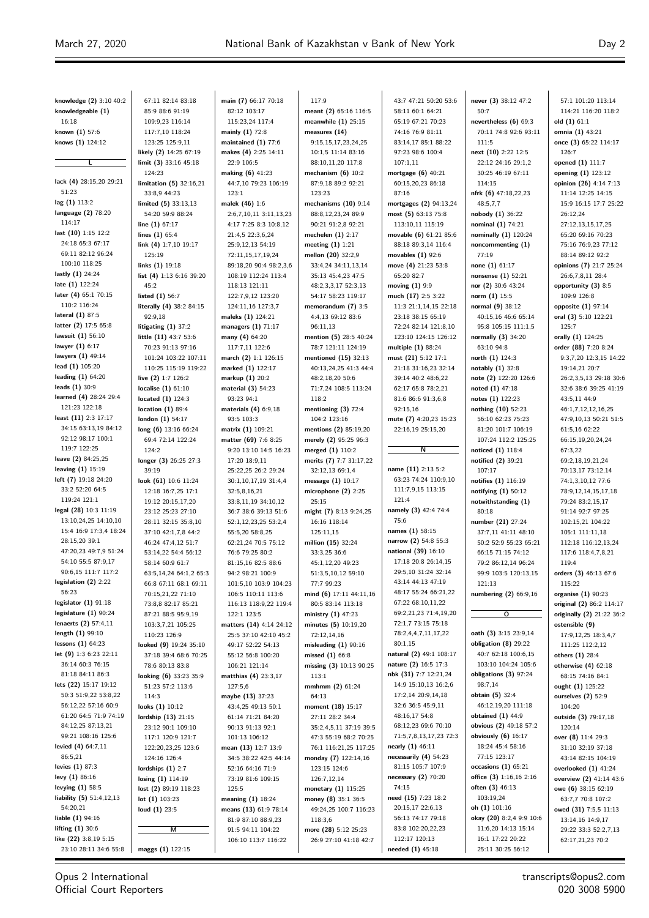knowledge (2) 3:10 40:2
knowledgeable (1) 16:18
known (1) 57:6
knows (1) 124:12

## L

lack (4) 28:15,20 29:21 51:23
lag (1) 113:2
language (2) 78:20 114:17
last (10) 1:15 12:2 24:18 65:3 67:17 69:11 82:12 96:24 100:10 118:25
lastly (1) 24:24
late (1) 122:24
later (4) 65:1 70:15 110:2 116:24
lateral (1) 87:5
latter (2) 17:5 65:8
lawsuit (1) 56:10
lawyer (1) 6:17
lawyers (1) 49:14
lead (1) 105:20
leading (1) 64:20
leads (1) 30:9
learned (4) 28:24 29:4 121:23 122:18
least (11) 2:3 17:17 34:15 63:13,19 84:12 92:12 98:17 100:1 119:7 122:25
leave (2) 84:25,25
leaving (1) 15:19
left (7) 19:18 24:20 33:2 52:20 64:5 119:24 121:4
legal (28) 10:3 11:19 13:10,24,25 14:10,10 15:4 16:9 17:3,4 18:24 28:15,20 39:1 47:20,23 49:7,9 51:24 54:10 55:5 87:9,17 90:6,15 111:7 117:2
legislation (2) 2:22 56:23
legislator (1) 91:18
legislature (1) 90:24
lenaerts (2) 57:4,11
length (1) 99:10
lessons (1) 64:23
let (9) 1:3 6:23 22:11 36:14 60:3 76:15 81:18 84:11 86:3
lets (22) 15:17 19:12 50:3 51:9,22 53:8,22 56:12,22 57:16 60:9 61:20 64:5 71:9 74:19 84:12,25 87:13,21 99:21 108:16 125:6
levied (4) 64:7,11 86:5,21
levies (1) 87:3
levy (1) 86:16
levying (1) 58:5
liability (5) 51:4,12,13 54:20,21
liable (1) 94:16
lifting (1) 30:6
like (22) 3:8,19 5:15 23:10 28:11 34:6 55:8 67:11 82:14 83:18 85:9 88:6 91:19 109:9,23 116:14 117:7,10 118:24 123:25 125:9,11
likely (2) 14:25 67:19
limit (3) 33:16 45:18 124:23
limitation (5) 32:16,21 33:8,9 44:23
limited (5) 33:13,13 54:20 59:9 88:24
line (1) 67:17
lines (1) 65:4
link (4) 1:7,10 19:17 125:19
links (1) 19:18
list (4) 1:13 6:16 39:20 45:2
listed (1) 56:7
literally (4) 38:2 84:15 92:9,18
litigating (1) 37:2
little (11) 43:7 53:6 70:23 91:13 97:16 101:24 103:22 107:11 110:25 115:19 119:22
live (2) 1:7 126:2
localise (1) 61:10
located (1) 124:3
location (1) 89:4
london (1) 54:17
long (6) 13:16 66:24 69:4 72:14 122:24 124:2
longer (3) 26:25 27:3 39:19
look (61) 10:6 11:24 12:18 16:7,25 17:1 19:12 20:15,17,20 23:12 25:23 27:10 28:11 32:15 35:8,10 37:10 42:1,7,8 44:2 46:24 47:4,12 51:7 53:14,22 54:4 56:12 58:14 60:9 61:7 63:5,14,24 64:1,2 65:3 66:8 67:11 68:1 69:11 70:15,21,22 71:10 73:8,8 82:17 85:21 87:21 88:5 95:9,19 103:3,7,21 105:25 110:23 126:9
looked (9) 19:24 35:10 37:18 39:4 68:6 70:25 78:6 80:13 83:8
looking (6) 33:23 35:9 51:23 57:2 113:6 114:3
looks (1) 10:12
lordship (13) 21:15 23:12 90:1 109:10 117:1 120:9 121:7 122:20,23,25 123:6 124:16 126:4
lordships (1) 2:7
losing (1) 114:19
lost (2) 89:19 118:23
lot (1) 103:23
loud (1) 23:5

## M

maggs (1) 122:15
main (7) 66:17 70:18 82:12 103:17 115:23,24 117:4
mainly (1) 72:8
maintained (1) 77:6
makes (4) 2:25 14:11 22:9 106:5
making (6) 41:23 44:7,10 79:23 106:19 123:1
malek (46) 1:6 2:6,7,10,11 3:11,13,23 4:17 7:25 8:3 10:8,12 21:4,5 22:3,6,24 25:9,12,13 54:19 72:11,15,17,19,24 89:18,20 90:4 98:2,3,6 108:19 112:24 113:4 118:13 121:11 122:7,9,12 123:20 124:11,16 127:3,7
maleks (1) 124:21
managers (1) 71:17
many (4) 64:20 117:7,11 122:6
march (2) 1:1 126:15
marked (1) 122:17
markup (1) 20:2
material (3) 54:23 93:23 94:1
materials (4) 6:9,18 93:5 103:3
matrix (1) 109:21
matter (69) 7:6 8:25 9:20 13:10 14:5 16:23 17:20 18:9,11 25:22,25 26:2 29:24 30:1,10,17,19 31:4,4 32:5,8,16,21 33:8,11,19 34:10,12 36:7 38:6 39:13 51:6 52:1,12,23,25 53:2,4 55:5,20 58:8,25 62:21,24 70:5 75:12 76:6 79:25 80:2 81:15,16 82:5 88:6 94:2 98:21 100:9 101:5,10 103:9 104:23 106:5 110:11 113:6 116:13 118:9,22 119:4 122:1 123:5
matters (14) 4:14 24:12 25:5 37:10 42:10 45:2 49:17 52:22 54:13 55:12 56:8 100:20 106:21 121:14
matthias (4) 23:3,17 127:5,6
maybe (13) 37:23 43:4,25 49:13 50:1 61:14 71:21 84:20 90:13 91:13 92:1 101:13 106:12
mean (13) 12:7 13:9 34:5 38:22 42:5 44:14 52:16 64:16 71:9 73:19 81:6 109:15 125:5
meaning (1) 18:24
means (13) 61:9 78:14 81:9 87:10 88:9,23 91:5 94:11 104:22 106:10 113:7 116:22 117:9
meant (2) 65:16 116:5
meanwhile (1) 25:15
measures (14) 9:15,15,17,23,24,25 10:1,5 11:14 83:16 88:10,11,20 117:8
mechanism (6) 10:2 87:9,18 89:2 92:21 123:23
mechanisms (10) 9:14 88:8,12,23,24 89:9 90:21 91:2,8 92:21
mechelen (1) 2:17
meeting (1) 1:21
mellon (20) 32:2,9 33:4,24 34:11,13,14 35:13 45:4,23 47:5 48:2,3,3,17 52:3,13 54:17 58:23 119:17
memorandum (7) 3:5 4:4,13 69:12 83:6 96:11,13
mention (5) 28:5 40:24 78:7 121:11 124:19
mentioned (15) 32:13 40:13,24,25 41:3 44:4 48:2,18,20 50:6 71:7,24 108:5 113:24 118:2
mentioning (3) 72:4 104:2 123:16
mentions (2) 85:19,20
merely (2) 95:25 96:3
merged (1) 110:2
merits (7) 7:7 31:17,22 32:12,13 69:1,4
message (1) 10:17
microphone (2) 2:25 25:15
might (7) 8:13 9:24,25 16:16 118:14 125:11,15
million (15) 32:24 33:3,25 36:6 45:1,12,20 49:23 51:3,5,10,12 59:10 77:7 99:23
mind (6) 17:11 44:11,16 80:5 83:14 113:18
ministry (1) 47:23
minutes (5) 10:19,20 72:12,14,16
misleading (1) 90:16
missed (1) 66:8
missing (3) 10:13 90:25 113:1
mmhmm (2) 61:24 64:13
moment (18) 15:17 27:11 28:2 34:4 35:2,4,5,11 37:19 39:5 47:3 55:19 68:2 70:25 76:1 116:21,25 117:25
monday (7) 122:14,16 123:15 124:6 126:7,12,14
monetary (1) 115:25
money (8) 35:1 36:5 49:24,25 100:7 116:23 118:3,6
more (28) 5:12 25:23 26:9 27:10 41:18 42:7 43:7 47:21 50:20 53:6 58:11 60:1 64:21 65:19 67:21 70:23 74:16 76:9 81:11 83:14,17 85:1 88:22 97:23 98:6 100:4 107:1,11
mortgage (6) 40:21 60:15,20,23 86:18 87:16
mortgages (2) 94:13,24
most (5) 63:13 75:8 113:10,11 115:19
movable (6) 61:21 85:6 88:18 89:3,14 116:4
movables (1) 92:6
move (4) 21:23 53:8 65:20 82:7
moving (1) 9:9
much (17) 2:5 3:22 11:3 21:1,14,15 22:18 23:18 38:15 65:19 72:24 82:14 121:8,10 123:10 124:15 126:12
multiple (1) 88:24
must (21) 5:12 17:1 21:18 31:16,23 32:14 39:14 40:2 48:6,22 62:17 65:8 78:2,21 81:6 86:6 91:3,6,8 92:15,16
mute (7) 4:20,23 15:23 22:16,19 25:15,20

## N

name (11) 2:13 5:2 63:23 74:24 110:9,10 111:7,9,15 113:15 121:4
namely (3) 42:4 74:4 75:6
names (1) 58:15
narrow (2) 54:8 55:3
national (39) 16:10 17:18 20:8 26:14,15 29:5,10 31:24 32:14 43:14 44:13 47:19 48:17 55:24 66:21,22 67:22 68:10,11,22 69:2,21,23 71:4,19,20 72:1,7 73:15 75:18 78:2,4,4,7,11,17,22 80:1,15
natural (2) 49:1 108:17
nature (2) 16:5 17:3
nbk (31) 7:7 12:21,24 14:9 15:10,13 16:2,6 17:2,14 20:9,14,18 32:6 36:5 45:9,11 48:16,17 54:8 68:12,23 69:6 70:10 71:5,7,8,13,17,23 72:3
nearly (1) 46:11
necessarily (4) 54:23 81:15 105:7 107:9
necessary (2) 70:20 74:15
need (15) 7:23 18:2 20:15,17 22:6,13 56:13 74:17 79:18 83:8 102:20,22,23 112:17 120:13
needed (1) 45:18
never (3) 38:12 47:2 50:7
nevertheless (6) 69:3 70:11 74:8 92:6 93:11 111:5
next (10) 2:22 12:5 22:12 24:16 29:1,2 30:25 46:19 67:11 114:15
nfrk (6) 47:18,22,23 48:5,7,7
nobody (1) 36:22
nominal (1) 74:21
nominally (1) 120:24
noncommenting (1) 77:19
none (1) 61:17
nonsense (1) 52:21
nor (2) 30:6 43:24
norm (1) 15:5
normal (9) 38:12 40:15,16 46:6 65:14 95:8 105:15 111:1,5
normally (3) 34:20 63:10 94:8
north (1) 124:3
notably (1) 32:8
note (2) 122:20 126:6
noted (1) 47:18
notes (1) 122:23
nothing (10) 52:23 56:10 62:23 75:23 81:20 101:7 106:19 107:24 112:2 125:25
noticed (1) 118:4
notified (2) 39:21 107:17
notifies (1) 116:19
notifying (1) 50:12
notwithstanding (1) 80:18
number (21) 27:24 37:7,11 41:11 48:10 50:2 52:9 55:23 65:21 66:15 71:15 74:12 79:2 86:12,14 96:24 99:9 103:5 120:13,15 121:13
numbering (2) 66:9,16

## O

oath (3) 3:15 23:9,14
obligation (8) 29:22 40:7 62:18 100:6,15 103:10 104:24 105:6
obligations (3) 97:24 98:7,14
obtain (5) 32:4 46:12,19,20 111:18
obtained (1) 44:9
obvious (2) 49:18 57:2
obviously (6) 16:17 18:24 45:4 58:16 77:15 123:17
occasions (1) 65:21
office (3) 1:16,16 2:16
often (3) 46:13 103:19,24
oh (1) 101:16
okay (20) 8:2,4 9:4 10:6 11:6,20 14:13 15:14 16:1 17:22 20:22 25:11 30:25 56:12 57:1 101:20 113:14 114:21 116:20 118:2
old (1) 61:1
omnia (1) 43:21
once (3) 65:22 114:17 126:7
opened (1) 111:7
opening (1) 123:12
opinion (26) 4:14 7:13 11:14 12:25 14:15 15:9 16:15 17:7 25:22 26:12,24 27:12,13,15,17,25 65:20 69:16 70:23 75:16 76:9,23 77:12 88:14 89:12 92:2
opinions (7) 21:7 25:24 26:6,7,8,11 28:4
opportunity (3) 8:5 109:9 126:8
opposite (1) 97:14
oral (3) 5:10 122:21 125:7
orally (1) 124:25
order (88) 7:20 8:24 9:3,7,20 12:3,15 14:22 19:14,21 20:7 26:2,3,5,13 29:18 30:6 32:6 38:6 39:25 41:19 43:5,11 44:9 46:1,7,12,12,16,25 47:9,10,13 50:21 51:5 61:5,16 62:22 66:15,19,20,24,24 67:3,22 69:2,18,19,21,24 70:13,17 73:12,14 74:1,3,10,12 77:6 78:9,12,14,15,17,18 79:24 83:2,15,17 91:14 92:7 97:25 102:15,21 104:22 105:1 111:11,18 112:18 116:12,13,24 117:6 118:4,7,8,21 119:4
orders (3) 46:13 67:6 115:22
organise (1) 90:23
original (2) 86:2 114:17
originally (2) 21:22 36:2
ostensible (9) 17:9,12,25 18:3,4,7 111:25 112:2,12
others (1) 28:4
otherwise (4) 62:18 68:15 74:16 84:1
ought (1) 125:22
ourselves (2) 52:9 104:20
outside (3) 79:17,18 120:14
over (8) 11:4 29:3 31:10 32:19 37:18 43:14 82:15 104:19
overlooked (1) 41:24
overview (2) 41:14 43:6
owe (6) 38:15 62:19 63:7,7 70:8 107:2
owed (31) 7:5,5 11:13 13:14,16 14:9,17 29:22 33:3 52:2,7,13 62:17,21,23 70:2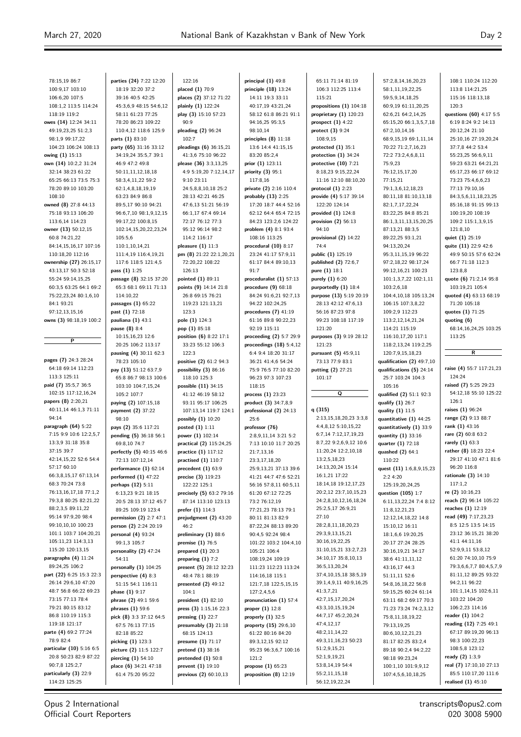78:15,19 86:7
100:9,17 103:10
106:6,20 107:5
108:1,2 113:5 114:24
118:19 119:2
**owes (14)** 12:24 34:11
49:19,23,25 51:2,3
98:1,9 99:17,22
104:23 106:24 108:13
**owing (1)** 15:13
**own (14)** 10:2,2 31:24
32:14 38:23 61:22
65:25 66:13 73:5 75:3
78:20 89:10 103:20
108:10
**owned (8)** 27:8 44:13
75:18 93:13 106:20
113:6,14 114:23
**owner (13)** 50:12,15
60:8 74:21,22
84:14,15,16,17 107:16
110:18,20 112:16
**ownership (27)** 26:15,17
43:13,17 50:3 52:18
55:24 59:14,15,25
60:3,5 63:25 64:1 69:2
75:22,23,24 80:1,6,10
84:1 93:21
97:12,13,15,16
**owns (3)** 98:18,19 100:2

**P**

**pages (7)** 24:3 28:24
64:18 69:14 112:23
113:3 125:11
**paid (7)** 35:5,7 36:5
102:15 117:12,16,24
**papers (8)** 2:20,21
40:11,14 46:1,3 71:11
94:14
**paragraph (64)** 5:22
7:15 9:9 10:6 12:2,5,7
13:3,9 31:18 35:8
37:15 39:7
42:14,15,22 52:6 54:4
57:17 60:10
66:3,8,15,17 67:13,14
68:3 70:24 73:8
76:13,16,17,18 77:1,2
79:3,8 80:25 82:21,22
88:2,3,5 89:11,22
95:14 97:9,20 98:4
99:10,10,10 100:23
101:1 103:7 104:20,21
105:11,23 114:3,13
115:20 120:13,15
**paragraphs (4)** 11:24
89:24,25 106:2
**part (22)** 6:25 15:3 22:3
26:14 29:6,10 47:20
48:7 56:8 66:22 69:23
73:15 77:13 78:4
79:21 80:15 83:12
86:8 110:19 115:3
119:18 121:17
**parte (4)** 69:2 77:24
78:9 82:4
**particular (10)** 5:16 6:5
20:8 50:23 82:9 87:22
90:7,8 125:2,7
**particularly (3)** 22:9
114:23 125:25
**parties (24)** 7:22 12:20
18:19 32:20 37:2
39:16 40:5 42:25
45:3,6,9 48:15 54:6,12
58:11 61:23 77:25
78:20 86:23 109:22
110:4,12 118:6 125:9
**parts (1)** 83:10
**party (65)** 31:16 33:12
34:19,24 35:5,7 39:1
46:9 47:2 49:8
50:11,11,12,18,18
58:3,4,11,22 59:2
62:1,4,8,18,19,19
63:23 84:9 86:8
89:5,17 90:10 94:21
96:6,7,10 98:1,9,12,15
99:17,22 100:8,15
102:14,15,20,22,23,24
105:5,6
110:1,10,14,21
111:4,19 116:4,19,21
117:6 118:5 121:4,5
**pass (1)** 1:25
**passage (8)** 32:15 37:20
65:3 68:1 69:11 71:13
114:10,22
**passages (1)** 65:22
**past (1)** 72:18
**pauliana (1)** 43:1
**pause (8)** 8:4
10:15,16,23 12:6
20:25 106:2 113:17
**pausing (4)** 30:11 62:3
78:23 105:10
**pay (13)** 51:12 63:7,9
65:8 86:7 98:13 100:6
103:10 104:7,15,24
105:2 107:7
**paying (2)** 107:15,18
**payment (2)** 37:22
98:10
**pays (2)** 35:6 117:21
**pending (5)** 36:18 56:1
69:8,10 74:7
**perfectly (5)** 40:15 46:6
72:13 107:12,14
**performance (1)** 62:14
**performed (1)** 47:22
**perhaps (12)** 5:11
6:13,23 9:21 18:15
20:5 28:13 37:12 45:7
89:25 109:19 123:4
**permission (2)** 2:7 47:1
**person (2)** 2:24 20:19
**personal (4)** 93:24
99:1,3 105:7
**personality (2)** 47:24
54:11
**personally (1)** 104:25
**perspective (4)** 8:3
51:15 54:1 116:11
**phase (1)** 9:17
**phrase (2)** 49:1 59:6
**phrases (1)** 59:6
**pick (8)** 3:3 37:12 64:5
67:5 76:13 77:15
82:18 85:22
**picking (1)** 123:3
**picture (2)** 11:5 122:7
**piercing (1)** 54:10
**place (6)** 34:21 47:18
61:4 75:20 95:22
122:16
**placed (1)** 70:9
**places (2)** 37:12 71:22
**plainly (1)** 122:24
**play (3)** 15:10 57:23
90:9
**pleading (2)** 96:24
102:7
**pleadings (6)** 36:15,21
41:3,6 75:10 96:22
**please (36)** 3:3,13,25
4:9 5:19,20 7:12,14,17
9:10 23:11
24:5,8,8,10,18 25:2
28:13 42:21 46:25
47:6,13 51:21 56:19
66:1,17 67:4 69:14
72:17 76:12 77:3
95:12 96:14 98:2
114:2 116:17
**pleasure (1)** 11:3
**pm (8)** 21:22 22:1,20,21
72:20,22 108:22
126:13
**pointed (1)** 89:11
**points (9)** 14:14 21:8
26:8 69:15 76:21
119:23 121:13,21
123:3
**pole (1)** 124:3
**pop (1)** 85:18
**position (6)** 8:22 17:1
33:23 55:12 106:3
122:3
**positive (2)** 61:2 94:3
**possibility (3)** 86:16
118:10 125:3
**possible (11)** 34:15
41:12 46:19 58:12
93:11 95:17 106:25
107:13,14 119:7 124:1
**possibly (1)** 10:20
**posted (1)** 1:11
**power (1)** 102:14
**practical (2)** 115:24,25
**practice (1)** 117:12
**practised (1)** 110:7
**precedent (1)** 63:9
**precise (3)** 119:23
122:22 125:1
**precisely (5)** 63:2 79:16
87:14 113:10 123:13
**prefer (1)** 114:3
**prejudgment (2)** 43:20
46:2
**preliminary (1)** 88:6
**premise (1)** 76:5
**prepared (1)** 20:3
**preparing (1)** 7:2
**present (5)** 28:12 32:23
48:4 78:1 88:19
**presented (2)** 49:12
104:1
**president (1)** 82:10
**press (3)** 1:15,16 22:3
**pressing (1)** 22:7
**presumably (3)** 21:18
68:15 124:13
**presume (1)** 71:17
**pretend (1)** 38:16
**pretended (1)** 50:8
**prevent (1)** 19:10
**previous (2)** 60:10,13
**principal (1)** 49:8
**principle (18)** 13:24
14:11 19:3 33:11
40:17,19 43:21,24
58:12 61:8 86:21 91:1
94:16,25 95:3,5
98:10,14
**principles (8)** 11:18
13:6 14:4 41:15,15
83:20 85:2,4
**prior (1)** 123:11
**priority (3)** 95:1
117:8,16
**private (2)** 2:16 110:4
**probably (13)** 2:25
17:20 18:7 44:4 52:16
62:12 64:4 65:4 72:15
84:23 123:2,6 124:22
**problem (4)** 8:1 93:4
108:16 113:25
**procedural (10)** 8:17
23:24 41:17 57:9,11
61:17 84:4 89:10,13
91:7
**proceduralist (1)** 57:13
**procedure (9)** 68:18
84:24 91:6,21 92:7,13
94:22 102:24,25
**procedures (7)** 41:19
61:16 89:8 90:22,23
92:19 115:11
**proceeding (2)** 5:7 29:9
**proceedings (18)** 5:4,12
6:4 9:4 18:20 31:17
36:21 41:4,6 54:24
75:9 76:5 77:10 82:20
96:23 97:3 107:23
118:15
**process (1)** 23:23
**product (3)** 34:7,8,9
**professional (2)** 24:13
25:6
**professor (76)**
2:8,9,11,14 3:21 5:2
7:13 10:10 11:7 20:25
21:7,13,16
23:3,17,18,20
25:9,13,21 37:13 39:6
41:21 44:7 47:6 52:21
56:16 57:8,11 60:5,11
61:20 67:12 72:25
73:2 76:12,19
77:21,23 78:13 79:1
80:11 81:13 82:9
87:22,24 88:13 89:20
90:4,5 92:24 98:4
101:22 103:2 104:4,10
105:21 106:4
108:19,24 109:19
111:23 112:23 113:24
114:16,18 115:1
121:7,18 122:5,15,15
127:2,4,5,6
**pronunciation (1)** 57:4
**proper (1)** 12:8
**properly (1)** 32:5
**property (15)** 29:6,10
61:22 80:16 84:20
89:3,12,15 92:12
95:23 96:3,6,7 100:16
121:2
**propose (1)** 65:23
**proposition (8)** 12:19
65:11 71:14 81:19
106:3 112:25 113:4
115:21
**propositions (1)** 104:18
**proprietary (1)** 120:23
**prospect (1)** 4:22
**protect (3)** 9:24
108:9,15
**protected (1)** 35:1
**protection (1)** 34:24
**protective (10)** 7:21
8:18,23 9:15,22,24
11:16 12:10 88:10,20
**protocol (1)** 2:23
**provide (4)** 5:17 39:14
122:20 124:14
**provided (1)** 124:8
**provision (2)** 56:13
94:10
**provisional (2)** 14:22
74:4
**public (1)** 125:19
**published (2)** 72:6,7
**pure (1)** 18:1
**purely (1)** 6:20
**purportedly (1)** 18:4
**purpose (13)** 5:19 20:19
28:13 42:12 47:6,13
56:16 87:23 97:8
99:23 108:18 117:19
121:20
**purposes (3)** 9:19 28:12
121:23
**pursuant (5)** 45:9,11
73:13 77:9 83:1
**putting (2)** 27:21
101:17

**Q**

**q (315)**
2:13,15,18,20,23 3:3,8
4:4,8,12 5:10,15,22
6:7,14 7:12,17,19,23
8:7,22 9:2,6,9,12 10:6
11:20,24 12:2,10,18
13:2,5,18,23
14:13,20,24 15:14
16:1,21 17:22
18:14,18 19:12,17,23
20:2,12 23:7,10,15,23
24:2,8,10,12,16,18,24
25:2,5,17 26:9,21
27:10
28:2,8,11,18,20,23
29:3,9,13,15,21
30:16,19,22,25
31:10,15,21 33:2,7,23
34:10,17 35:8,10,13
36:5,13,20,24
37:4,10,15,18 38:5,19
39:1,4,9,11 40:9,16,25
41:3,7,21
42:7,15,17,20,24
43:3,10,15,19,24
44:7,17 45:2,20,24
47:4,12,17
48:2,11,14,22
49:3,11,16,23 50:23
51:2,9,15,21
52:1,9,19,21
53:8,14,19 54:4
55:2,11,15,18
56:12,19,22,24
57:2,8,14,16,20,23
58:1,11,19,22,25
59:5,9,14,18,25
60:9,19 61:11,20,25
62:6,21 64:2,14,25
65:15,20 66:1,3,5,7,18
67:2,10,14,16
68:9,15,19 69:1,11,14
70:22 71:2,7,16,23
72:2 73:2,4,6,8,11
75:9,23
76:12,15,17,20
77:15,21
79:1,3,6,12,18,23
80:11,18 81:10,13,18
82:1,7,17,22,24
83:22,25 84:8 85:21
86:1,3,11,13,15,20,25
87:13,21 88:3,5
89:22,25 93:1,21
94:13,20,24
95:3,11,15,19 96:22
97:2,18,22 98:17,24
99:12,16,21 100:23
101:1,3,7,22 102:1,11
103:2,6,18
104:4,10,18 105:13,24
106:15 107:3,8,22
109:2,9 112:23
113:2,12,14,21,24
114:21 115:19
116:10,17,20 117:1
118:2,13,24 119:2,25
120:7,9,15,18,23
**qualification (2)** 49:7,10
**qualifications (5)** 24:14
25:7 103:24 104:3
105:16
**qualified (2)** 51:1 92:3
**qualify (1)** 26:7
**quality (1)** 11:5
**quantitative (1)** 44:25
**quantitatively (1)** 33:9
**quantity (1)** 33:16
**quarter (1)** 72:18
**quashed (2)** 64:1
110:22
**quest (11)** 1:6,8,9,15,23
2:2 4:20
125:19,20,24,25
**question (105)** 1:7
6:11,13,22,24 7:4 8:12
11:8,12,21,23
12:12,14,18,22 14:8
15:10,12 16:11
18:1,6,6 19:20,25
20:17 27:24 28:25
30:16,19,21 34:17
38:6 41:11,11,12
43:16,17 44:3
51:11,11 52:6
54:8,16,18,22 56:8
59:15,25 60:24 61:14
63:11 68:2 69:17 70:3
71:23 73:24 74:2,3,12
75:8,11,18,19,22
79:13,19,25
80:6,10,12,21,23
81:17 82:25 83:2,4
89:18 90:2,4 94:2,22
98:18 99:23,24
100:1,10 101:9,9,12
107:4,5,6,10,18,25
108:1 110:24 112:20
113:8 114:21,25
115:16 118:13,18
120:3
**questions (60)** 4:17 5:5
6:19 8:24 9:2 14:13
20:12,24 21:10
25:10,16 27:19,20,24
37:7,8 44:2 53:4
55:23,25 56:6,9,11
59:23 63:21 64:21,21
65:17,23 66:17 69:12
73:23 75:4,6,6,23
77:13 79:10,16
84:3,5,6,11,18,23,25
85:16,18 91:15 99:13
100:19,20 108:19
109:2 115:1,3,9,15
121:8,10
**quiet (1)** 25:19
**quite (11)** 22:9 42:6
49:9 50:15 57:6 62:24
66:7 71:18 112:3
123:8,8
**quote (6)** 71:2,14 95:8
103:19,21 105:4
**quoted (4)** 63:13 68:19
71:20 105:18
**quotes (1)** 71:25
**quoting (6)**
68:14,16,24,25 103:25
113:25

**R**

**raise (4)** 55:7 117:21,23
124:24
**raised (7)** 5:25 29:23
54:12,18 55:10 125:22
126:1
**raises (1)** 96:24
**range (2)** 9:13 88:7
**rank (1)** 43:16
**rare (2)** 60:8 63:2
**rarely (1)** 63:3
**rather (8)** 18:23 22:4
29:17 41:10 47:1 81:6
96:20 116:8
**rationale (3)** 14:10
117:1,2
**re (2)** 10:16,23
**reach (2)** 96:14 105:22
**reaches (1)** 12:19
**read (49)** 7:17,23,23
8:5 12:5 13:5 14:15
23:12 36:15,21 38:20
41:1 44:11,16
52:9,9,11 53:8,12
61:20 74:10,10 75:9
79:3,6,6,7,7 80:4,5,7,9
81:11,12 89:25 93:22
94:2,11 96:22
101:1,14,15 102:6,11
103:22 104:20
106:2,23 114:16
**reader (1)** 104:2
**reading (12)** 7:25 49:1
67:17 89:19,20 96:13
98:3 100:22,23
108:5,8 123:12
**ready (2)** 1:3,9
**real (7)** 17:10,10 27:13
85:5 110:17,20 111:6
**realised (1)** 45:10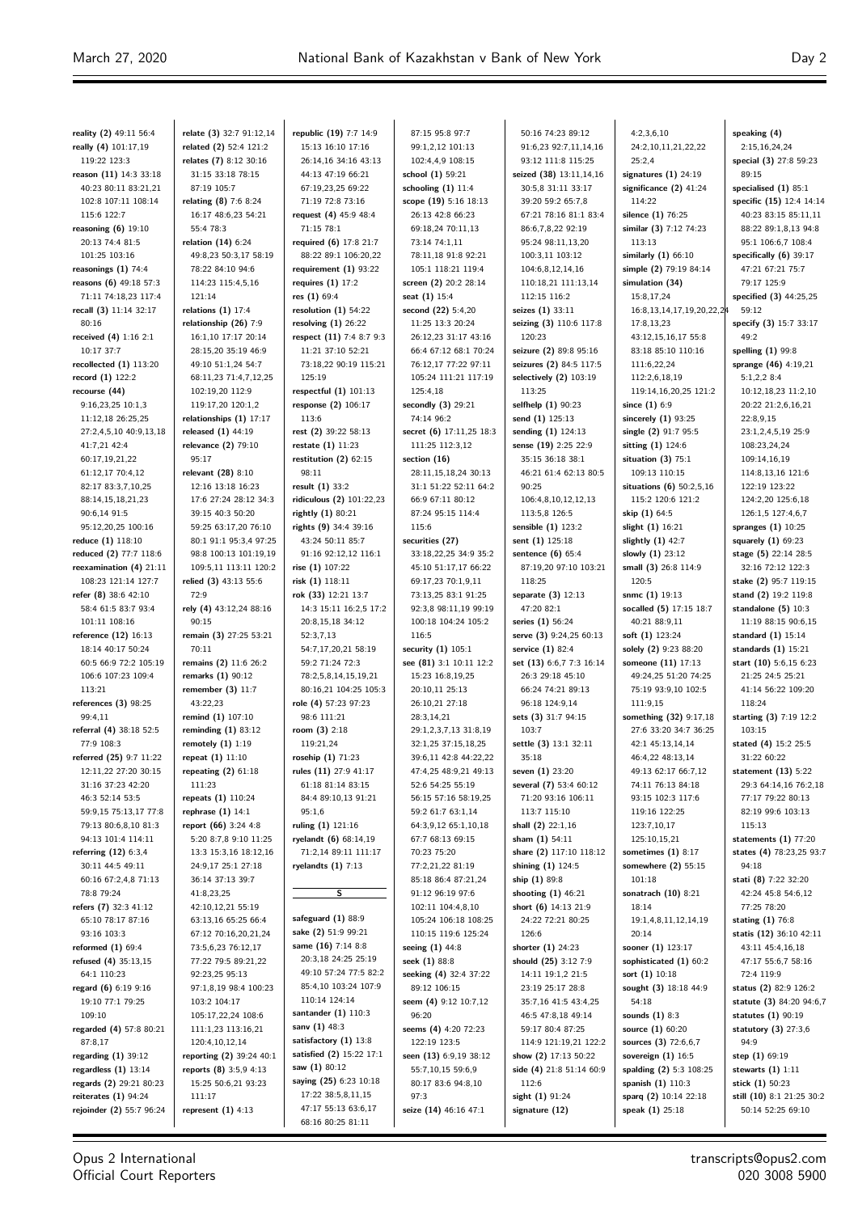**reality (2)** 49:11 56:4
**really (4)** 101:17,19 119:22 123:3
**reason (11)** 14:3 33:18 40:23 80:11 83:21,21 102:8 107:11 108:14 115:6 122:7
**reasoning (6)** 19:10 20:13 74:4 81:5 101:25 103:16
**reasonings (1)** 74:4
**reasons (6)** 49:18 57:3 71:11 74:18,23 117:4
**recall (3)** 11:14 32:17 80:16
**received (4)** 1:16 2:1 10:17 37:7
**recollected (1)** 113:20
**record (1)** 122:2
**recourse (44)** 9:16,23,25 10:1,3 11:12,18 26:25,25 27:2,4,5,10 40:9,13,18 41:7,21 42:4 60:17,19,21,22 61:12,17 70:4,12 82:17 83:3,7,10,25 88:14,15,18,21,23 90:6,14 91:5 95:12,20,25 100:16
**reduce (1)** 118:10
**reduced (2)** 77:7 118:6
**reexamination (4)** 21:11 108:23 121:14 127:7
**refer (8)** 38:6 42:10 58:4 61:5 83:7 93:4 101:11 108:16
**reference (12)** 16:13 18:14 40:17 50:24 60:5 66:9 72:2 105:19 106:6 107:23 109:4 113:21
**references (3)** 98:25 99:4,11
**referral (4)** 38:18 52:5 77:9 108:3
**referred (25)** 9:7 11:22 12:11,22 27:20 30:15 31:16 37:23 42:20 46:3 52:14 53:5 59:9,15 75:13,17 77:8 79:13 80:6,8,10 81:3 94:13 101:4 114:11
**referring (12)** 6:3,4 30:11 44:5 49:11 60:16 67:2,4,8 71:13 78:8 79:24
**refers (7)** 32:3 41:12 65:10 78:17 87:16 93:16 103:3
**reformed (1)** 69:4
**refused (4)** 35:13,15 64:1 110:23
**regard (6)** 6:19 9:16 19:10 77:1 79:25 109:10
**regarded (4)** 57:8 80:21 87:8,17
**regarding (1)** 39:12
**regardless (1)** 13:14
**regards (2)** 29:21 80:23
**reiterates (1)** 94:24
**rejoinder (2)** 55:7 96:24
**relate (3)** 32:7 91:12,14
**related (2)** 52:4 121:2
**relates (7)** 8:12 30:16 31:15 33:18 78:15 87:19 105:7
**relating (8)** 7:6 8:24 16:17 48:6,23 54:21 55:4 78:3
**relation (14)** 6:24 49:8,23 50:3,17 58:19 78:22 84:10 94:6 114:23 115:4,5,16 121:14
**relations (1)** 17:4
**relationship (26)** 7:9 16:1,10 17:17 20:14 28:15,20 35:19 46:9 49:10 51:1,24 54:7 68:11,23 71:4,7,12,25 102:19,20 112:9 119:17,20 120:1,2
**relationships (1)** 17:17
**released (1)** 44:19
**relevance (2)** 79:10 95:17
**relevant (28)** 8:10 12:16 13:18 16:23 17:6 27:24 28:12 34:3 39:15 40:3 50:20 59:25 63:17,20 76:10 80:1 91:1 95:3,4 97:25 98:8 100:13 101:19,19 109:5,11 113:11 120:2
**relied (3)** 43:13 55:6 72:9
**rely (4)** 43:12,24 88:16 90:15
**remain (3)** 27:25 53:21 70:11
**remains (2)** 11:6 26:2
**remarks (1)** 90:12
**remember (3)** 11:7 43:22,23
**remind (1)** 107:10
**reminding (1)** 83:12
**remotely (1)** 1:19
**repeat (1)** 11:10
**repeating (2)** 61:18 111:23
**repeats (1)** 110:24
**rephrase (1)** 14:1
**report (66)** 3:24 4:8 5:20 8:7,8 9:10 11:25 13:3 15:3,16 18:12,16 24:9,17 25:1 27:18 36:14 37:13 39:7 41:8,23,25 42:10,12,21 55:19 63:13,16 65:25 66:4 67:12 70:16,20,21,24 73:5,6,23 76:12,17 77:22 79:5 89:21,22 92:23,25 95:13 97:1,8,19 98:4 100:23 103:2 104:17 105:17,22,24 108:6 111:1,23 113:16,21 120:4,10,12,14
**reporting (2)** 39:24 40:1
**reports (8)** 3:5,9 4:13 15:25 50:6,21 93:23 111:17
**represent (1)** 4:13
**republic (19)** 7:7 14:9 15:13 16:10 17:16 26:14,16 34:16 43:13 44:13 47:19 66:21 67:19,23,25 69:22 71:19 72:8 73:16
**request (4)** 45:9 48:4 71:15 78:1
**required (6)** 17:8 21:7 88:22 89:1 106:20,22
**requirement (1)** 93:22
**requires (1)** 17:2
**res (1)** 69:4
**resolution (1)** 54:22
**resolving (1)** 26:22
**respect (11)** 7:4 8:7 9:3 11:21 37:10 52:21 73:18,22 90:19 115:21 125:19
**respectful (1)** 101:13
**response (2)** 106:17 113:6
**rest (2)** 39:22 58:13
**restate (1)** 11:23
**restitution (2)** 62:15 98:11
**result (1)** 33:2
**ridiculous (2)** 101:22,23
**rightly (1)** 80:21
**rights (9)** 34:4 39:16 43:24 50:11 85:7 91:16 92:12,12 116:1
**rise (1)** 107:22
**risk (1)** 118:11
**rok (33)** 12:21 13:7 14:3 15:11 16:2,5 17:2 20:8,15,18 34:12 52:3,7,13 54:7,17,20,21 58:19 59:2 71:24 72:3 78:2,5,8,14,15,19,21 80:16,21 104:25 105:3
**role (4)** 57:23 97:23 98:6 111:21
**room (3)** 2:18 119:21,24
**rosehip (1)** 71:23
**rules (11)** 27:9 41:17 61:18 81:14 83:15 84:4 89:10,13 91:21 95:1,6
**ruling (1)** 121:16
**ryelandt (6)** 68:14,19 71:2,14 89:11 111:17
**ryelandts (1)** 7:13

## S

**safeguard (1)** 88:9
**sake (2)** 51:9 99:21
**same (16)** 7:14 8:8 20:3,18 24:25 25:19 49:10 57:24 77:5 82:2 85:4,10 103:24 107:9 110:14 124:14
**santander (1)** 110:3
**sanv (1)** 48:3
**satisfactory (1)** 13:8
**satisfied (2)** 15:22 17:1
**saw (1)** 80:12
**saying (25)** 6:23 10:18 17:22 38:5,8,11,15 47:17 55:13 63:6,17 68:16 80:25 81:11 87:15 95:8 97:7 99:1,2,12 101:13 102:4,4,9 108:15
**school (1)** 59:21
**schooling (1)** 11:4
**scope (19)** 5:16 18:13 26:13 42:8 66:23 69:18,24 70:11,13 73:14 74:1,11 78:11,18 91:8 92:21 105:1 118:21 119:4
**screen (2)** 20:2 28:14
**seat (1)** 15:4
**second (22)** 5:4,20 11:25 13:3 20:24 26:12,23 31:17 43:16 66:4 67:12 68:1 70:24 76:12,17 77:22 97:11 105:24 111:21 117:19 125:4,18
**secondly (3)** 29:21 74:14 96:2
**secret (6)** 17:11,25 18:3 111:25 112:3,12
**section (16)** 28:11,15,18,24 30:13 31:1 51:22 52:11 64:2 66:9 67:11 80:12 87:24 95:15 114:4 115:6
**securities (27)** 33:18,22,25 34:9 35:2 45:10 51:17,17 66:22 69:17,23 70:1,9,11 73:13,25 83:1 91:25 92:3,8 98:11,19 99:19 100:18 104:24 105:2 116:5
**security (1)** 105:1
**see (81)** 3:1 10:11 12:2 15:23 16:8,19,25 20:10,11 25:13 26:10,21 27:18 28:3,14,21 29:1,2,3,7,13 31:8,19 32:1,25 37:15,18,25 39:6,11 42:8 44:22,22 47:4,25 48:9,21 49:13 52:6 54:25 55:19 56:15 57:16 58:19,25 59:2 61:7 63:1,14 64:3,9,12 65:1,10,18 67:7 68:13 69:15 70:23 75:20 77:2,21,22 81:19 85:18 86:4 87:21,24 91:12 96:19 97:6 102:11 104:4,8,10 105:24 106:18 108:25 110:15 119:6 125:24
**seeing (1)** 44:8
**seek (1)** 88:8
**seeking (4)** 32:4 37:22 89:12 106:15
**seem (4)** 9:12 10:7,12 96:20
**seems (4)** 4:20 72:23 122:19 123:5
**seen (13)** 6:9,19 38:12 55:7,10,15 59:6,9 80:17 83:6 94:8,10 97:3
**seize (14)** 46:16 47:1 50:16 74:23 89:12 91:6,23 92:7,11,14,16 93:12 111:8 115:25
**seized (38)** 13:11,14,16 30:5,8 31:11 33:17 39:20 59:2 65:7,8 67:21 78:16 81:1 83:4 86:6,7,8,22 92:19 95:24 98:11,13,20 100:3,11 103:12 104:6,8,12,14,16 110:18,21 111:13,14 112:15 116:2
**seizes (1)** 33:11
**seizing (3)** 110:6 117:8 120:23
**seizure (2)** 89:8 95:16
**seizures (2)** 84:5 117:5
**selectively (2)** 103:19 113:25
**selfhelp (1)** 90:23
**send (1)** 125:13
**sending (1)** 124:13
**sense (19)** 2:25 22:9 35:15 36:18 38:1 46:21 61:4 62:13 80:5 90:25 106:4,8,10,12,12,13 113:5,8 126:5
**sensible (1)** 123:2
**sent (1)** 125:18
**sentence (6)** 65:4 87:19,20 97:10 103:21 118:25
**separate (3)** 12:13 47:20 82:1
**series (1)** 56:24
**serve (3)** 9:24,25 60:13
**service (1)** 82:4
**set (13)** 6:6,7 7:3 16:14 26:3 29:18 45:10 66:24 74:21 89:13 96:18 124:9,14
**sets (3)** 31:7 94:15 103:7
**settle (3)** 13:1 32:11 35:18
**seven (1)** 23:20
**several (7)** 53:4 60:12 71:20 93:16 106:11 113:7 115:10
**shall (2)** 22:1,16
**sham (1)** 54:11
**share (2)** 117:10 118:12
**shining (1)** 124:5
**ship (1)** 89:8
**shooting (1)** 46:21
**short (6)** 14:13 21:9 24:22 72:21 80:25 126:6
**shorter (1)** 24:23
**should (25)** 3:12 7:9 14:11 19:1,2 21:5 23:19 25:17 28:8 35:7,16 41:5 43:4,25 46:5 47:8,18 49:14 59:17 80:4 87:25 114:9 121:19,21 122:2
**show (2)** 17:13 50:22
**side (4)** 21:8 51:14 60:9 112:6
**sight (1)** 91:24
**signature (12)** 4:2,3,6,10 24:2,10,11,21,22,22 25:2,4
**signatures (1)** 24:19
**significance (2)** 41:24 114:22
**silence (1)** 76:25
**similar (3)** 7:12 74:23 113:13
**similarly (1)** 66:10
**simple (2)** 79:19 84:14
**simulation (34)** 15:8,17,24 16:8,13,14,17,19,20,22,24 17:8,13,23 43:12,15,16,17 55:8 83:18 85:10 110:16 111:6,22,24 112:2,6,18,19 119:14,16,20,25 121:2
**since (1)** 6:9
**sincerely (1)** 93:25
**single (2)** 91:7 95:5
**sitting (1)** 124:6
**situation (3)** 75:1 109:13 110:15
**situations (6)** 50:2,5,16 115:2 120:6 121:2
**skip (1)** 64:5
**slight (1)** 16:21
**slightly (1)** 42:7
**slowly (1)** 23:12
**small (3)** 26:8 114:9 120:5
**snmc (1)** 19:13
**socalled (5)** 17:15 18:7 40:21 88:9,11
**soft (1)** 123:24
**solely (2)** 9:23 88:20
**someone (11)** 17:13 49:24,25 51:20 74:25 75:19 93:9,10 102:5 111:9,15
**something (32)** 9:17,18 27:6 33:20 34:7 36:25 42:1 45:13,14,14 46:4,22 48:13,14 49:13 62:17 66:7,12 74:11 76:13 84:18 93:15 102:3 117:6 119:16 122:25 123:7,10,17 125:10,15,21
**sometimes (1)** 8:17
**somewhere (2)** 55:15 101:18
**sonatrach (10)** 8:21 18:14 19:1,4,8,11,12,14,19 20:14
**sooner (1)** 123:17
**sophisticated (1)** 60:2
**sort (1)** 10:18
**sought (3)** 18:18 44:9 54:18
**sounds (1)** 8:3
**source (1)** 60:20
**sources (3)** 72:6,6,7
**sovereign (1)** 16:5
**spalding (2)** 5:3 108:25
**spanish (1)** 110:3
**sparq (2)** 10:14 22:18
**speak (1)** 25:18
**speaking (4)** 2:15,16,24,24
**special (3)** 27:8 59:23 89:15
**specialised (1)** 85:1
**specific (15)** 12:4 14:14 40:23 83:15 85:11,11 88:22 89:1,8,13 94:8 95:1 106:6,7 108:4
**specifically (6)** 39:17 47:21 67:21 75:7 79:17 125:9
**specified (3)** 44:25,25 59:12
**specify (3)** 15:7 33:17 49:2
**spelling (1)** 99:8
**sprange (46)** 4:19,21 5:1,2,2 8:4 10:12,18,23 11:2,10 20:22 21:2,6,16,21 22:8,9,15 23:1,2,4,5,19 25:9 108:23,24,24 109:14,16,19 114:8,13,16 121:6 122:19 123:22 124:2,20 125:6,18 126:1,5 127:4,6,7
**spranges (1)** 10:25
**squarely (1)** 69:23
**stage (5)** 22:14 28:5 32:16 72:12 122:3
**stake (2)** 95:7 119:15
**stand (2)** 19:2 119:8
**standalone (5)** 10:3 11:19 88:15 90:6,15
**standard (1)** 15:14
**standards (1)** 15:21
**start (10)** 5:6,15 6:23 21:25 24:5 25:21 41:14 56:22 109:20 118:24
**starting (3)** 7:19 12:2 103:15
**stated (4)** 15:2 25:5 31:22 60:22
**statement (13)** 5:22 29:3 64:14,16 76:2,18 77:17 79:22 80:13 82:19 99:6 103:13 115:13
**statements (1)** 77:20
**states (4)** 78:23,25 93:7 94:18
**stati (8)** 7:22 32:20 42:24 45:8 54:6,12 77:25 78:20
**stating (1)** 76:8
**statis (12)** 36:10 42:11 43:11 45:4,16,18 47:17 55:6,7 58:16 72:4 119:9
**status (2)** 82:9 126:2
**statute (3)** 84:20 94:6,7
**statutes (1)** 90:19
**statutory (3)** 27:3,6 94:9
**step (1)** 69:19
**stewarts (1)** 1:11
**stick (1)** 50:23
**still (10)** 8:1 21:25 30:2 50:14 52:25 69:10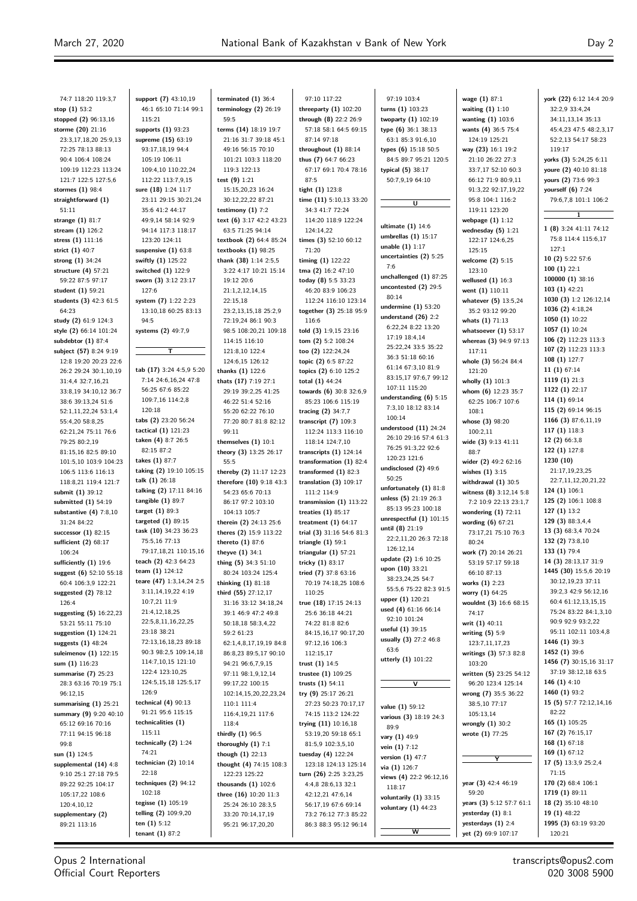74:7 118:20 119:3,7
**stop (1)** 53:2
**stopped (2)** 96:13,16
**storme (20)** 21:16 23:3,17,18,20 25:9,13 72:25 78:13 88:13 90:4 106:4 108:24 109:19 112:23 113:24 121:7 122:5 127:5,6
**stormes (1)** 98:4
**straightforward (1)** 51:11
**strange (1)** 81:7
**stream (1)** 126:2
**stress (1)** 111:16
**strict (1)** 40:7
**strong (1)** 34:24
**structure (4)** 57:21 59:22 87:5 97:17
**student (1)** 59:21
**students (3)** 42:3 61:5 64:23
**study (2)** 61:9 124:3
**style (2)** 66:14 101:24
**subdebtor (1)** 87:4
**subject (57)** 8:24 9:19 12:8 19:20 20:23 22:6 26:2 29:24 30:1,10,19 31:4,4 32:7,16,21 33:8,19 34:10,12 36:7 38:6 39:13,24 51:6 52:1,11,22,24 53:1,4 55:4,20 58:8,25 62:21,24 75:11 76:6 79:25 80:2,19 81:15,16 82:5 89:10 101:5,10 103:9 104:23 106:5 113:6 116:13 118:8,21 119:4 121:7
**submit (1)** 39:12
**submitted (1)** 54:19
**substantive (4)** 7:8,10 31:24 84:22
**successor (1)** 82:15
**sufficient (2)** 68:17 106:24
**sufficiently (1)** 19:6
**suggest (6)** 52:10 55:18 60:4 106:3,9 122:21
**suggested (2)** 78:12 126:4
**suggesting (5)** 16:22,23 53:21 55:11 75:10
**suggestion (1)** 124:21
**suggests (1)** 48:24
**suleimenov (1)** 122:15
**sum (1)** 116:23
**summarise (7)** 25:23 28:3 63:16 70:19 75:1 96:12,15
**summarising (1)** 25:21
**summary (9)** 9:20 40:10 65:12 69:16 70:16 77:11 94:15 96:18 99:8
**sun (1)** 124:5
**supplemental (14)** 4:8 9:10 25:1 27:18 79:5 89:22 92:25 104:17 105:17,22 108:6 120:4,10,12
**supplementary (2)** 89:21 113:16
**support (7)** 43:10,19 46:1 65:10 71:14 99:1 115:21
**supports (1)** 93:23
**supreme (15)** 63:19 93:17,18,19 94:4 105:19 106:11 109:4,10 110:22,24 112:22 113:7,9,15
**sure (18)** 1:24 11:7 23:11 29:15 30:21,24 35:6 41:2 44:17 49:9,14 58:14 92:9 94:14 117:3 118:17 123:20 124:11
**suspensive (1)** 63:8
**swiftly (1)** 125:22
**switched (1)** 122:9
**sworn (3)** 3:12 23:17 127:6
**system (7)** 1:22 2:23 13:10,18 60:25 83:13 94:5
**systems (2)** 49:7,9

**T**

**tab (17)** 3:24 4:5,9 5:20 7:14 24:6,16,24 47:8 56:25 67:6 85:22 109:7,16 114:2,8 120:18
**tabs (2)** 23:20 56:24
**tactical (1)** 121:23
**taken (4)** 8:7 26:5 82:15 87:2
**takes (1)** 87:7
**taking (2)** 19:10 105:15
**talk (1)** 26:18
**talking (2)** 17:11 84:16
**tangible (1)** 89:7
**target (1)** 89:3
**targeted (1)** 89:15
**task (10)** 34:23 36:23 75:5,16 77:13 79:17,18,21 110:15,16
**teach (2)** 42:3 64:23
**team (1)** 124:12
**teare (47)** 1:3,14,24 2:5 3:11,14,19,22 4:19 10:7,21 11:9 21:4,12,18,25 22:5,8,11,16,22,25 23:18 38:21 72:13,16,18,23 89:18 90:3 98:2,5 109:14,18 114:7,10,15 121:10 122:4 123:10,25 124:5,15,18 125:5,17 126:9
**technical (4)** 90:13 91:21 95:6 115:15
**technicalities (1)** 115:11
**technically (2)** 1:24 74:21
**technician (2)** 10:14 22:18
**techniques (2)** 94:12 102:18
**tegisse (1)** 105:19
**telling (2)** 109:9,20
**ten (1)** 5:12
**tenant (1)** 87:2
**terminated (1)** 36:4
**terminology (2)** 26:19 59:5
**terms (14)** 18:19 19:7 21:16 31:7 39:18 45:1 49:16 56:15 70:10 101:21 103:3 118:20 119:3 122:13
**test (9)** 1:21 15:15,20,23 16:24 30:12,22,22 87:21
**testimony (1)** 7:2
**text (6)** 3:17 42:2 43:23 63:5 71:25 94:14
**textbook (2)** 64:4 85:24
**textbooks (1)** 98:25
**thank (38)** 1:14 2:5,5 3:22 4:17 10:21 15:14 19:12 20:6 21:1,2,12,14,15 22:15,18 23:2,13,15,18 25:2,9 72:19,24 86:1 90:3 98:5 108:20,21 109:18 114:15 116:10 121:8,10 122:4 124:6,15 126:12
**thanks (1)** 122:6
**thats (17)** 7:19 27:1 29:19 39:2,25 41:25 46:22 51:4 52:16 55:20 62:22 76:10 77:20 80:7 81:8 82:12 99:11
**themselves (1)** 10:1
**theory (3)** 13:25 26:17 55:5
**thereby (2)** 11:17 12:23
**therefore (10)** 9:18 43:3 54:23 65:6 70:13 86:17 97:2 103:10 104:13 105:7
**therein (2)** 24:13 25:6
**theres (2)** 15:9 113:22
**thereto (1)** 87:6
**theyve (1)** 34:1
**thing (5)** 34:3 51:10 80:24 103:24 125:4
**thinking (1)** 81:18
**third (55)** 27:12,17 31:16 33:12 34:18,24 39:1 46:9 47:2 49:8 50:18,18 58:3,4,22 59:2 61:23 62:1,4,8,17,19,19 84:8 86:8,23 89:5,17 90:10 94:21 96:6,7,9,15 97:11 98:1,9,12,14 99:17,22 100:15 102:14,15,20,22,23,24 110:1 111:4 116:4,19,21 117:6 118:4
**thirdly (1)** 96:5
**thoroughly (1)** 7:1
**though (1)** 22:13
**thought (4)** 74:15 108:3 122:23 125:22
**thousands (1)** 102:6
**three (16)** 10:20 11:3 25:24 26:10 28:3,5 33:20 70:14,17,19 95:21 96:17,20,20
97:10 117:22
**threeparty (1)** 102:20
**through (8)** 22:2 26:9 57:18 58:1 64:5 69:15 87:14 97:18
**throughout (1)** 88:14
**thus (7)** 64:7 66:23 67:17 69:1 70:4 78:16 87:5
**tight (1)** 123:8
**time (11)** 5:10,13 33:20 34:3 41:7 72:24 114:20 118:9 122:24 124:14,22
**times (3)** 52:10 60:12 71:20
**timing (1)** 122:22
**tma (2)** 16:2 47:10
**today (8)** 5:5 33:23 46:20 83:9 106:23 112:24 116:10 123:14
**together (3)** 25:18 95:9 116:6
**told (3)** 1:9,15 23:16
**tom (2)** 5:2 108:24
**too (2)** 122:24,24
**topic (2)** 6:5 87:22
**topics (2)** 6:10 125:2
**total (1)** 44:24
**towards (6)** 30:8 32:6,9 85:23 106:6 115:19
**tracing (2)** 34:7,7
**transcript (7)** 109:3 112:24 113:3 116:10 118:14 124:7,10
**transcripts (1)** 124:14
**transformation (1)** 82:4
**transformed (1)** 82:3
**translation (3)** 109:17 111:2 114:9
**transmission (1)** 113:22
**treaties (1)** 85:17
**treatment (1)** 64:17
**trial (3)** 31:16 54:6 81:3
**triangle (1)** 59:1
**triangular (1)** 57:21
**tricky (1)** 83:17
**tried (7)** 37:8 63:16 70:19 74:18,25 108:6 110:25
**true (18)** 17:15 24:13 25:6 36:18 44:21 74:22 81:8 82:6 84:15,16,17 90:17,20 97:12,16 106:3 112:15,17
**trust (1)** 14:5
**trustee (1)** 109:25
**trusts (1)** 54:11
**try (9)** 25:17 26:21 27:23 50:23 70:17,17 74:15 113:2 124:22
**trying (11)** 10:16,18 53:19,20 59:18 65:1 81:5,9 102:3,5,10
**tuesday (4)** 122:24 123:18 124:13 125:14
**turn (26)** 2:25 3:23,25 4:4,8 28:6,13 32:1 42:12,21 47:6,14 56:17,19 67:6 69:14 73:2 76:12 77:3 85:22 86:3 88:3 95:12 96:14
97:19 103:4
**turns (1)** 103:23
**twoparty (1)** 102:19
**type (6)** 36:1 38:13 63:1 85:3 91:6,10
**types (6)** 15:18 50:5 84:5 89:7 95:21 120:5
**typical (5)** 38:17 50:7,9,19 64:10

**U**

**ultimate (1)** 14:6
**umbrellas (1)** 15:17
**unable (1)** 1:17
**uncertainties (2)** 5:25 7:6
**unchallenged (1)** 87:25
**uncontested (2)** 29:5 80:14
**undermine (1)** 53:20
**understand (26)** 2:2 6:22,24 8:22 13:20 17:19 18:4,14 25:22,24 33:5 35:22 36:3 51:18 60:16 61:14 67:3,10 81:9 83:15,17 97:6,7 99:12 107:11 115:20
**understanding (6)** 5:15 7:3,10 18:12 83:14 100:14
**understood (11)** 24:24 26:10 29:16 57:4 61:3 76:25 91:3,22 92:6 120:23 121:6
**undisclosed (2)** 49:6 50:25
**unfortunately (1)** 81:8
**unless (5)** 21:19 26:3 85:13 95:23 100:18
**unrespectful (1)** 101:15
**until (8)** 21:19 22:2,11,20 26:3 72:18 126:12,14
**update (2)** 1:6 10:25
**upon (10)** 33:21 38:23,24,25 54:7 55:5,6 75:22 82:3 91:5
**upper (1)** 120:21
**used (4)** 61:16 66:14 92:10 101:24
**useful (1)** 39:15
**usually (3)** 27:2 46:8 63:6
**utterly (1)** 101:22

**V**

**value (1)** 59:12
**various (3)** 18:19 24:3 89:9
**vary (1)** 49:9
**vein (1)** 7:12
**version (1)** 47:7
**via (1)** 126:7
**views (4)** 22:2 96:12,16 118:17
**voluntarily (1)** 33:15
**voluntary (1)** 44:23

**W**

**wage (1)** 87:1
**waiting (1)** 1:10
**wanting (1)** 103:6
**wants (4)** 36:5 75:4 124:19 125:21
**way (23)** 16:1 19:2 21:10 26:22 27:3 33:7,17 52:10 60:3 66:12 71:9 80:9,11 91:3,22 92:17,19,22 95:8 104:1 116:2 119:11 123:20
**webpage (1)** 1:12
**wednesday (5)** 1:21 122:17 124:6,25 125:15
**welcome (2)** 5:15 123:10
**wellused (1)** 16:3
**went (1)** 110:11
**whatever (5)** 13:5,24 35:2 93:12 99:20
**whats (1)** 71:13
**whatsoever (1)** 53:17
**whereas (3)** 94:9 97:13 117:11
**whole (3)** 56:24 84:4 121:20
**wholly (1)** 101:3
**whom (6)** 12:23 35:7 62:25 106:7 107:6 108:1
**whose (3)** 98:20 100:2,11
**wide (3)** 9:13 41:11 88:7
**wider (2)** 49:2 62:16
**wishes (1)** 3:15
**withdrawal (1)** 30:5
**witness (8)** 3:12,14 5:8 7:2 10:9 22:13 23:1,7
**wondering (1)** 72:11
**wording (6)** 67:21 73:17,21 75:10 76:3 80:24
**work (7)** 20:14 26:21 53:19 57:17 59:18 66:10 87:13
**works (1)** 2:23
**worry (1)** 64:25
**wouldnt (3)** 16:6 68:15 74:17
**writ (1)** 40:11
**writing (5)** 5:9 123:7,11,17,23
**writings (3)** 57:3 82:8 103:20
**written (5)** 23:25 54:12 96:20 123:4 125:14
**wrong (7)** 35:5 36:22 38:5,10 77:17 105:13,14
**wrongly (1)** 30:2
**wrote (1)** 77:25

**Y**

**year (3)** 42:4 46:19 59:20
**years (3)** 5:12 57:7 61:1
**yesterday (1)** 8:1
**yesterdays (1)** 2:4
**yet (2)** 69:9 107:17
**york (22)** 6:12 14:4 20:9 32:2,9 33:4,24 34:11,13,14 35:13 45:4,23 47:5 48:2,3,17 52:2,13 54:17 58:23 119:17
**yorks (3)** 5:24,25 6:11
**youre (2)** 40:10 81:18
**yours (2)** 73:6 99:3
**yourself (6)** 7:24 79:6,7,8 101:1 106:2

**1**

**1 (8)** 3:24 41:11 74:12 75:8 114:4 115:6,17 127:1
**10 (2)** 5:22 57:6
**100 (1)** 22:1
**100000 (1)** 38:16
**103 (1)** 42:21
**1030 (3)** 1:2 126:12,14
**1036 (2)** 4:18,24
**1050 (1)** 10:22
**1057 (1)** 10:24
**106 (2)** 112:23 113:3
**107 (2)** 112:23 113:3
**108 (1)** 127:7
**11 (1)** 67:14
**1119 (1)** 21:3
**1122 (1)** 22:17
**114 (1)** 69:14
**115 (2)** 69:14 96:15
**1166 (3)** 87:6,11,19
**117 (1)** 118:3
**12 (2)** 66:3,8
**122 (1)** 127:8
**1230 (10)** 21:17,19,23,25 22:7,11,12,20,21,22
**124 (1)** 106:1
**125 (2)** 106:1 108:8
**127 (1)** 13:2
**129 (3)** 88:3,4,4
**13 (3)** 68:3,4 70:24
**132 (2)** 73:8,10
**133 (1)** 79:4
**14 (3)** 28:13,17 31:9
**1445 (30)** 15:5,6 20:19 30:12,19,23 37:11 39:2,3 42:9 56:12,16 60:4 61:12,13,15,15 75:24 83:22 84:1,3,10 90:9 92:9 93:2,22 95:11 102:11 103:4,8
**1446 (1)** 39:3
**1452 (1)** 39:6
**1456 (7)** 30:15,16 31:17 37:19 38:12,18 63:5
**146 (1)** 4:10
**1460 (1)** 93:2
**15 (5)** 57:7 72:12,14,16 82:22
**165 (1)** 105:25
**167 (2)** 76:15,17
**168 (1)** 67:18
**169 (1)** 67:12
**17 (5)** 13:3,9 25:2,4 71:15
**170 (2)** 68:4 106:1
**1719 (1)** 89:11
**18 (2)** 35:10 48:10
**19 (1)** 48:22
**1995 (3)** 63:19 93:20 120:21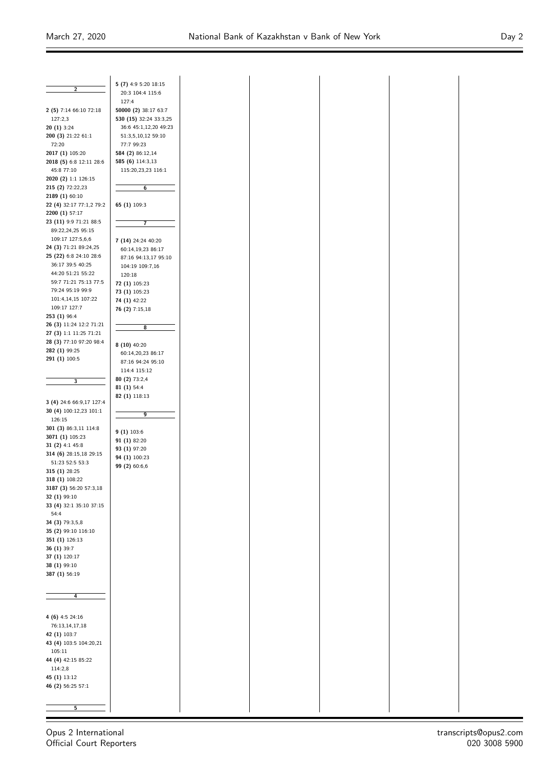## 2

**2 (5)** 7:14 66:10 72:18 127:2,3
**20 (1)** 3:24
**200 (3)** 21:22 61:1 72:20
**2017 (1)** 105:20
**2018 (5)** 6:8 12:11 28:6 45:8 77:10
**2020 (2)** 1:1 126:15
**215 (2)** 72:22,23
**2189 (1)** 60:10
**22 (4)** 32:17 77:1,2 79:2
**2200 (1)** 57:17
**23 (11)** 9:9 71:21 88:5 89:22,24,25 95:15 109:17 127:5,6,6
**24 (3)** 71:21 89:24,25
**25 (22)** 6:8 24:10 28:6 36:17 39:5 40:25 44:20 51:21 55:22 59:7 71:21 75:13 77:5 79:24 95:19 99:9 101:4,14,15 107:22 109:17 127:7
**253 (1)** 96:4
**26 (3)** 11:24 12:2 71:21
**27 (3)** 1:1 11:25 71:21
**28 (3)** 77:10 97:20 98:4
**282 (1)** 99:25
**291 (1)** 100:5

## 3

**3 (4)** 24:6 66:9,17 127:4
**30 (4)** 100:12,23 101:1 126:15
**301 (3)** 86:3,11 114:8
**3071 (1)** 105:23
**31 (2)** 4:1 45:8
**314 (6)** 28:15,18 29:15 51:23 52:5 53:3
**315 (1)** 28:25
**318 (1)** 108:22
**3187 (3)** 56:20 57:3,18
**32 (1)** 99:10
**33 (4)** 32:1 35:10 37:15 54:4
**34 (3)** 79:3,5,8
**35 (2)** 99:10 116:10
**351 (1)** 126:13
**36 (1)** 39:7
**37 (1)** 120:17
**38 (1)** 99:10
**387 (1)** 56:19

## 4

**4 (6)** 4:5 24:16 76:13,14,17,18
**42 (1)** 103:7
**43 (4)** 103:5 104:20,21 105:11
**44 (4)** 42:15 85:22 114:2,8
**45 (1)** 13:12
**46 (2)** 56:25 57:1

## 5

**5 (7)** 4:9 5:20 18:15 20:3 104:4 115:6 127:4
**50000 (2)** 38:17 63:7
**530 (15)** 32:24 33:3,25 36:6 45:1,12,20 49:23 51:3,5,10,12 59:10 77:7 99:23
**584 (2)** 86:12,14
**585 (6)** 114:3,13 115:20,23,23 116:1

## 6

**65 (1)** 109:3

## 7

**7 (14)** 24:24 40:20 60:14,19,23 86:17 87:16 94:13,17 95:10 104:19 109:7,16 120:18
**72 (1)** 105:23
**73 (1)** 105:23
**74 (1)** 42:22
**76 (2)** 7:15,18

## 8

**8 (10)** 40:20 60:14,20,23 86:17 87:16 94:24 95:10 114:4 115:12
**80 (2)** 73:2,4
**81 (1)** 54:4
**82 (1)** 118:13

## 9

**9 (1)** 103:6
**91 (1)** 82:20
**93 (1)** 97:20
**94 (1)** 100:23
**99 (2)** 60:6,6